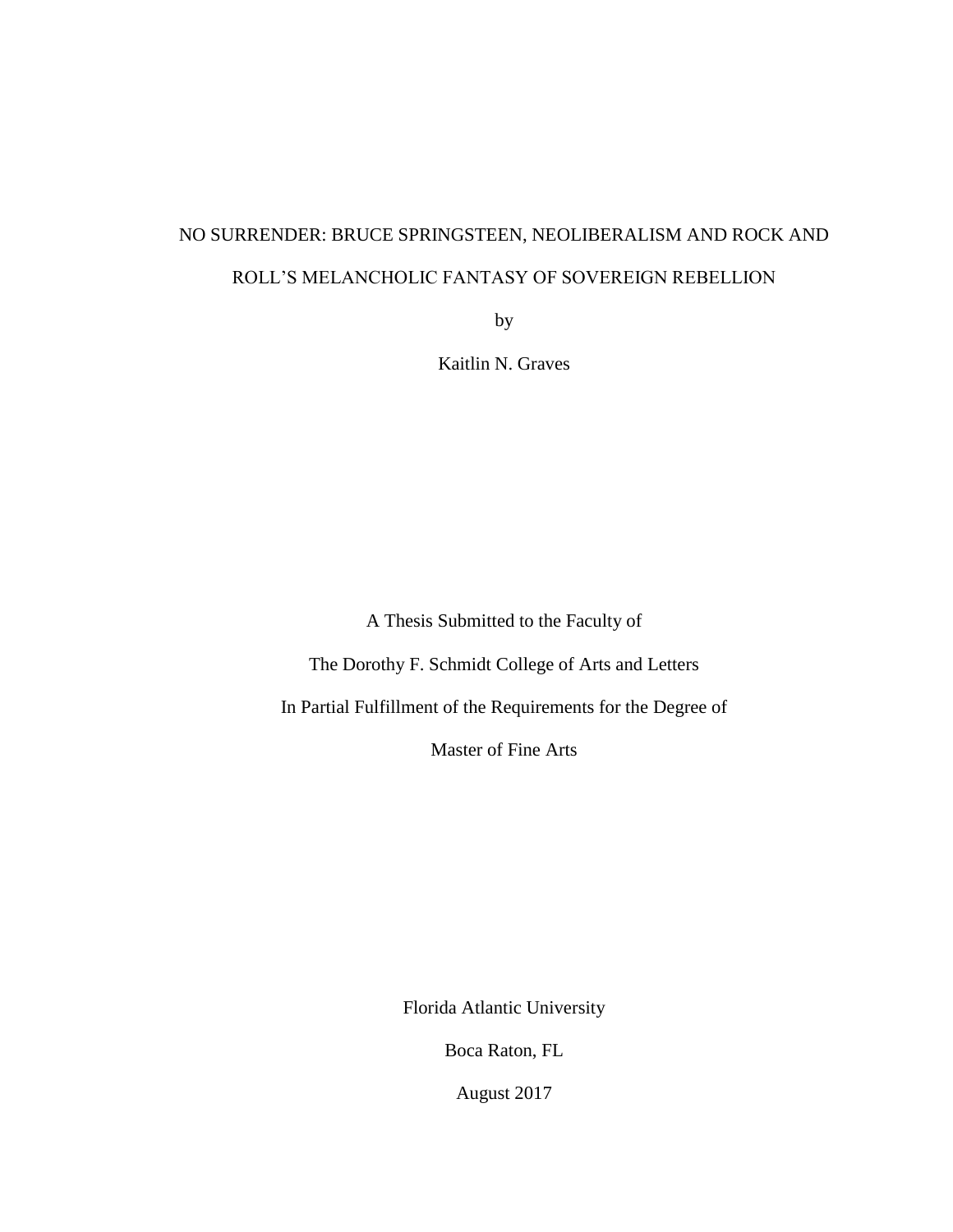# NO SURRENDER: BRUCE SPRINGSTEEN, NEOLIBERALISM AND ROCK AND ROLL'S MELANCHOLIC FANTASY OF SOVEREIGN REBELLION

by

Kaitlin N. Graves

A Thesis Submitted to the Faculty of

The Dorothy F. Schmidt College of Arts and Letters

In Partial Fulfillment of the Requirements for the Degree of

Master of Fine Arts

Florida Atlantic University

Boca Raton, FL

August 2017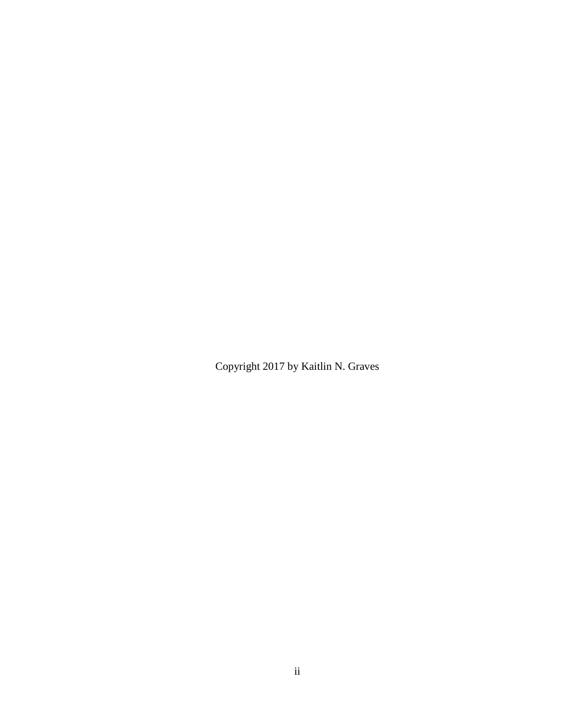Copyright 2017 by Kaitlin N. Graves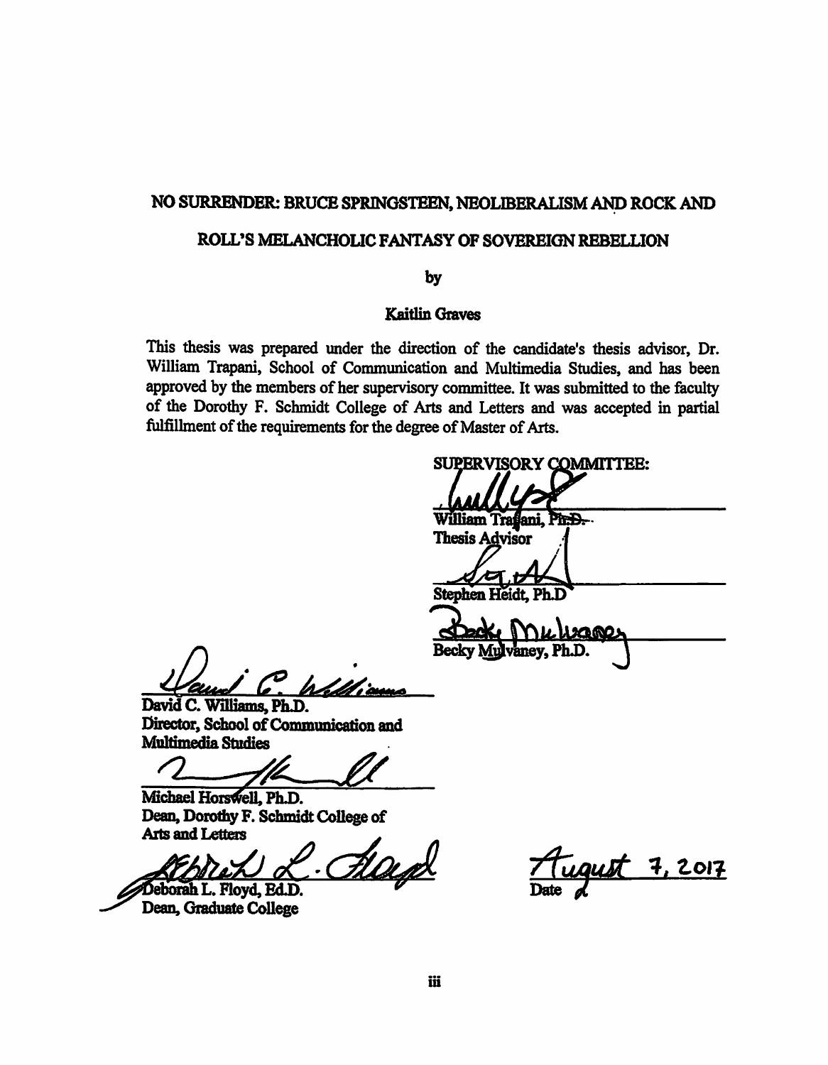# NO SURRENDER: BRUCE SPRINGSTEEN, NEOLIBERALISM AND ROCK AND ROLL'S MELANCHOLIC FANTASY OF SOVEREIGN REBELLION

by

Kaitlin Graves

This thesis was prepared under the direction of the candidate's thesis advisor, Dr. William Trapani, School of Communication and Multimedia Studies, and has been approved by the members of her supervisory committee. It was submitted to the faculty of the Dorothy F. Schmidt College of Arts and Letters and was accepted in partial fulfillment of the requirements for the degree of Master of Arts.

SUPERVISORY COMMITTEE:

William Trapani, Ph.D.
Thesis Advisor

Stephen Heidt, Ph.D

Becky Mulvaney, Ph.D.

David C. Williams, Ph.D.
Director, School of Communication and Multimedia Studies

Michael Horswell, Ph.D.
Dean, Dorothy F. Schmidt College of Arts and Letters

Deborah L. Floyd, Ed.D.
Dean, Graduate College

August 7, 2017
Date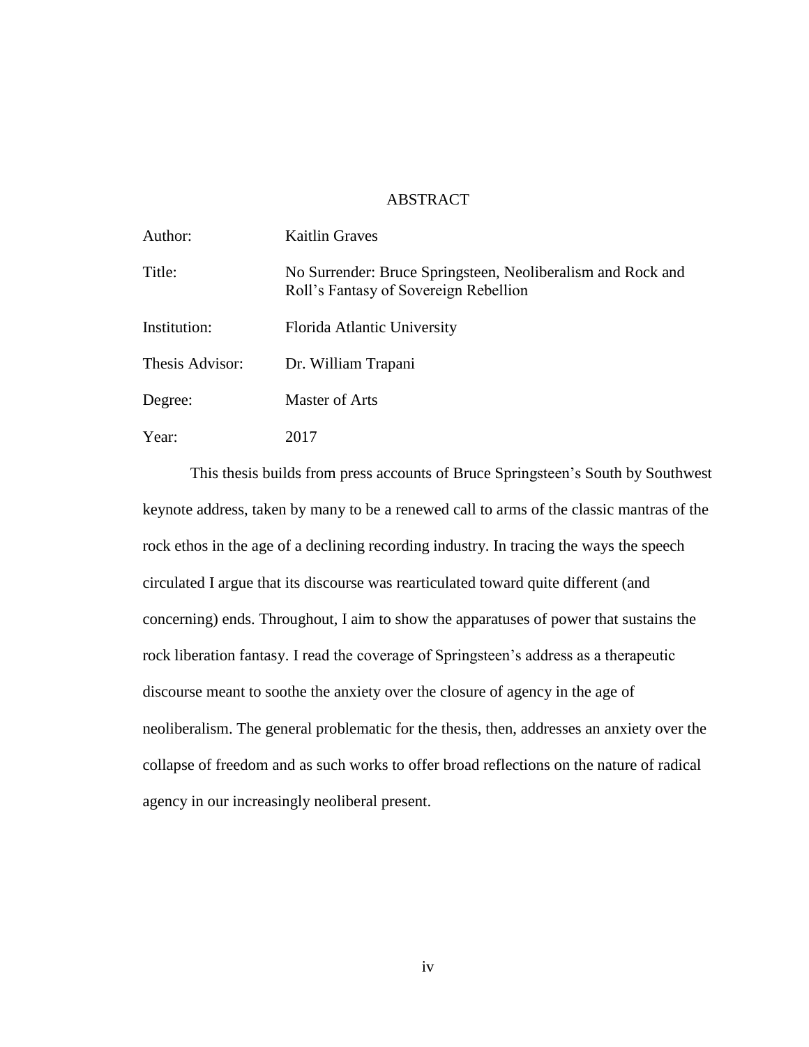# ABSTRACT

| | |
|---|---|
| Author: | Kaitlin Graves |
| Title: | No Surrender: Bruce Springsteen, Neoliberalism and Rock and Roll's Fantasy of Sovereign Rebellion |
| Institution: | Florida Atlantic University |
| Thesis Advisor: | Dr. William Trapani |
| Degree: | Master of Arts |
| Year: | 2017 |

This thesis builds from press accounts of Bruce Springsteen's South by Southwest keynote address, taken by many to be a renewed call to arms of the classic mantras of the rock ethos in the age of a declining recording industry. In tracing the ways the speech circulated I argue that its discourse was rearticulated toward quite different (and concerning) ends. Throughout, I aim to show the apparatuses of power that sustains the rock liberation fantasy. I read the coverage of Springsteen's address as a therapeutic discourse meant to soothe the anxiety over the closure of agency in the age of neoliberalism. The general problematic for the thesis, then, addresses an anxiety over the collapse of freedom and as such works to offer broad reflections on the nature of radical agency in our increasingly neoliberal present.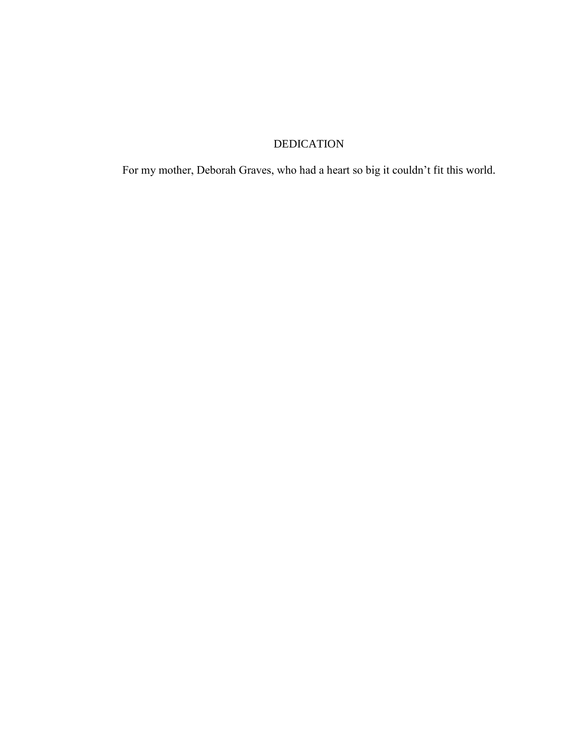# DEDICATION

For my mother, Deborah Graves, who had a heart so big it couldn’t fit this world.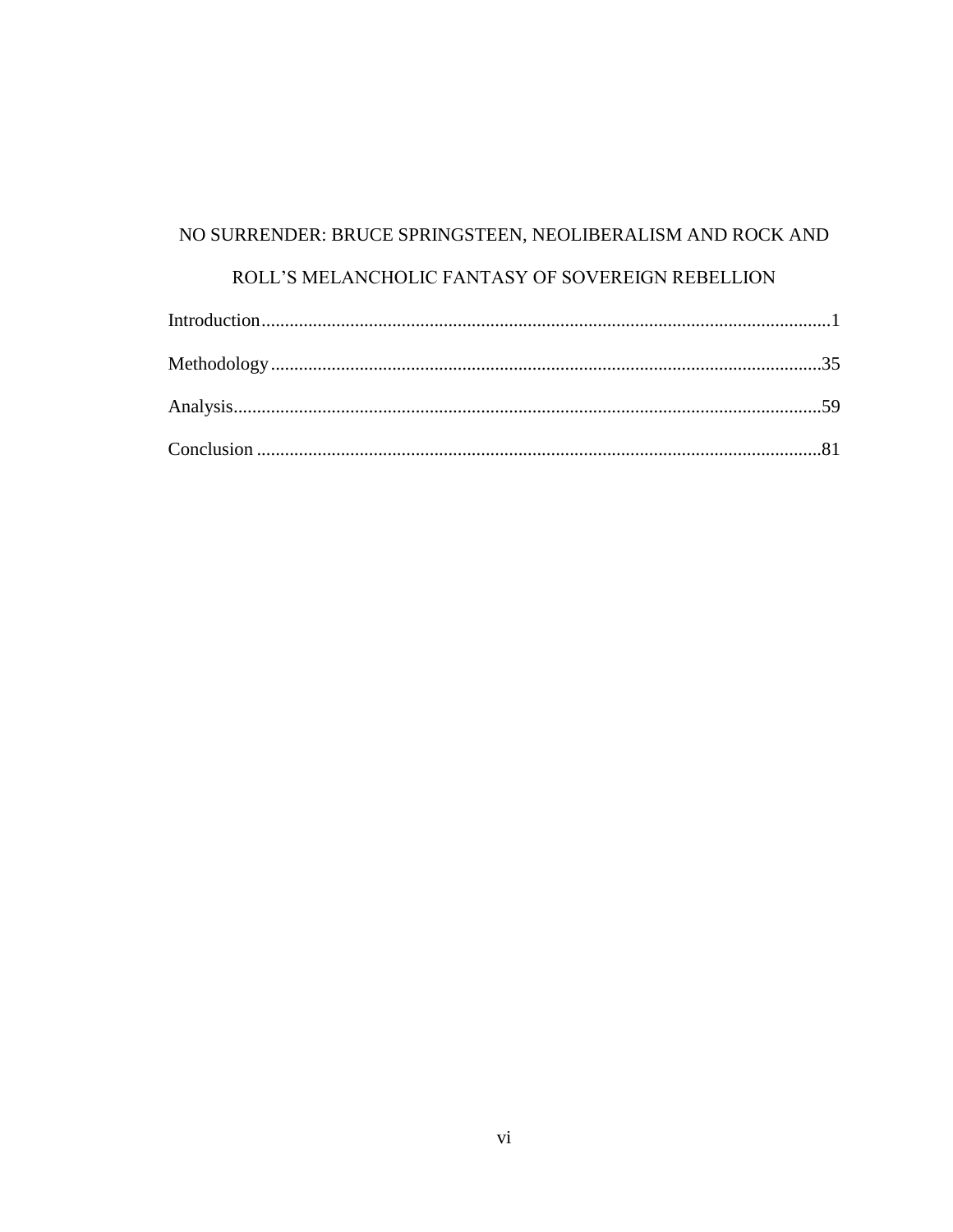# NO SURRENDER: BRUCE SPRINGSTEEN, NEOLIBERALISM AND ROCK AND ROLL'S MELANCHOLIC FANTASY OF SOVEREIGN REBELLION

Introduction........................................................................................................................1

Methodology....................................................................................................................35

Analysis...........................................................................................................................59

Conclusion ......................................................................................................................81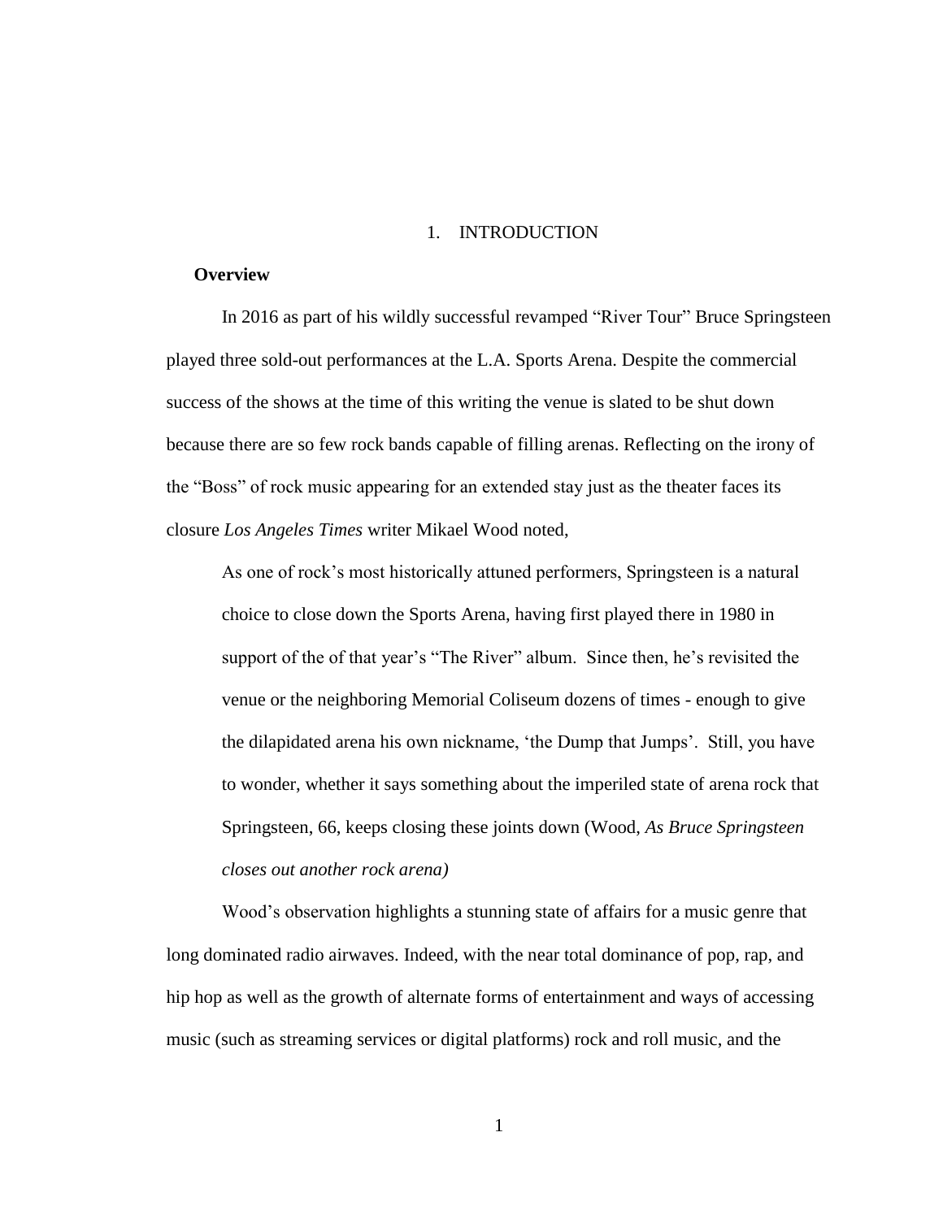# 1. INTRODUCTION

**Overview**

In 2016 as part of his wildly successful revamped "River Tour" Bruce Springsteen played three sold-out performances at the L.A. Sports Arena. Despite the commercial success of the shows at the time of this writing the venue is slated to be shut down because there are so few rock bands capable of filling arenas. Reflecting on the irony of the "Boss" of rock music appearing for an extended stay just as the theater faces its closure *Los Angeles Times* writer Mikael Wood noted,

> As one of rock's most historically attuned performers, Springsteen is a natural choice to close down the Sports Arena, having first played there in 1980 in support of the of that year's "The River" album. Since then, he's revisited the venue or the neighboring Memorial Coliseum dozens of times - enough to give the dilapidated arena his own nickname, 'the Dump that Jumps'. Still, you have to wonder, whether it says something about the imperiled state of arena rock that Springsteen, 66, keeps closing these joints down (Wood, *As Bruce Springsteen closes out another rock arena)*

Wood's observation highlights a stunning state of affairs for a music genre that long dominated radio airwaves. Indeed, with the near total dominance of pop, rap, and hip hop as well as the growth of alternate forms of entertainment and ways of accessing music (such as streaming services or digital platforms) rock and roll music, and the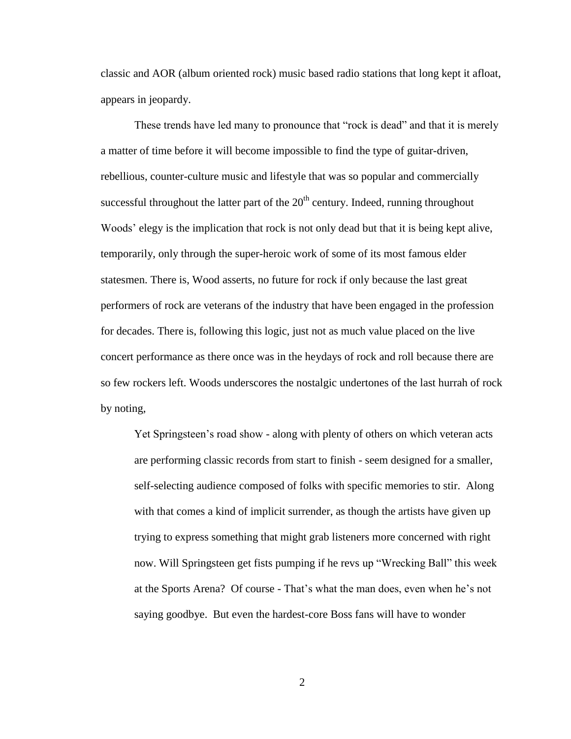classic and AOR (album oriented rock) music based radio stations that long kept it afloat, appears in jeopardy.

These trends have led many to pronounce that "rock is dead" and that it is merely a matter of time before it will become impossible to find the type of guitar-driven, rebellious, counter-culture music and lifestyle that was so popular and commercially successful throughout the latter part of the 20th century. Indeed, running throughout Woods' elegy is the implication that rock is not only dead but that it is being kept alive, temporarily, only through the super-heroic work of some of its most famous elder statesmen. There is, Wood asserts, no future for rock if only because the last great performers of rock are veterans of the industry that have been engaged in the profession for decades. There is, following this logic, just not as much value placed on the live concert performance as there once was in the heydays of rock and roll because there are so few rockers left. Woods underscores the nostalgic undertones of the last hurrah of rock by noting,

> Yet Springsteen's road show - along with plenty of others on which veteran acts are performing classic records from start to finish - seem designed for a smaller, self-selecting audience composed of folks with specific memories to stir. Along with that comes a kind of implicit surrender, as though the artists have given up trying to express something that might grab listeners more concerned with right now. Will Springsteen get fists pumping if he revs up "Wrecking Ball" this week at the Sports Arena? Of course - That's what the man does, even when he's not saying goodbye. But even the hardest-core Boss fans will have to wonder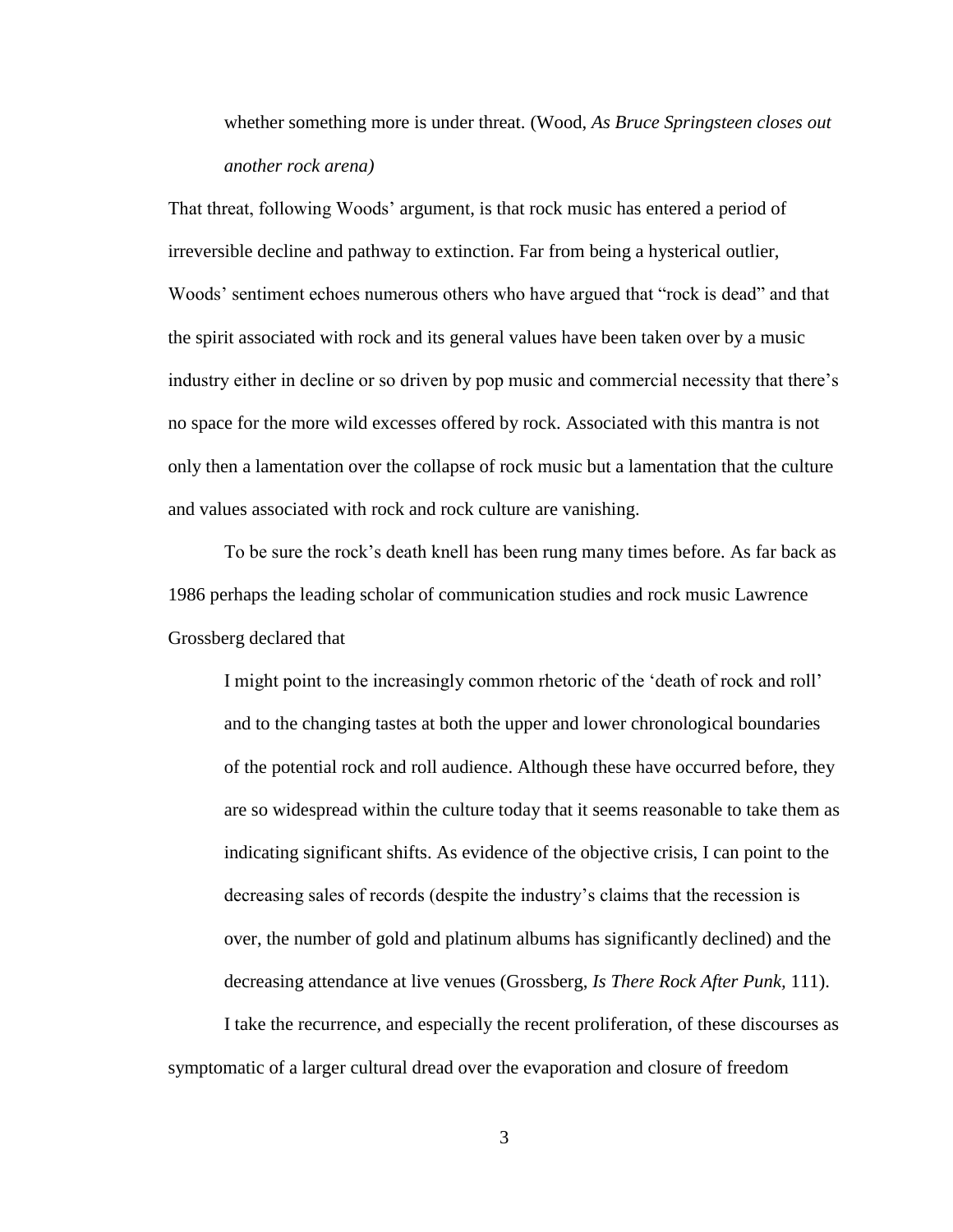> whether something more is under threat. (Wood, *As Bruce Springsteen closes out another rock arena)*

That threat, following Woods' argument, is that rock music has entered a period of irreversible decline and pathway to extinction. Far from being a hysterical outlier, Woods' sentiment echoes numerous others who have argued that "rock is dead" and that the spirit associated with rock and its general values have been taken over by a music industry either in decline or so driven by pop music and commercial necessity that there's no space for the more wild excesses offered by rock. Associated with this mantra is not only then a lamentation over the collapse of rock music but a lamentation that the culture and values associated with rock and rock culture are vanishing.

To be sure the rock's death knell has been rung many times before. As far back as 1986 perhaps the leading scholar of communication studies and rock music Lawrence Grossberg declared that

> I might point to the increasingly common rhetoric of the 'death of rock and roll' and to the changing tastes at both the upper and lower chronological boundaries of the potential rock and roll audience. Although these have occurred before, they are so widespread within the culture today that it seems reasonable to take them as indicating significant shifts. As evidence of the objective crisis, I can point to the decreasing sales of records (despite the industry's claims that the recession is over, the number of gold and platinum albums has significantly declined) and the decreasing attendance at live venues (Grossberg, *Is There Rock After Punk,* 111).

I take the recurrence, and especially the recent proliferation, of these discourses as symptomatic of a larger cultural dread over the evaporation and closure of freedom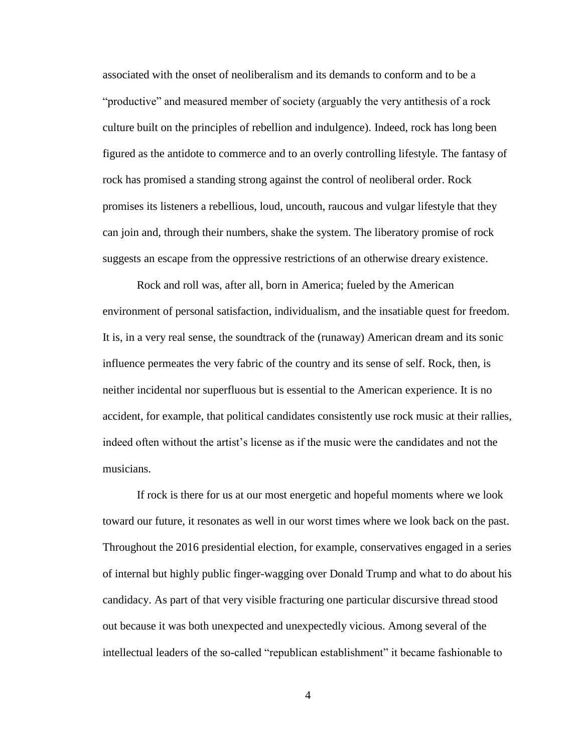associated with the onset of neoliberalism and its demands to conform and to be a "productive" and measured member of society (arguably the very antithesis of a rock culture built on the principles of rebellion and indulgence). Indeed, rock has long been figured as the antidote to commerce and to an overly controlling lifestyle. The fantasy of rock has promised a standing strong against the control of neoliberal order. Rock promises its listeners a rebellious, loud, uncouth, raucous and vulgar lifestyle that they can join and, through their numbers, shake the system. The liberatory promise of rock suggests an escape from the oppressive restrictions of an otherwise dreary existence.

Rock and roll was, after all, born in America; fueled by the American environment of personal satisfaction, individualism, and the insatiable quest for freedom. It is, in a very real sense, the soundtrack of the (runaway) American dream and its sonic influence permeates the very fabric of the country and its sense of self. Rock, then, is neither incidental nor superfluous but is essential to the American experience. It is no accident, for example, that political candidates consistently use rock music at their rallies, indeed often without the artist's license as if the music were the candidates and not the musicians.

If rock is there for us at our most energetic and hopeful moments where we look toward our future, it resonates as well in our worst times where we look back on the past. Throughout the 2016 presidential election, for example, conservatives engaged in a series of internal but highly public finger-wagging over Donald Trump and what to do about his candidacy. As part of that very visible fracturing one particular discursive thread stood out because it was both unexpected and unexpectedly vicious. Among several of the intellectual leaders of the so-called "republican establishment" it became fashionable to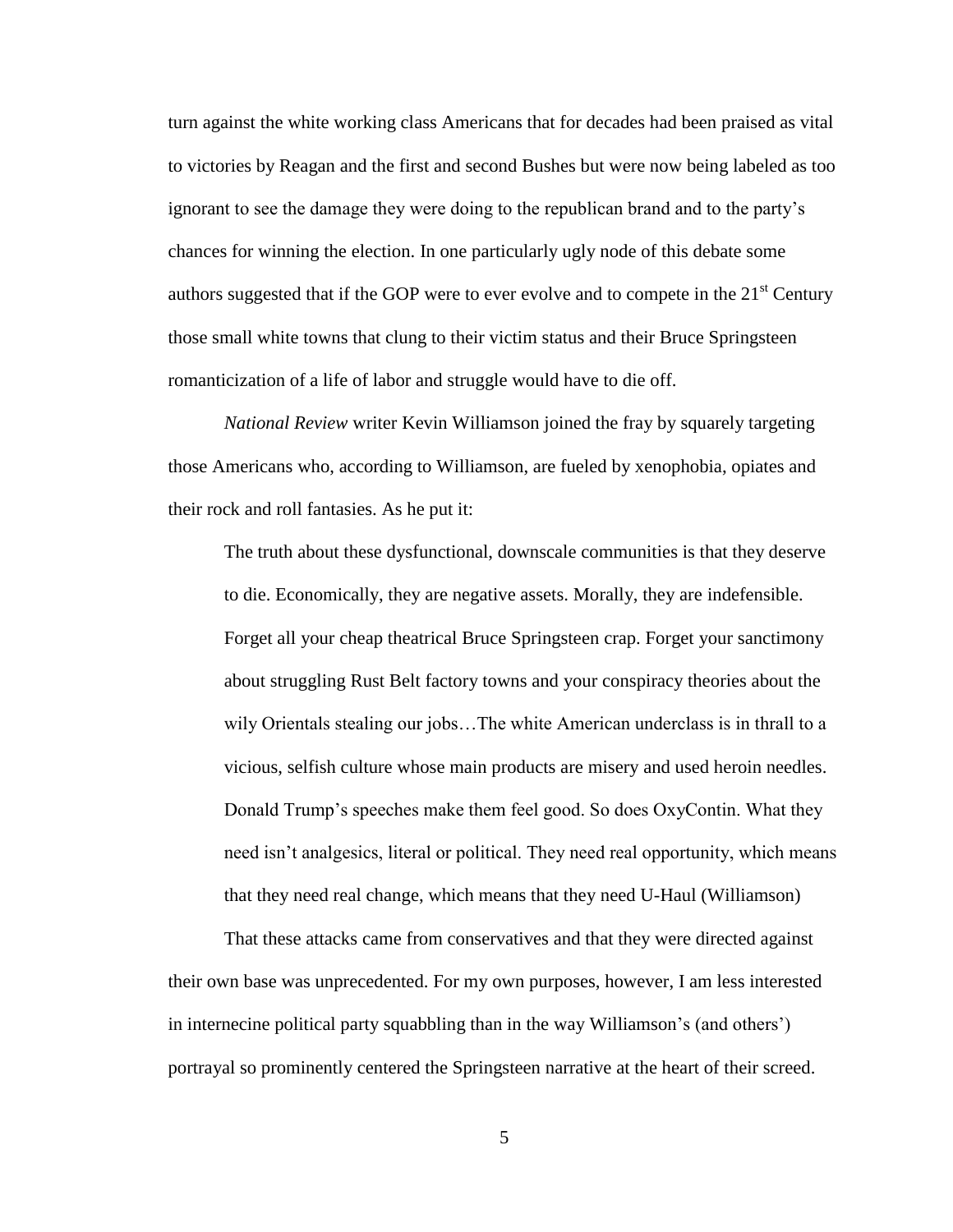turn against the white working class Americans that for decades had been praised as vital to victories by Reagan and the first and second Bushes but were now being labeled as too ignorant to see the damage they were doing to the republican brand and to the party's chances for winning the election. In one particularly ugly node of this debate some authors suggested that if the GOP were to ever evolve and to compete in the 21st Century those small white towns that clung to their victim status and their Bruce Springsteen romanticization of a life of labor and struggle would have to die off.

*National Review* writer Kevin Williamson joined the fray by squarely targeting those Americans who, according to Williamson, are fueled by xenophobia, opiates and their rock and roll fantasies. As he put it:

> The truth about these dysfunctional, downscale communities is that they deserve to die. Economically, they are negative assets. Morally, they are indefensible. Forget all your cheap theatrical Bruce Springsteen crap. Forget your sanctimony about struggling Rust Belt factory towns and your conspiracy theories about the wily Orientals stealing our jobs…The white American underclass is in thrall to a vicious, selfish culture whose main products are misery and used heroin needles. Donald Trump's speeches make them feel good. So does OxyContin. What they need isn't analgesics, literal or political. They need real opportunity, which means that they need real change, which means that they need U-Haul (Williamson)

That these attacks came from conservatives and that they were directed against their own base was unprecedented. For my own purposes, however, I am less interested in internecine political party squabbling than in the way Williamson's (and others') portrayal so prominently centered the Springsteen narrative at the heart of their screed.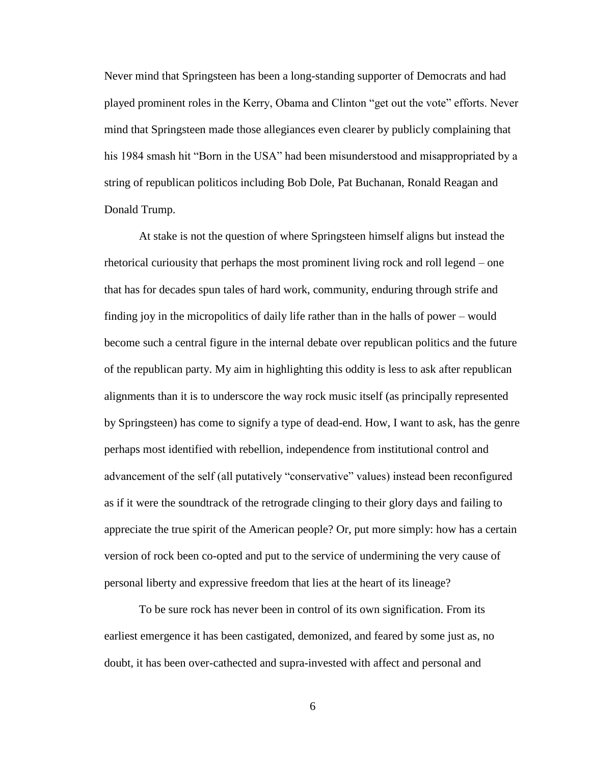Never mind that Springsteen has been a long-standing supporter of Democrats and had played prominent roles in the Kerry, Obama and Clinton "get out the vote" efforts. Never mind that Springsteen made those allegiances even clearer by publicly complaining that his 1984 smash hit "Born in the USA" had been misunderstood and misappropriated by a string of republican politicos including Bob Dole, Pat Buchanan, Ronald Reagan and Donald Trump.

At stake is not the question of where Springsteen himself aligns but instead the rhetorical curiousity that perhaps the most prominent living rock and roll legend – one that has for decades spun tales of hard work, community, enduring through strife and finding joy in the micropolitics of daily life rather than in the halls of power – would become such a central figure in the internal debate over republican politics and the future of the republican party. My aim in highlighting this oddity is less to ask after republican alignments than it is to underscore the way rock music itself (as principally represented by Springsteen) has come to signify a type of dead-end. How, I want to ask, has the genre perhaps most identified with rebellion, independence from institutional control and advancement of the self (all putatively "conservative" values) instead been reconfigured as if it were the soundtrack of the retrograde clinging to their glory days and failing to appreciate the true spirit of the American people? Or, put more simply: how has a certain version of rock been co-opted and put to the service of undermining the very cause of personal liberty and expressive freedom that lies at the heart of its lineage?

To be sure rock has never been in control of its own signification. From its earliest emergence it has been castigated, demonized, and feared by some just as, no doubt, it has been over-cathected and supra-invested with affect and personal and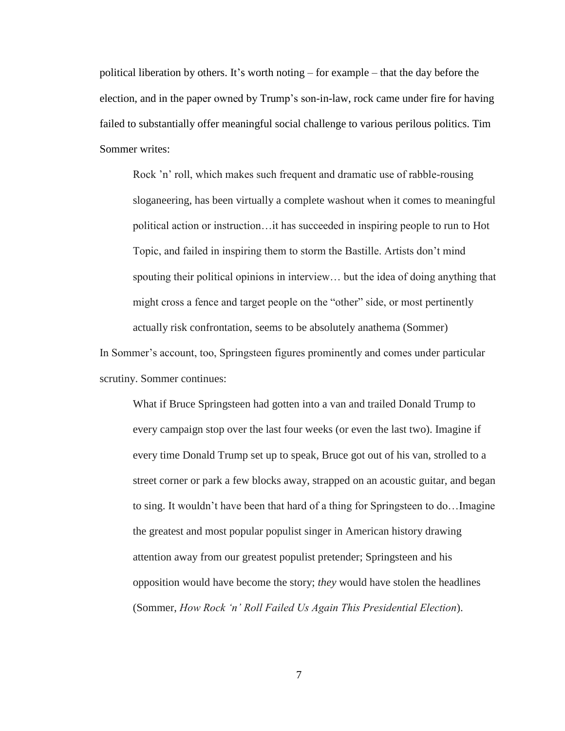political liberation by others. It's worth noting – for example – that the day before the election, and in the paper owned by Trump's son-in-law, rock came under fire for having failed to substantially offer meaningful social challenge to various perilous politics. Tim Sommer writes:

> Rock 'n' roll, which makes such frequent and dramatic use of rabble-rousing sloganeering, has been virtually a complete washout when it comes to meaningful political action or instruction…it has succeeded in inspiring people to run to Hot Topic, and failed in inspiring them to storm the Bastille. Artists don't mind spouting their political opinions in interview… but the idea of doing anything that might cross a fence and target people on the "other" side, or most pertinently actually risk confrontation, seems to be absolutely anathema (Sommer)

In Sommer's account, too, Springsteen figures prominently and comes under particular scrutiny. Sommer continues:

> What if Bruce Springsteen had gotten into a van and trailed Donald Trump to every campaign stop over the last four weeks (or even the last two). Imagine if every time Donald Trump set up to speak, Bruce got out of his van, strolled to a street corner or park a few blocks away, strapped on an acoustic guitar, and began to sing. It wouldn't have been that hard of a thing for Springsteen to do…Imagine the greatest and most popular populist singer in American history drawing attention away from our greatest populist pretender; Springsteen and his opposition would have become the story; *they* would have stolen the headlines (Sommer, *How Rock 'n' Roll Failed Us Again This Presidential Election*).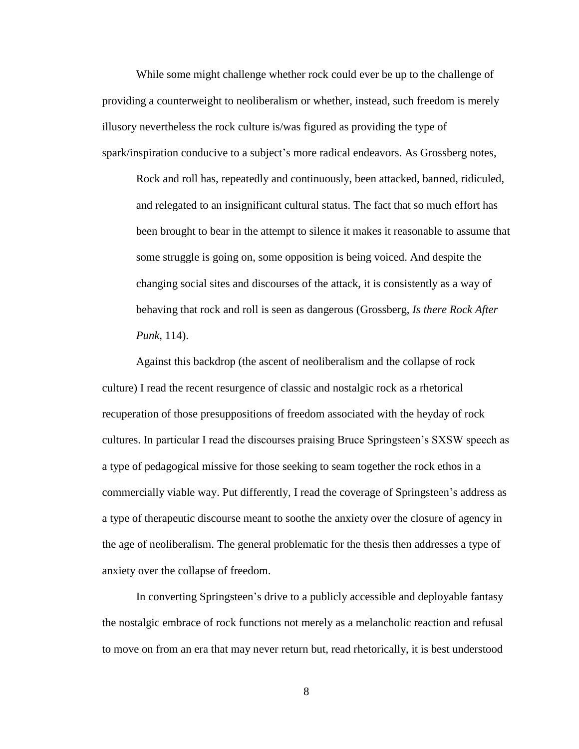While some might challenge whether rock could ever be up to the challenge of providing a counterweight to neoliberalism or whether, instead, such freedom is merely illusory nevertheless the rock culture is/was figured as providing the type of spark/inspiration conducive to a subject's more radical endeavors. As Grossberg notes,

> Rock and roll has, repeatedly and continuously, been attacked, banned, ridiculed, and relegated to an insignificant cultural status. The fact that so much effort has been brought to bear in the attempt to silence it makes it reasonable to assume that some struggle is going on, some opposition is being voiced. And despite the changing social sites and discourses of the attack, it is consistently as a way of behaving that rock and roll is seen as dangerous (Grossberg, *Is there Rock After Punk*, 114).

Against this backdrop (the ascent of neoliberalism and the collapse of rock culture) I read the recent resurgence of classic and nostalgic rock as a rhetorical recuperation of those presuppositions of freedom associated with the heyday of rock cultures. In particular I read the discourses praising Bruce Springsteen's SXSW speech as a type of pedagogical missive for those seeking to seam together the rock ethos in a commercially viable way. Put differently, I read the coverage of Springsteen's address as a type of therapeutic discourse meant to soothe the anxiety over the closure of agency in the age of neoliberalism. The general problematic for the thesis then addresses a type of anxiety over the collapse of freedom.

In converting Springsteen's drive to a publicly accessible and deployable fantasy the nostalgic embrace of rock functions not merely as a melancholic reaction and refusal to move on from an era that may never return but, read rhetorically, it is best understood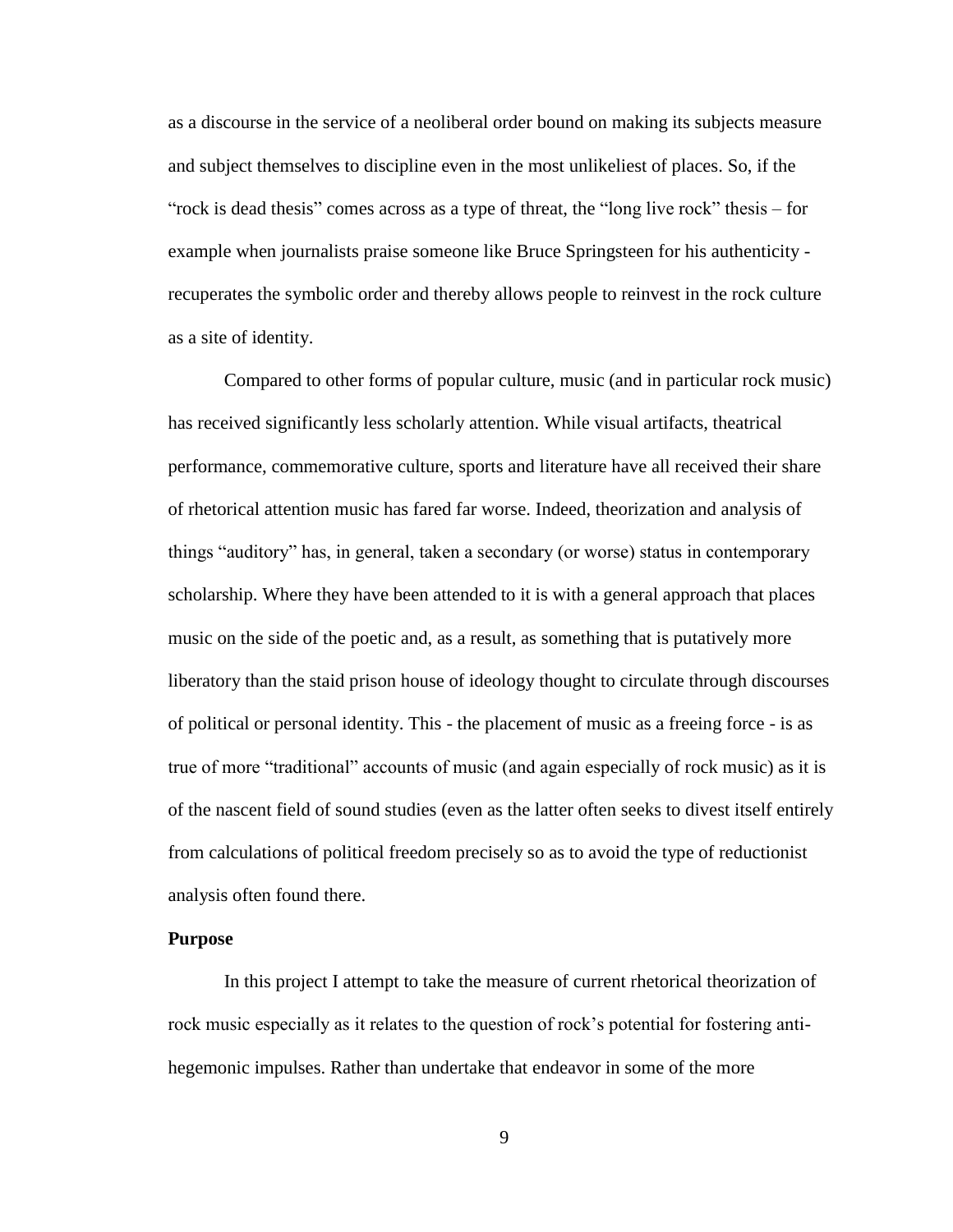as a discourse in the service of a neoliberal order bound on making its subjects measure and subject themselves to discipline even in the most unlikeliest of places. So, if the "rock is dead thesis" comes across as a type of threat, the "long live rock" thesis – for example when journalists praise someone like Bruce Springsteen for his authenticity - recuperates the symbolic order and thereby allows people to reinvest in the rock culture as a site of identity.

Compared to other forms of popular culture, music (and in particular rock music) has received significantly less scholarly attention. While visual artifacts, theatrical performance, commemorative culture, sports and literature have all received their share of rhetorical attention music has fared far worse. Indeed, theorization and analysis of things "auditory" has, in general, taken a secondary (or worse) status in contemporary scholarship. Where they have been attended to it is with a general approach that places music on the side of the poetic and, as a result, as something that is putatively more liberatory than the staid prison house of ideology thought to circulate through discourses of political or personal identity. This - the placement of music as a freeing force - is as true of more "traditional" accounts of music (and again especially of rock music) as it is of the nascent field of sound studies (even as the latter often seeks to divest itself entirely from calculations of political freedom precisely so as to avoid the type of reductionist analysis often found there.

**Purpose**

In this project I attempt to take the measure of current rhetorical theorization of rock music especially as it relates to the question of rock's potential for fostering anti-hegemonic impulses. Rather than undertake that endeavor in some of the more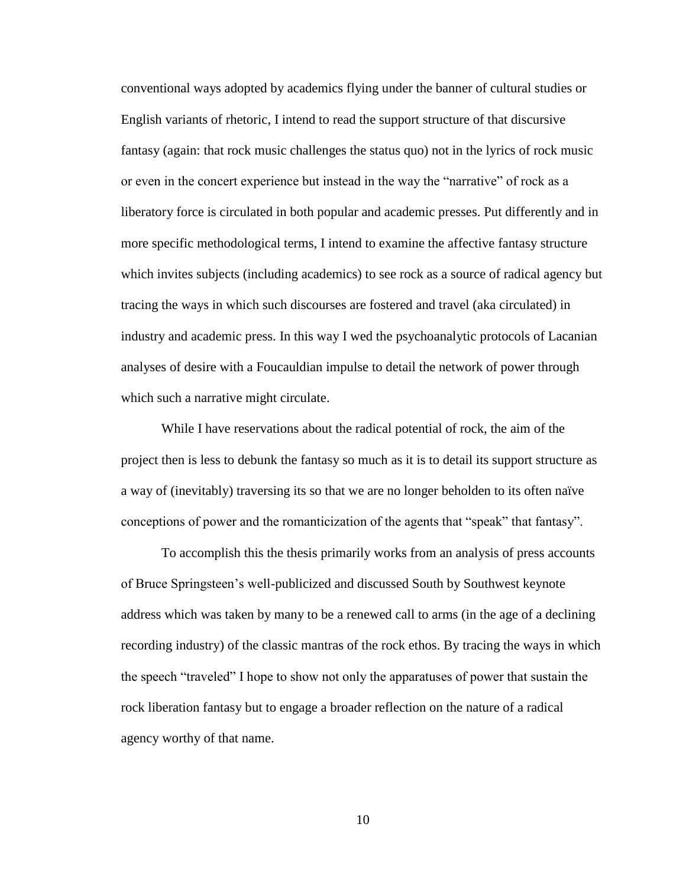conventional ways adopted by academics flying under the banner of cultural studies or English variants of rhetoric, I intend to read the support structure of that discursive fantasy (again: that rock music challenges the status quo) not in the lyrics of rock music or even in the concert experience but instead in the way the "narrative" of rock as a liberatory force is circulated in both popular and academic presses. Put differently and in more specific methodological terms, I intend to examine the affective fantasy structure which invites subjects (including academics) to see rock as a source of radical agency but tracing the ways in which such discourses are fostered and travel (aka circulated) in industry and academic press. In this way I wed the psychoanalytic protocols of Lacanian analyses of desire with a Foucauldian impulse to detail the network of power through which such a narrative might circulate.

While I have reservations about the radical potential of rock, the aim of the project then is less to debunk the fantasy so much as it is to detail its support structure as a way of (inevitably) traversing its so that we are no longer beholden to its often naïve conceptions of power and the romanticization of the agents that "speak" that fantasy".

To accomplish this the thesis primarily works from an analysis of press accounts of Bruce Springsteen's well-publicized and discussed South by Southwest keynote address which was taken by many to be a renewed call to arms (in the age of a declining recording industry) of the classic mantras of the rock ethos. By tracing the ways in which the speech "traveled" I hope to show not only the apparatuses of power that sustain the rock liberation fantasy but to engage a broader reflection on the nature of a radical agency worthy of that name.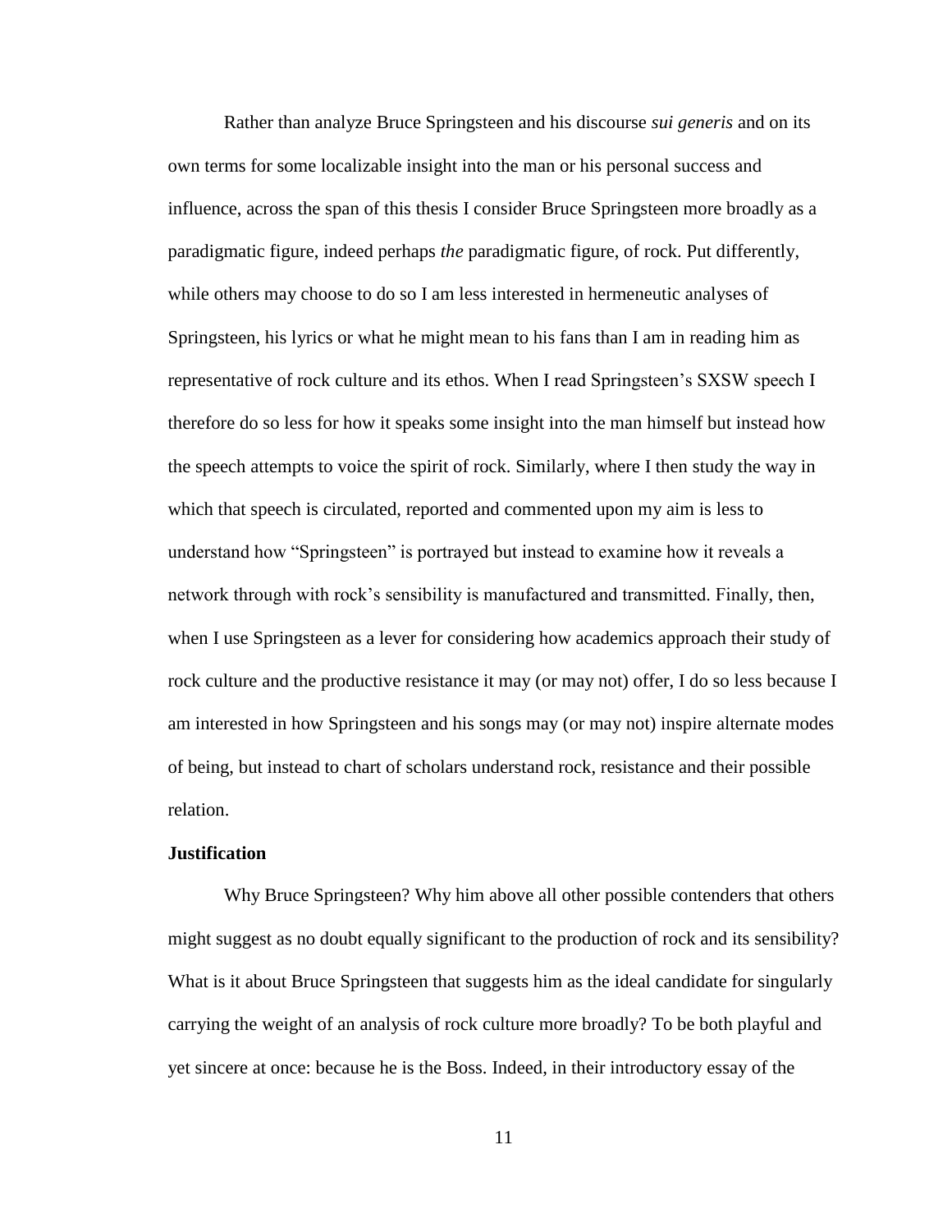Rather than analyze Bruce Springsteen and his discourse *sui generis* and on its own terms for some localizable insight into the man or his personal success and influence, across the span of this thesis I consider Bruce Springsteen more broadly as a paradigmatic figure, indeed perhaps *the* paradigmatic figure, of rock. Put differently, while others may choose to do so I am less interested in hermeneutic analyses of Springsteen, his lyrics or what he might mean to his fans than I am in reading him as representative of rock culture and its ethos. When I read Springsteen's SXSW speech I therefore do so less for how it speaks some insight into the man himself but instead how the speech attempts to voice the spirit of rock. Similarly, where I then study the way in which that speech is circulated, reported and commented upon my aim is less to understand how "Springsteen" is portrayed but instead to examine how it reveals a network through with rock's sensibility is manufactured and transmitted. Finally, then, when I use Springsteen as a lever for considering how academics approach their study of rock culture and the productive resistance it may (or may not) offer, I do so less because I am interested in how Springsteen and his songs may (or may not) inspire alternate modes of being, but instead to chart of scholars understand rock, resistance and their possible relation.

**Justification**

Why Bruce Springsteen? Why him above all other possible contenders that others might suggest as no doubt equally significant to the production of rock and its sensibility? What is it about Bruce Springsteen that suggests him as the ideal candidate for singularly carrying the weight of an analysis of rock culture more broadly? To be both playful and yet sincere at once: because he is the Boss. Indeed, in their introductory essay of the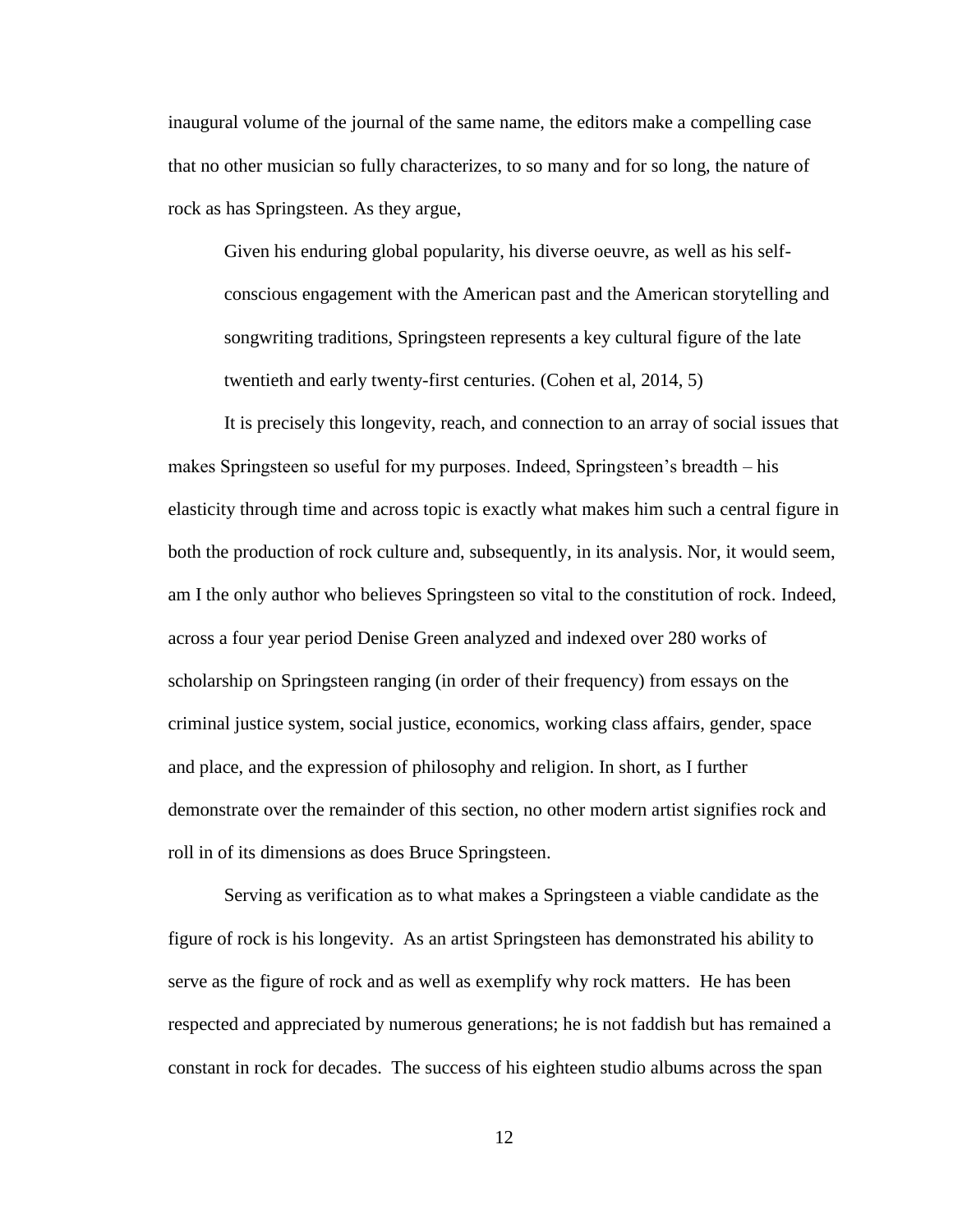inaugural volume of the journal of the same name, the editors make a compelling case that no other musician so fully characterizes, to so many and for so long, the nature of rock as has Springsteen. As they argue,

> Given his enduring global popularity, his diverse oeuvre, as well as his self-conscious engagement with the American past and the American storytelling and songwriting traditions, Springsteen represents a key cultural figure of the late twentieth and early twenty-first centuries. (Cohen et al, 2014, 5)

It is precisely this longevity, reach, and connection to an array of social issues that makes Springsteen so useful for my purposes. Indeed, Springsteen's breadth – his elasticity through time and across topic is exactly what makes him such a central figure in both the production of rock culture and, subsequently, in its analysis. Nor, it would seem, am I the only author who believes Springsteen so vital to the constitution of rock. Indeed, across a four year period Denise Green analyzed and indexed over 280 works of scholarship on Springsteen ranging (in order of their frequency) from essays on the criminal justice system, social justice, economics, working class affairs, gender, space and place, and the expression of philosophy and religion. In short, as I further demonstrate over the remainder of this section, no other modern artist signifies rock and roll in of its dimensions as does Bruce Springsteen.

Serving as verification as to what makes a Springsteen a viable candidate as the figure of rock is his longevity. As an artist Springsteen has demonstrated his ability to serve as the figure of rock and as well as exemplify why rock matters. He has been respected and appreciated by numerous generations; he is not faddish but has remained a constant in rock for decades. The success of his eighteen studio albums across the span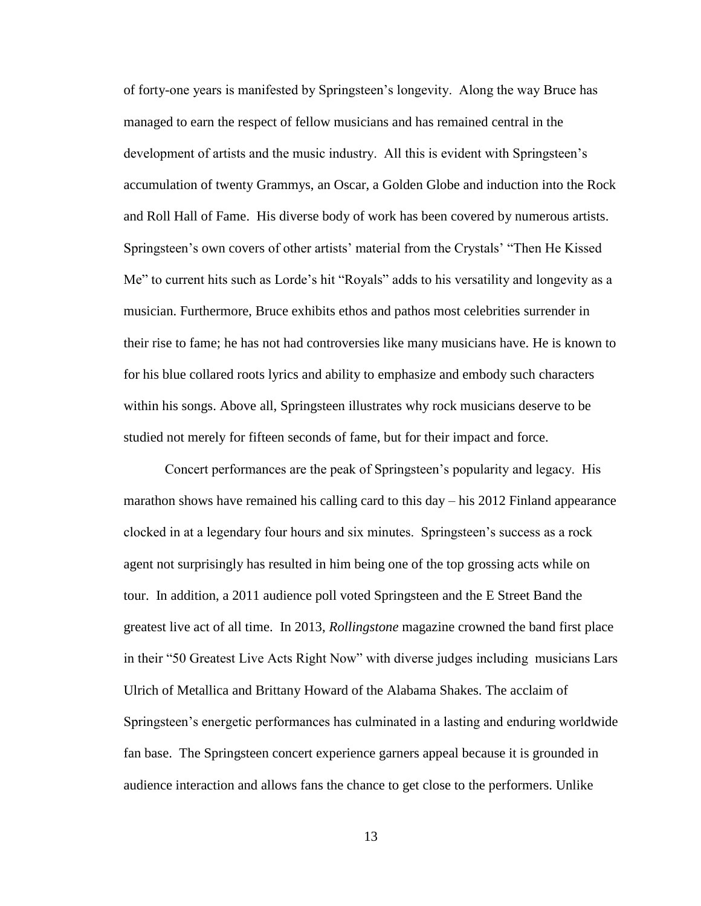of forty-one years is manifested by Springsteen's longevity. Along the way Bruce has managed to earn the respect of fellow musicians and has remained central in the development of artists and the music industry. All this is evident with Springsteen's accumulation of twenty Grammys, an Oscar, a Golden Globe and induction into the Rock and Roll Hall of Fame. His diverse body of work has been covered by numerous artists. Springsteen's own covers of other artists' material from the Crystals' "Then He Kissed Me" to current hits such as Lorde's hit "Royals" adds to his versatility and longevity as a musician. Furthermore, Bruce exhibits ethos and pathos most celebrities surrender in their rise to fame; he has not had controversies like many musicians have. He is known to for his blue collared roots lyrics and ability to emphasize and embody such characters within his songs. Above all, Springsteen illustrates why rock musicians deserve to be studied not merely for fifteen seconds of fame, but for their impact and force.

Concert performances are the peak of Springsteen's popularity and legacy. His marathon shows have remained his calling card to this day – his 2012 Finland appearance clocked in at a legendary four hours and six minutes. Springsteen's success as a rock agent not surprisingly has resulted in him being one of the top grossing acts while on tour. In addition, a 2011 audience poll voted Springsteen and the E Street Band the greatest live act of all time. In 2013, *Rollingstone* magazine crowned the band first place in their "50 Greatest Live Acts Right Now" with diverse judges including musicians Lars Ulrich of Metallica and Brittany Howard of the Alabama Shakes. The acclaim of Springsteen's energetic performances has culminated in a lasting and enduring worldwide fan base. The Springsteen concert experience garners appeal because it is grounded in audience interaction and allows fans the chance to get close to the performers. Unlike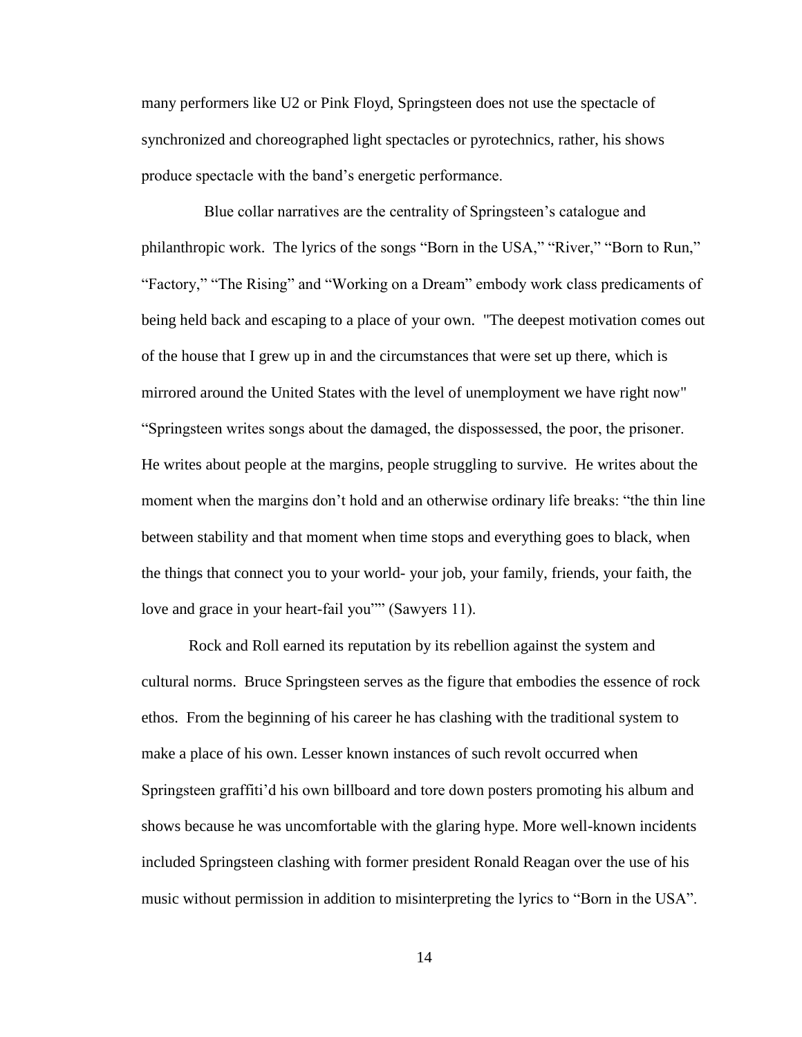many performers like U2 or Pink Floyd, Springsteen does not use the spectacle of synchronized and choreographed light spectacles or pyrotechnics, rather, his shows produce spectacle with the band's energetic performance.

Blue collar narratives are the centrality of Springsteen's catalogue and philanthropic work. The lyrics of the songs "Born in the USA," "River," "Born to Run," "Factory," "The Rising" and "Working on a Dream" embody work class predicaments of being held back and escaping to a place of your own. "The deepest motivation comes out of the house that I grew up in and the circumstances that were set up there, which is mirrored around the United States with the level of unemployment we have right now" "Springsteen writes songs about the damaged, the dispossessed, the poor, the prisoner. He writes about people at the margins, people struggling to survive. He writes about the moment when the margins don't hold and an otherwise ordinary life breaks: "the thin line between stability and that moment when time stops and everything goes to black, when the things that connect you to your world- your job, your family, friends, your faith, the love and grace in your heart-fail you"" (Sawyers 11).

Rock and Roll earned its reputation by its rebellion against the system and cultural norms. Bruce Springsteen serves as the figure that embodies the essence of rock ethos. From the beginning of his career he has clashing with the traditional system to make a place of his own. Lesser known instances of such revolt occurred when Springsteen graffiti'd his own billboard and tore down posters promoting his album and shows because he was uncomfortable with the glaring hype. More well-known incidents included Springsteen clashing with former president Ronald Reagan over the use of his music without permission in addition to misinterpreting the lyrics to "Born in the USA".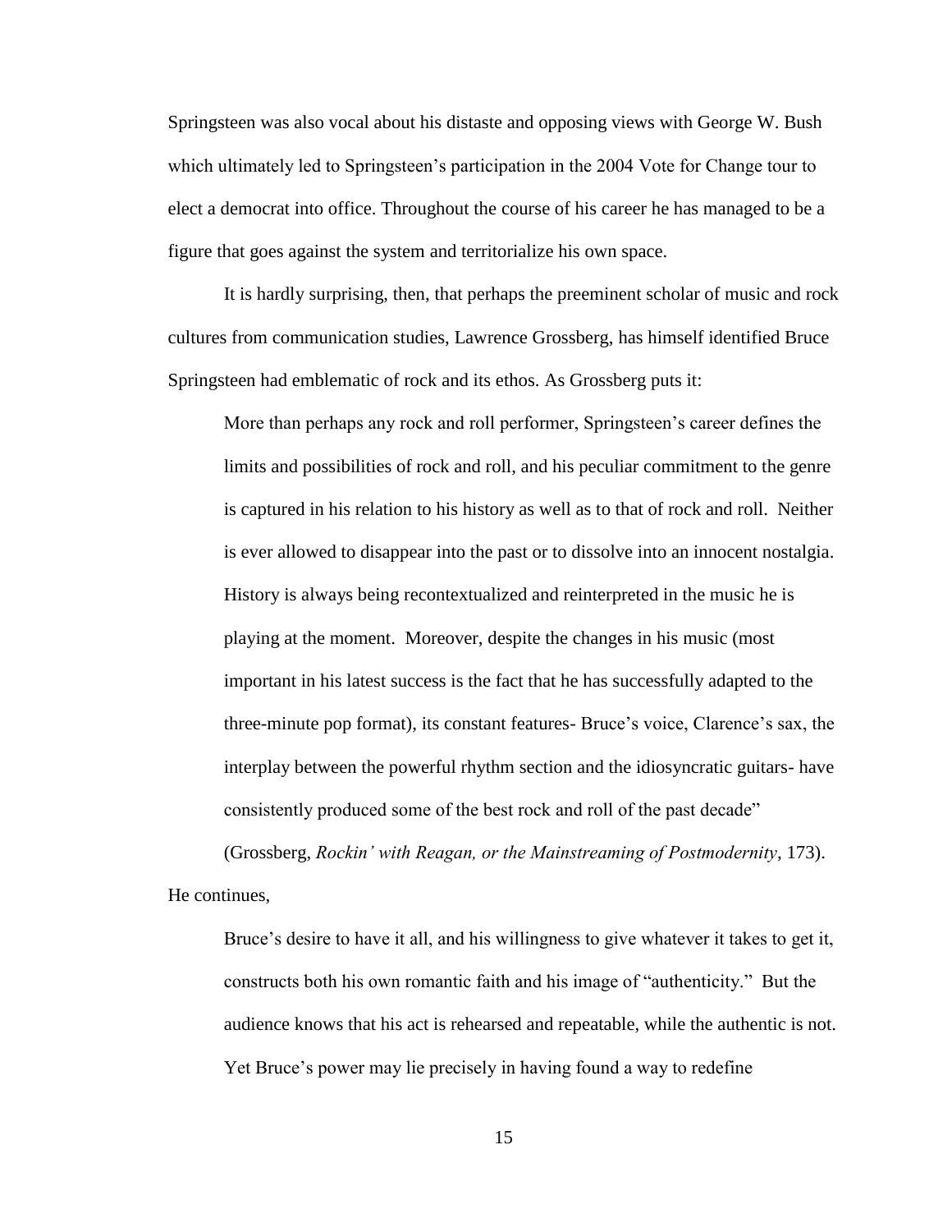Springsteen was also vocal about his distaste and opposing views with George W. Bush which ultimately led to Springsteen's participation in the 2004 Vote for Change tour to elect a democrat into office. Throughout the course of his career he has managed to be a figure that goes against the system and territorialize his own space.

It is hardly surprising, then, that perhaps the preeminent scholar of music and rock cultures from communication studies, Lawrence Grossberg, has himself identified Bruce Springsteen had emblematic of rock and its ethos. As Grossberg puts it:

> More than perhaps any rock and roll performer, Springsteen's career defines the limits and possibilities of rock and roll, and his peculiar commitment to the genre is captured in his relation to his history as well as to that of rock and roll. Neither is ever allowed to disappear into the past or to dissolve into an innocent nostalgia. History is always being recontextualized and reinterpreted in the music he is playing at the moment. Moreover, despite the changes in his music (most important in his latest success is the fact that he has successfully adapted to the three-minute pop format), its constant features- Bruce's voice, Clarence's sax, the interplay between the powerful rhythm section and the idiosyncratic guitars- have consistently produced some of the best rock and roll of the past decade" (Grossberg, *Rockin' with Reagan, or the Mainstreaming of Postmodernity*, 173).

He continues,

> Bruce's desire to have it all, and his willingness to give whatever it takes to get it, constructs both his own romantic faith and his image of "authenticity." But the audience knows that his act is rehearsed and repeatable, while the authentic is not. Yet Bruce's power may lie precisely in having found a way to redefine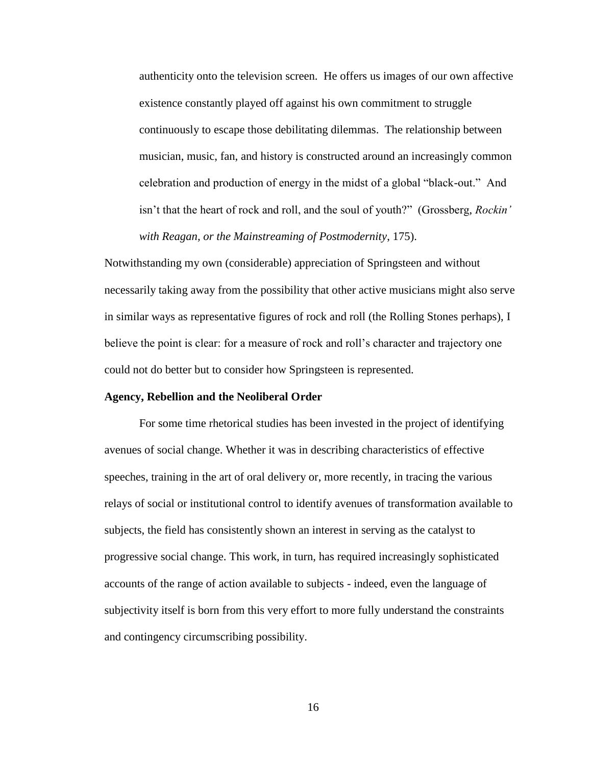> authenticity onto the television screen. He offers us images of our own affective existence constantly played off against his own commitment to struggle continuously to escape those debilitating dilemmas. The relationship between musician, music, fan, and history is constructed around an increasingly common celebration and production of energy in the midst of a global "black-out." And isn't that the heart of rock and roll, and the soul of youth?" (Grossberg, *Rockin' with Reagan, or the Mainstreaming of Postmodernity*, 175).

Notwithstanding my own (considerable) appreciation of Springsteen and without necessarily taking away from the possibility that other active musicians might also serve in similar ways as representative figures of rock and roll (the Rolling Stones perhaps), I believe the point is clear: for a measure of rock and roll's character and trajectory one could not do better but to consider how Springsteen is represented.

**Agency, Rebellion and the Neoliberal Order**

For some time rhetorical studies has been invested in the project of identifying avenues of social change. Whether it was in describing characteristics of effective speeches, training in the art of oral delivery or, more recently, in tracing the various relays of social or institutional control to identify avenues of transformation available to subjects, the field has consistently shown an interest in serving as the catalyst to progressive social change. This work, in turn, has required increasingly sophisticated accounts of the range of action available to subjects - indeed, even the language of subjectivity itself is born from this very effort to more fully understand the constraints and contingency circumscribing possibility.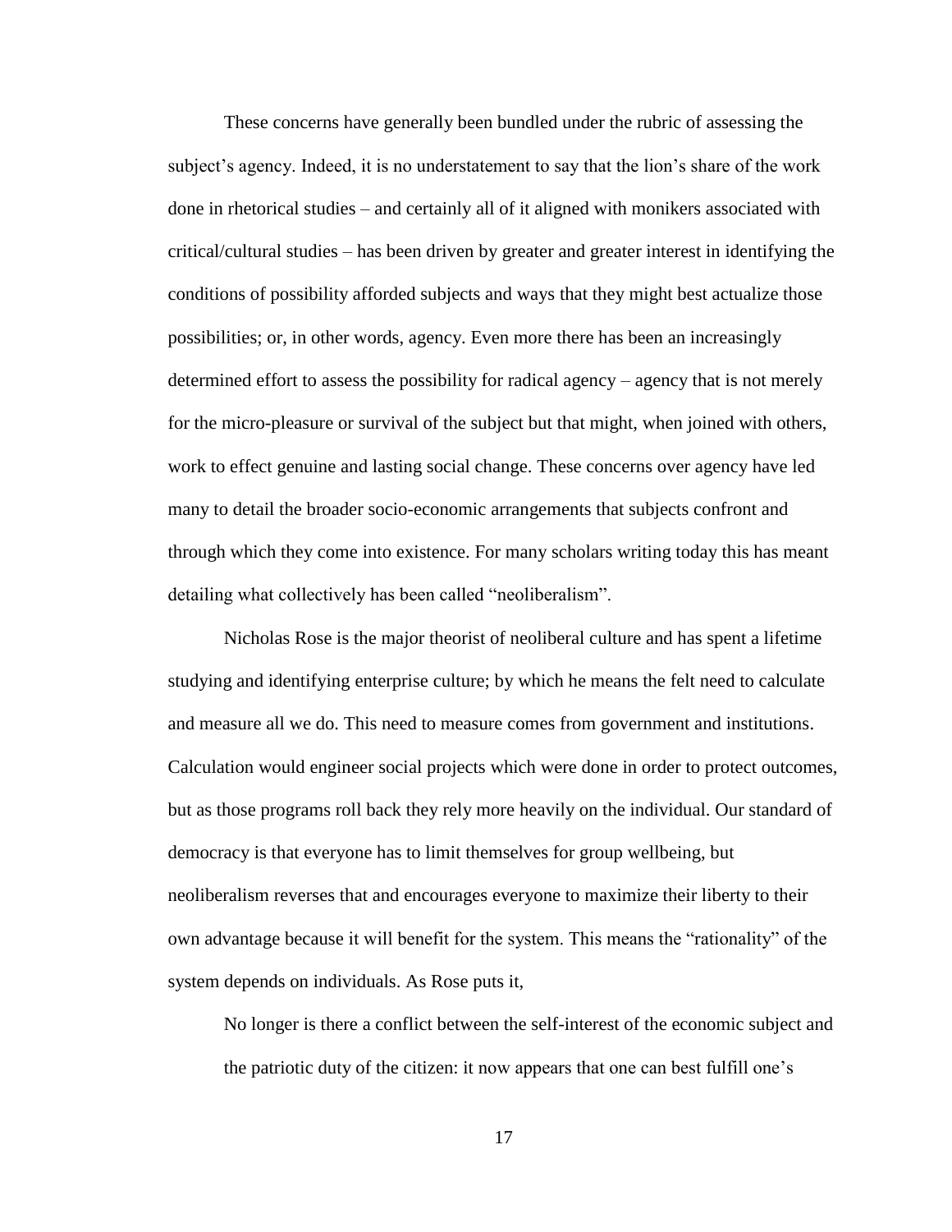These concerns have generally been bundled under the rubric of assessing the subject's agency. Indeed, it is no understatement to say that the lion's share of the work done in rhetorical studies – and certainly all of it aligned with monikers associated with critical/cultural studies – has been driven by greater and greater interest in identifying the conditions of possibility afforded subjects and ways that they might best actualize those possibilities; or, in other words, agency. Even more there has been an increasingly determined effort to assess the possibility for radical agency – agency that is not merely for the micro-pleasure or survival of the subject but that might, when joined with others, work to effect genuine and lasting social change. These concerns over agency have led many to detail the broader socio-economic arrangements that subjects confront and through which they come into existence. For many scholars writing today this has meant detailing what collectively has been called "neoliberalism".

Nicholas Rose is the major theorist of neoliberal culture and has spent a lifetime studying and identifying enterprise culture; by which he means the felt need to calculate and measure all we do. This need to measure comes from government and institutions. Calculation would engineer social projects which were done in order to protect outcomes, but as those programs roll back they rely more heavily on the individual. Our standard of democracy is that everyone has to limit themselves for group wellbeing, but neoliberalism reverses that and encourages everyone to maximize their liberty to their own advantage because it will benefit for the system. This means the "rationality" of the system depends on individuals. As Rose puts it,

> No longer is there a conflict between the self-interest of the economic subject and the patriotic duty of the citizen: it now appears that one can best fulfill one's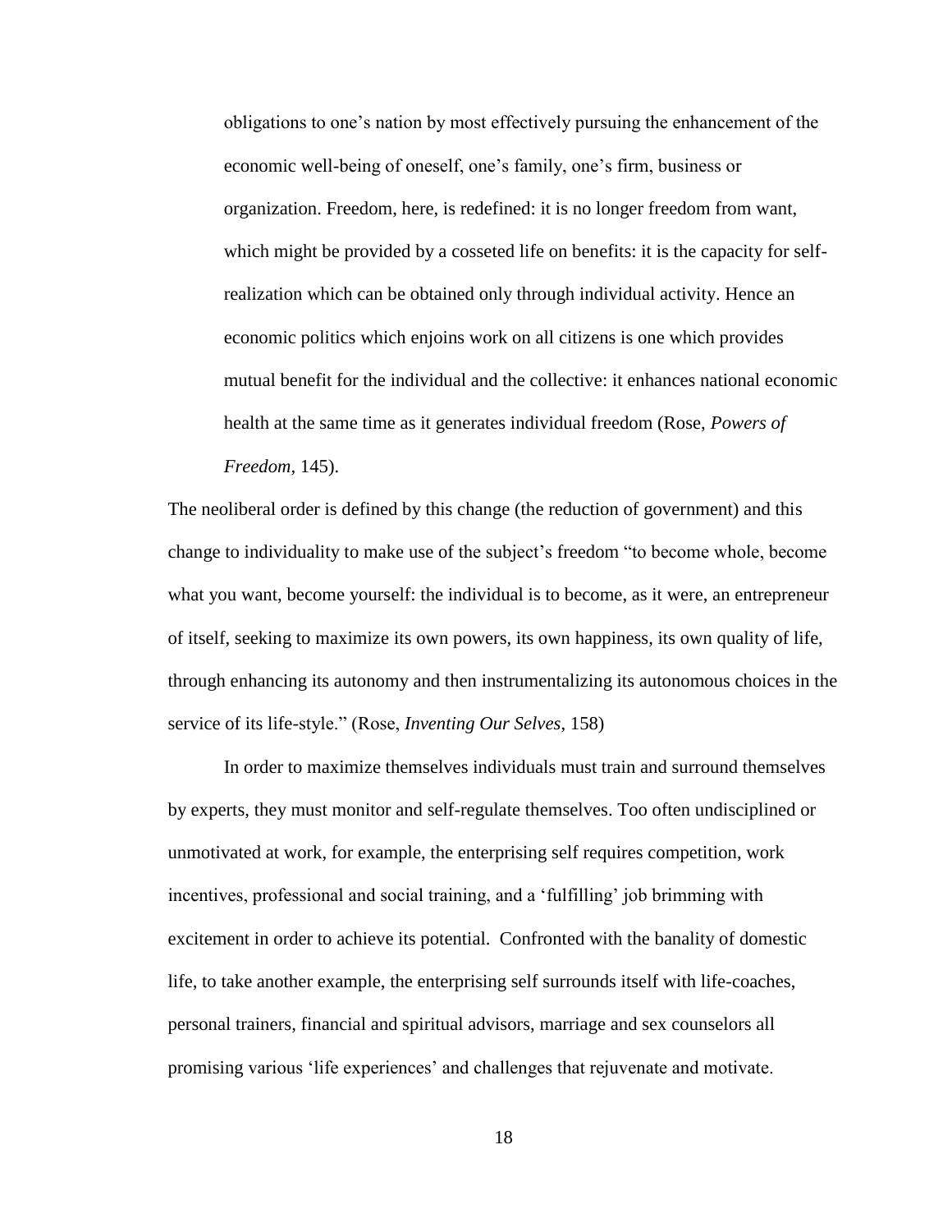> obligations to one's nation by most effectively pursuing the enhancement of the economic well-being of oneself, one's family, one's firm, business or organization. Freedom, here, is redefined: it is no longer freedom from want, which might be provided by a cosseted life on benefits: it is the capacity for self-realization which can be obtained only through individual activity. Hence an economic politics which enjoins work on all citizens is one which provides mutual benefit for the individual and the collective: it enhances national economic health at the same time as it generates individual freedom (Rose, *Powers of Freedom,* 145).

The neoliberal order is defined by this change (the reduction of government) and this change to individuality to make use of the subject's freedom "to become whole, become what you want, become yourself: the individual is to become, as it were, an entrepreneur of itself, seeking to maximize its own powers, its own happiness, its own quality of life, through enhancing its autonomy and then instrumentalizing its autonomous choices in the service of its life-style." (Rose, *Inventing Our Selves,* 158)

In order to maximize themselves individuals must train and surround themselves by experts, they must monitor and self-regulate themselves. Too often undisciplined or unmotivated at work, for example, the enterprising self requires competition, work incentives, professional and social training, and a 'fulfilling' job brimming with excitement in order to achieve its potential. Confronted with the banality of domestic life, to take another example, the enterprising self surrounds itself with life-coaches, personal trainers, financial and spiritual advisors, marriage and sex counselors all promising various 'life experiences' and challenges that rejuvenate and motivate.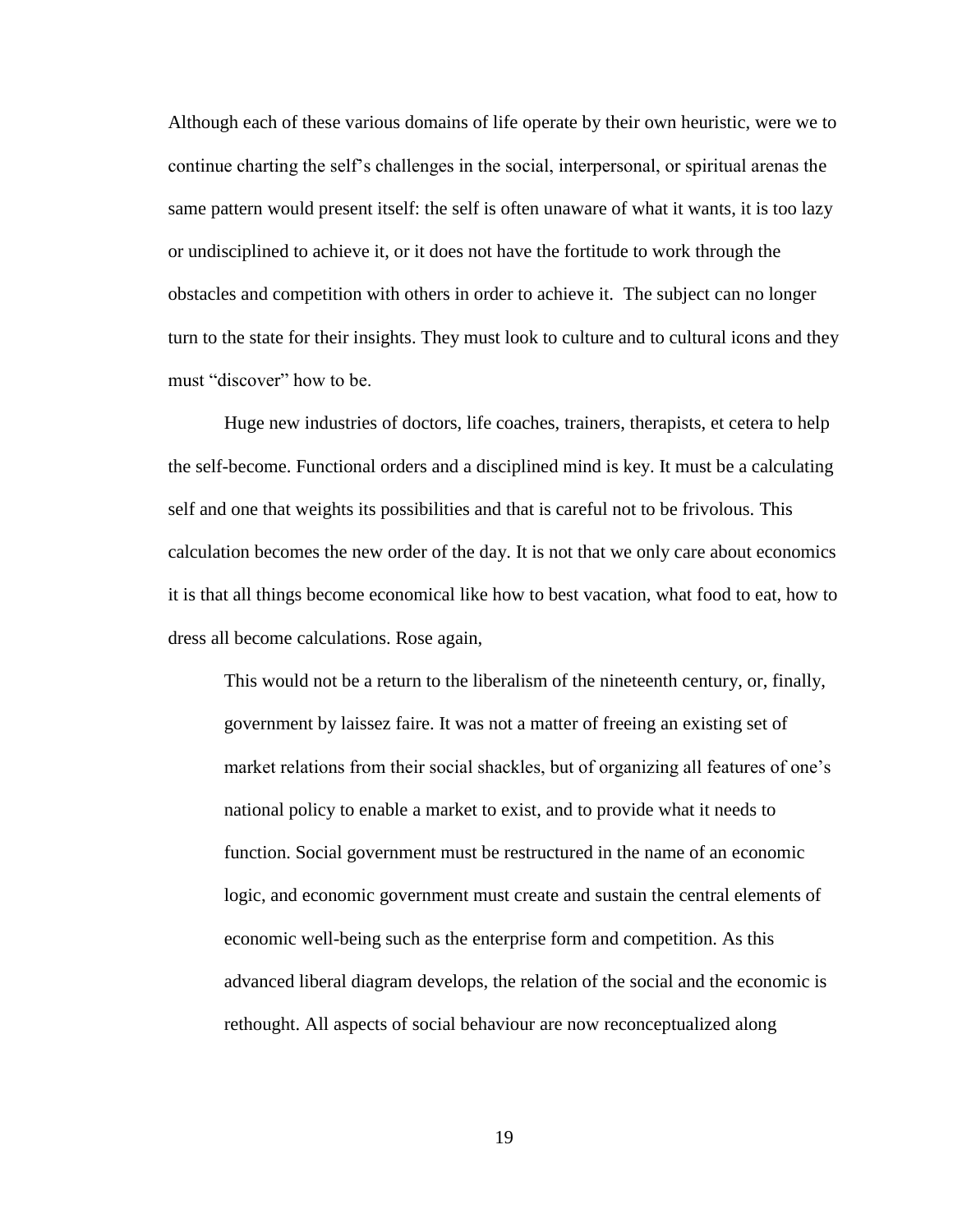Although each of these various domains of life operate by their own heuristic, were we to continue charting the self's challenges in the social, interpersonal, or spiritual arenas the same pattern would present itself: the self is often unaware of what it wants, it is too lazy or undisciplined to achieve it, or it does not have the fortitude to work through the obstacles and competition with others in order to achieve it. The subject can no longer turn to the state for their insights. They must look to culture and to cultural icons and they must "discover" how to be.

Huge new industries of doctors, life coaches, trainers, therapists, et cetera to help the self-become. Functional orders and a disciplined mind is key. It must be a calculating self and one that weights its possibilities and that is careful not to be frivolous. This calculation becomes the new order of the day. It is not that we only care about economics it is that all things become economical like how to best vacation, what food to eat, how to dress all become calculations. Rose again,

> This would not be a return to the liberalism of the nineteenth century, or, finally, government by laissez faire. It was not a matter of freeing an existing set of market relations from their social shackles, but of organizing all features of one's national policy to enable a market to exist, and to provide what it needs to function. Social government must be restructured in the name of an economic logic, and economic government must create and sustain the central elements of economic well-being such as the enterprise form and competition. As this advanced liberal diagram develops, the relation of the social and the economic is rethought. All aspects of social behaviour are now reconceptualized along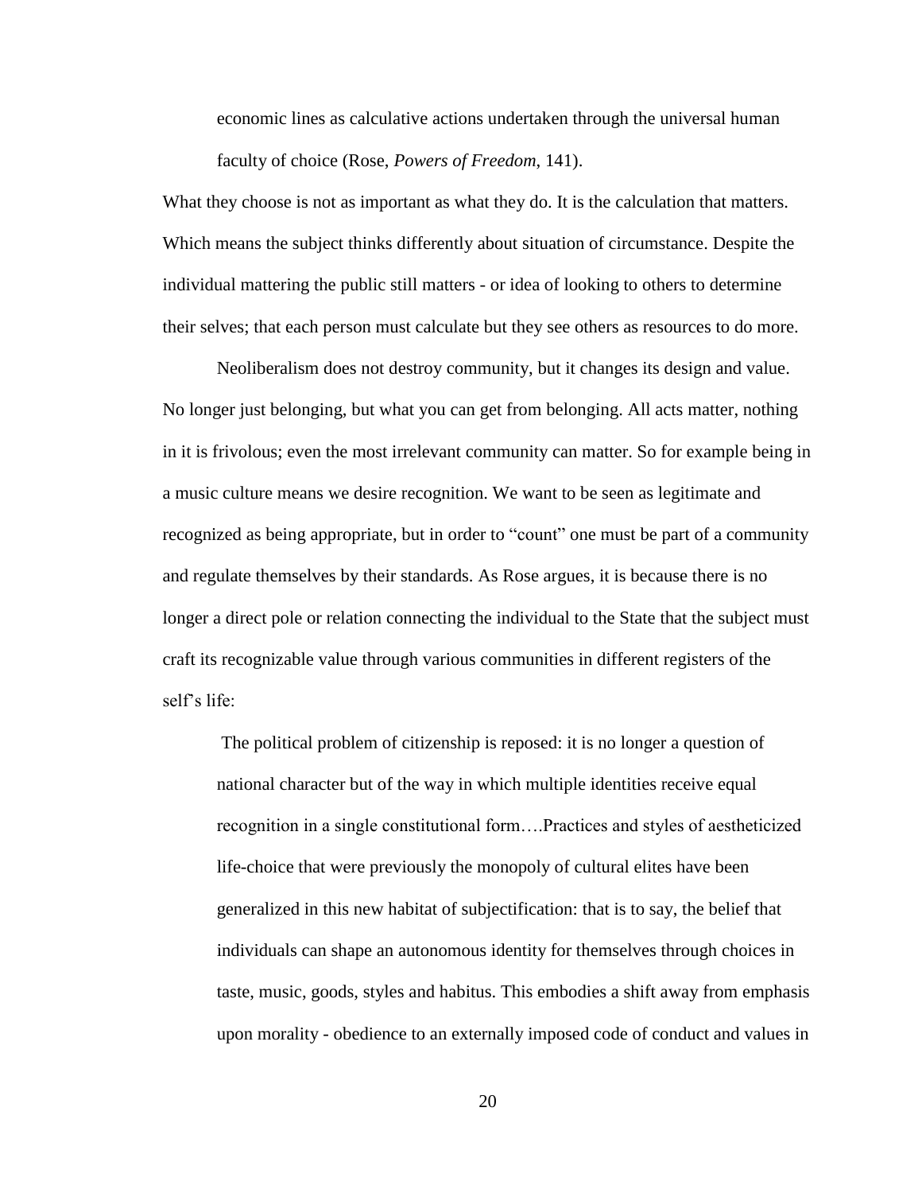> economic lines as calculative actions undertaken through the universal human faculty of choice (Rose, *Powers of Freedom*, 141).

What they choose is not as important as what they do. It is the calculation that matters. Which means the subject thinks differently about situation of circumstance. Despite the individual mattering the public still matters - or idea of looking to others to determine their selves; that each person must calculate but they see others as resources to do more.

Neoliberalism does not destroy community, but it changes its design and value. No longer just belonging, but what you can get from belonging. All acts matter, nothing in it is frivolous; even the most irrelevant community can matter. So for example being in a music culture means we desire recognition. We want to be seen as legitimate and recognized as being appropriate, but in order to "count" one must be part of a community and regulate themselves by their standards. As Rose argues, it is because there is no longer a direct pole or relation connecting the individual to the State that the subject must craft its recognizable value through various communities in different registers of the self's life:

> The political problem of citizenship is reposed: it is no longer a question of national character but of the way in which multiple identities receive equal recognition in a single constitutional form….Practices and styles of aestheticized life-choice that were previously the monopoly of cultural elites have been generalized in this new habitat of subjectification: that is to say, the belief that individuals can shape an autonomous identity for themselves through choices in taste, music, goods, styles and habitus. This embodies a shift away from emphasis upon morality - obedience to an externally imposed code of conduct and values in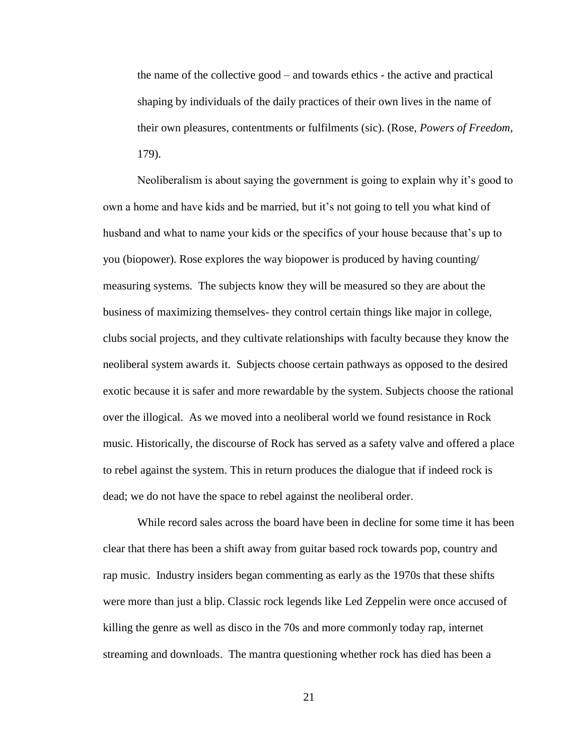> the name of the collective good – and towards ethics - the active and practical shaping by individuals of the daily practices of their own lives in the name of their own pleasures, contentments or fulfilments (sic). (Rose, *Powers of Freedom*, 179).

Neoliberalism is about saying the government is going to explain why it's good to own a home and have kids and be married, but it's not going to tell you what kind of husband and what to name your kids or the specifics of your house because that's up to you (biopower). Rose explores the way biopower is produced by having counting/ measuring systems. The subjects know they will be measured so they are about the business of maximizing themselves- they control certain things like major in college, clubs social projects, and they cultivate relationships with faculty because they know the neoliberal system awards it. Subjects choose certain pathways as opposed to the desired exotic because it is safer and more rewardable by the system. Subjects choose the rational over the illogical. As we moved into a neoliberal world we found resistance in Rock music. Historically, the discourse of Rock has served as a safety valve and offered a place to rebel against the system. This in return produces the dialogue that if indeed rock is dead; we do not have the space to rebel against the neoliberal order.

While record sales across the board have been in decline for some time it has been clear that there has been a shift away from guitar based rock towards pop, country and rap music. Industry insiders began commenting as early as the 1970s that these shifts were more than just a blip. Classic rock legends like Led Zeppelin were once accused of killing the genre as well as disco in the 70s and more commonly today rap, internet streaming and downloads. The mantra questioning whether rock has died has been a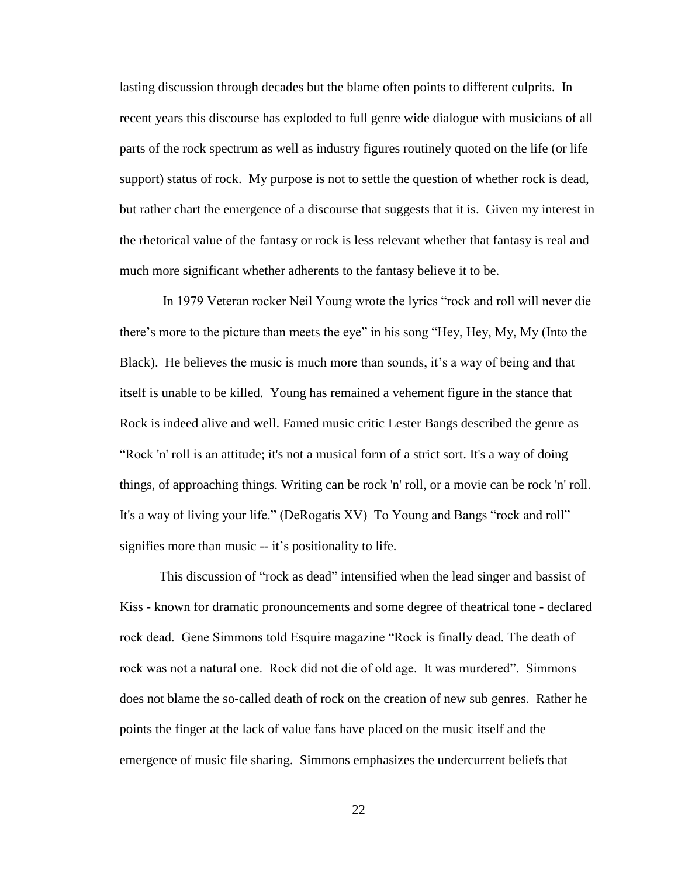lasting discussion through decades but the blame often points to different culprits. In recent years this discourse has exploded to full genre wide dialogue with musicians of all parts of the rock spectrum as well as industry figures routinely quoted on the life (or life support) status of rock. My purpose is not to settle the question of whether rock is dead, but rather chart the emergence of a discourse that suggests that it is. Given my interest in the rhetorical value of the fantasy or rock is less relevant whether that fantasy is real and much more significant whether adherents to the fantasy believe it to be.

In 1979 Veteran rocker Neil Young wrote the lyrics "rock and roll will never die there's more to the picture than meets the eye" in his song "Hey, Hey, My, My (Into the Black). He believes the music is much more than sounds, it's a way of being and that itself is unable to be killed. Young has remained a vehement figure in the stance that Rock is indeed alive and well. Famed music critic Lester Bangs described the genre as "Rock 'n' roll is an attitude; it's not a musical form of a strict sort. It's a way of doing things, of approaching things. Writing can be rock 'n' roll, or a movie can be rock 'n' roll. It's a way of living your life." (DeRogatis XV) To Young and Bangs "rock and roll" signifies more than music -- it's positionality to life.

This discussion of "rock as dead" intensified when the lead singer and bassist of Kiss - known for dramatic pronouncements and some degree of theatrical tone - declared rock dead. Gene Simmons told Esquire magazine "Rock is finally dead. The death of rock was not a natural one. Rock did not die of old age. It was murdered". Simmons does not blame the so-called death of rock on the creation of new sub genres. Rather he points the finger at the lack of value fans have placed on the music itself and the emergence of music file sharing. Simmons emphasizes the undercurrent beliefs that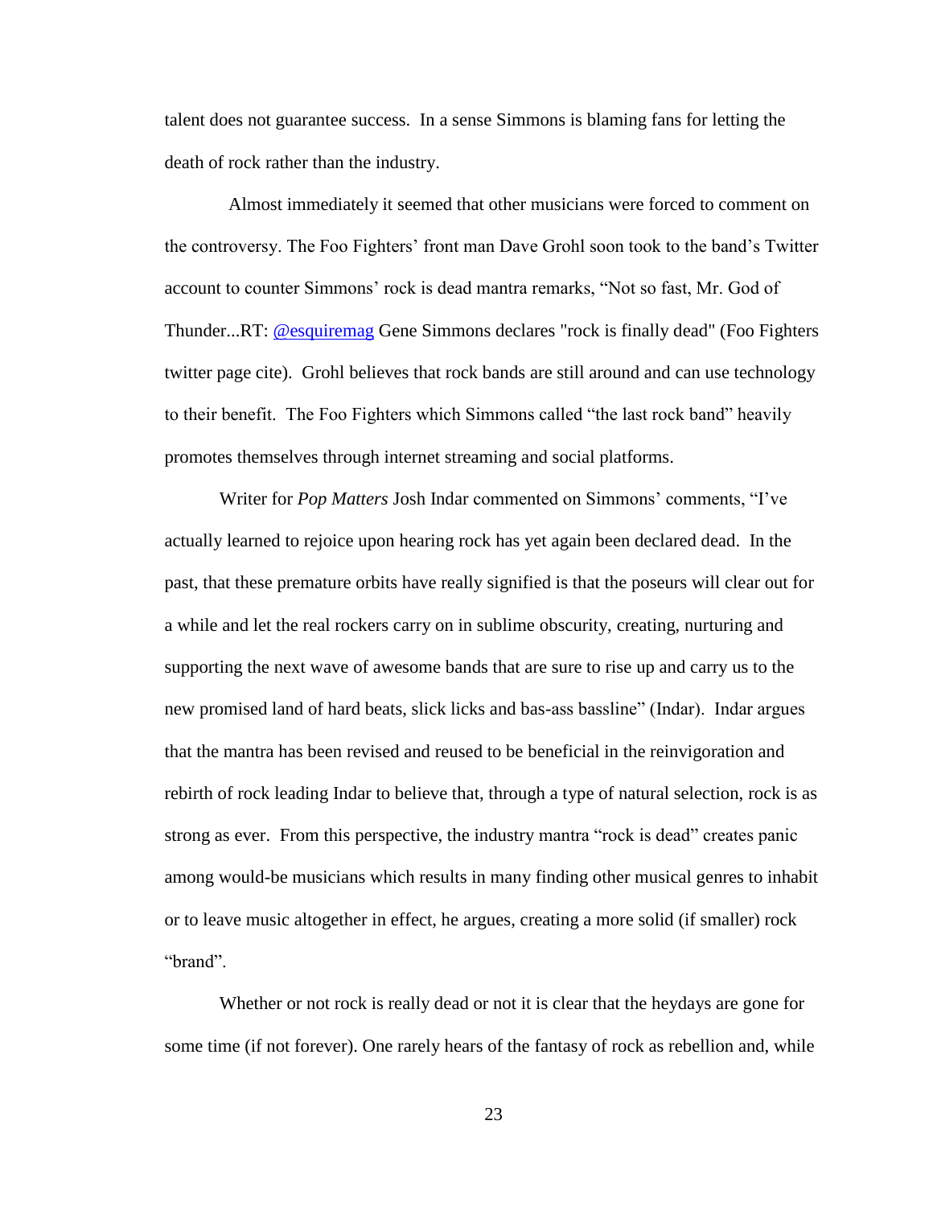talent does not guarantee success.  In a sense Simmons is blaming fans for letting the death of rock rather than the industry.

Almost immediately it seemed that other musicians were forced to comment on the controversy. The Foo Fighters' front man Dave Grohl soon took to the band's Twitter account to counter Simmons' rock is dead mantra remarks, "Not so fast, Mr. God of Thunder...RT: @esquiremag Gene Simmons declares "rock is finally dead" (Foo Fighters twitter page cite).  Grohl believes that rock bands are still around and can use technology to their benefit.  The Foo Fighters which Simmons called "the last rock band" heavily promotes themselves through internet streaming and social platforms.

Writer for *Pop Matters* Josh Indar commented on Simmons' comments, "I've actually learned to rejoice upon hearing rock has yet again been declared dead.  In the past, that these premature orbits have really signified is that the poseurs will clear out for a while and let the real rockers carry on in sublime obscurity, creating, nurturing and supporting the next wave of awesome bands that are sure to rise up and carry us to the new promised land of hard beats, slick licks and bas-ass bassline" (Indar).  Indar argues that the mantra has been revised and reused to be beneficial in the reinvigoration and rebirth of rock leading Indar to believe that, through a type of natural selection, rock is as strong as ever.  From this perspective, the industry mantra "rock is dead" creates panic among would-be musicians which results in many finding other musical genres to inhabit or to leave music altogether in effect, he argues, creating a more solid (if smaller) rock "brand".

Whether or not rock is really dead or not it is clear that the heydays are gone for some time (if not forever). One rarely hears of the fantasy of rock as rebellion and, while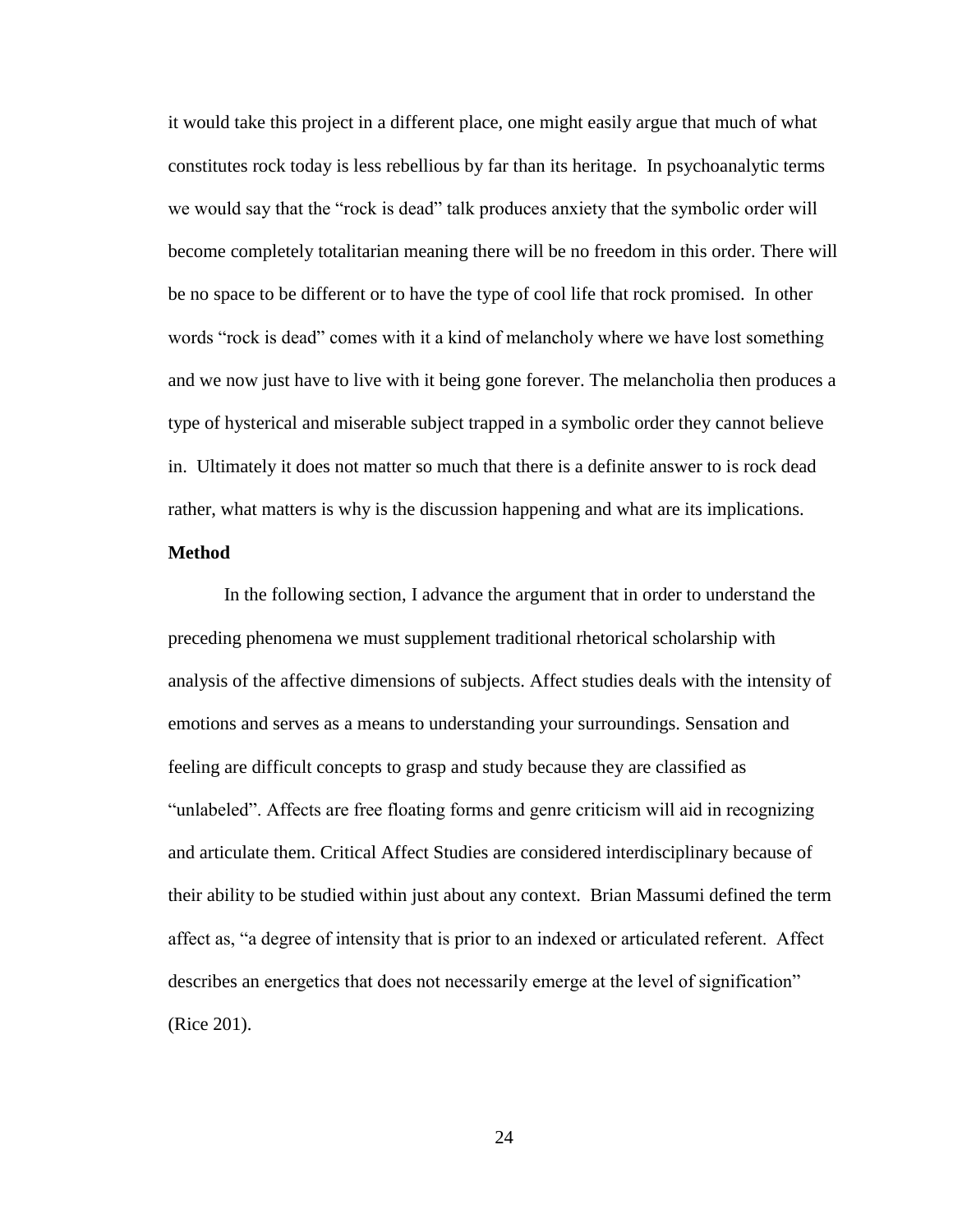it would take this project in a different place, one might easily argue that much of what constitutes rock today is less rebellious by far than its heritage. In psychoanalytic terms we would say that the "rock is dead" talk produces anxiety that the symbolic order will become completely totalitarian meaning there will be no freedom in this order. There will be no space to be different or to have the type of cool life that rock promised. In other words "rock is dead" comes with it a kind of melancholy where we have lost something and we now just have to live with it being gone forever. The melancholia then produces a type of hysterical and miserable subject trapped in a symbolic order they cannot believe in. Ultimately it does not matter so much that there is a definite answer to is rock dead rather, what matters is why is the discussion happening and what are its implications.

**Method**

In the following section, I advance the argument that in order to understand the preceding phenomena we must supplement traditional rhetorical scholarship with analysis of the affective dimensions of subjects. Affect studies deals with the intensity of emotions and serves as a means to understanding your surroundings. Sensation and feeling are difficult concepts to grasp and study because they are classified as "unlabeled". Affects are free floating forms and genre criticism will aid in recognizing and articulate them. Critical Affect Studies are considered interdisciplinary because of their ability to be studied within just about any context. Brian Massumi defined the term affect as, "a degree of intensity that is prior to an indexed or articulated referent. Affect describes an energetics that does not necessarily emerge at the level of signification" (Rice 201).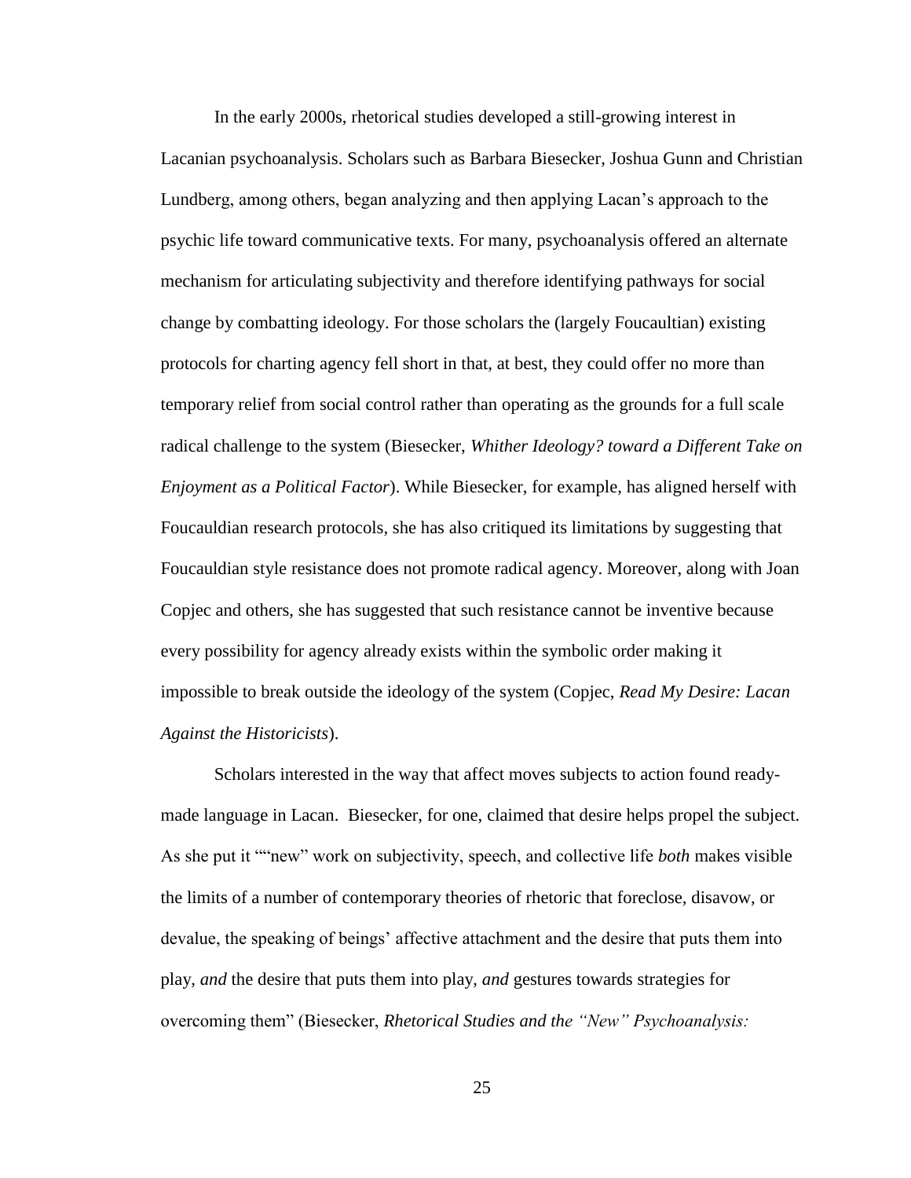In the early 2000s, rhetorical studies developed a still-growing interest in Lacanian psychoanalysis. Scholars such as Barbara Biesecker, Joshua Gunn and Christian Lundberg, among others, began analyzing and then applying Lacan's approach to the psychic life toward communicative texts. For many, psychoanalysis offered an alternate mechanism for articulating subjectivity and therefore identifying pathways for social change by combatting ideology. For those scholars the (largely Foucaultian) existing protocols for charting agency fell short in that, at best, they could offer no more than temporary relief from social control rather than operating as the grounds for a full scale radical challenge to the system (Biesecker, *Whither Ideology? toward a Different Take on Enjoyment as a Political Factor*). While Biesecker, for example, has aligned herself with Foucauldian research protocols, she has also critiqued its limitations by suggesting that Foucauldian style resistance does not promote radical agency. Moreover, along with Joan Copjec and others, she has suggested that such resistance cannot be inventive because every possibility for agency already exists within the symbolic order making it impossible to break outside the ideology of the system (Copjec, *Read My Desire: Lacan Against the Historicists*).

Scholars interested in the way that affect moves subjects to action found ready-made language in Lacan. Biesecker, for one, claimed that desire helps propel the subject. As she put it ""new" work on subjectivity, speech, and collective life *both* makes visible the limits of a number of contemporary theories of rhetoric that foreclose, disavow, or devalue, the speaking of beings' affective attachment and the desire that puts them into play, *and* the desire that puts them into play, *and* gestures towards strategies for overcoming them" (Biesecker, *Rhetorical Studies and the "New" Psychoanalysis:*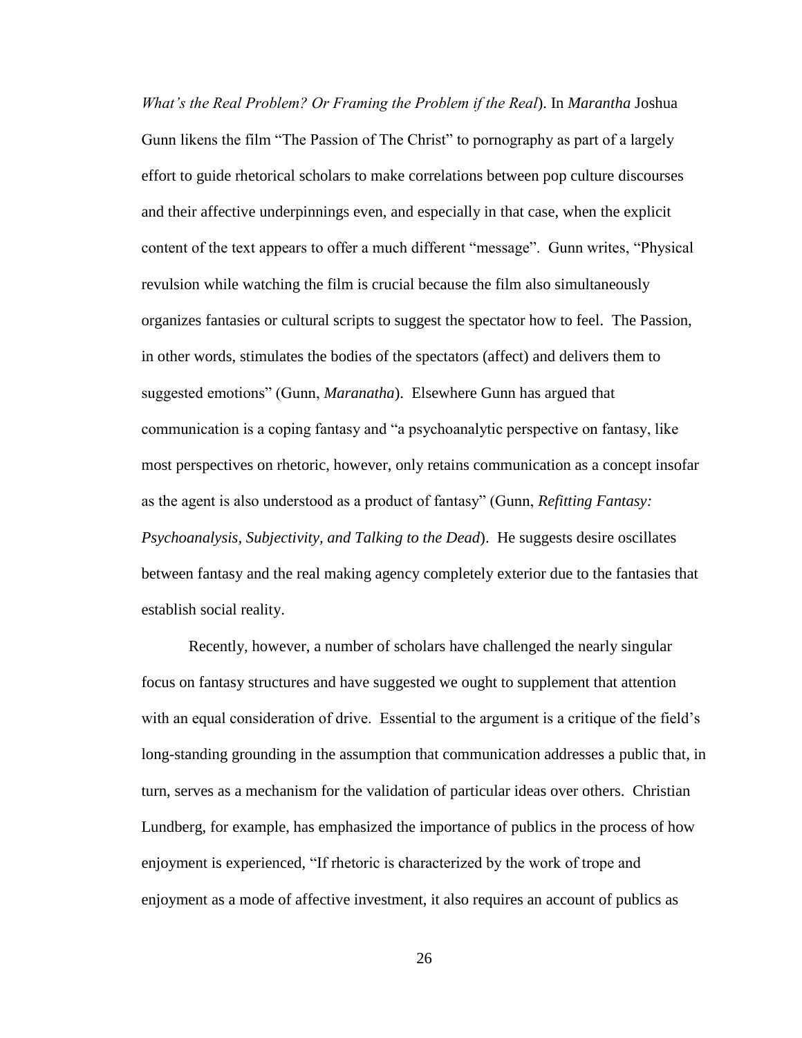*What's the Real Problem? Or Framing the Problem if the Real*). In *Marantha* Joshua Gunn likens the film "The Passion of The Christ" to pornography as part of a largely effort to guide rhetorical scholars to make correlations between pop culture discourses and their affective underpinnings even, and especially in that case, when the explicit content of the text appears to offer a much different "message". Gunn writes, "Physical revulsion while watching the film is crucial because the film also simultaneously organizes fantasies or cultural scripts to suggest the spectator how to feel. The Passion, in other words, stimulates the bodies of the spectators (affect) and delivers them to suggested emotions" (Gunn, *Maranatha*). Elsewhere Gunn has argued that communication is a coping fantasy and "a psychoanalytic perspective on fantasy, like most perspectives on rhetoric, however, only retains communication as a concept insofar as the agent is also understood as a product of fantasy" (Gunn, *Refitting Fantasy: Psychoanalysis, Subjectivity, and Talking to the Dead*). He suggests desire oscillates between fantasy and the real making agency completely exterior due to the fantasies that establish social reality.

Recently, however, a number of scholars have challenged the nearly singular focus on fantasy structures and have suggested we ought to supplement that attention with an equal consideration of drive. Essential to the argument is a critique of the field's long-standing grounding in the assumption that communication addresses a public that, in turn, serves as a mechanism for the validation of particular ideas over others. Christian Lundberg, for example, has emphasized the importance of publics in the process of how enjoyment is experienced, "If rhetoric is characterized by the work of trope and enjoyment as a mode of affective investment, it also requires an account of publics as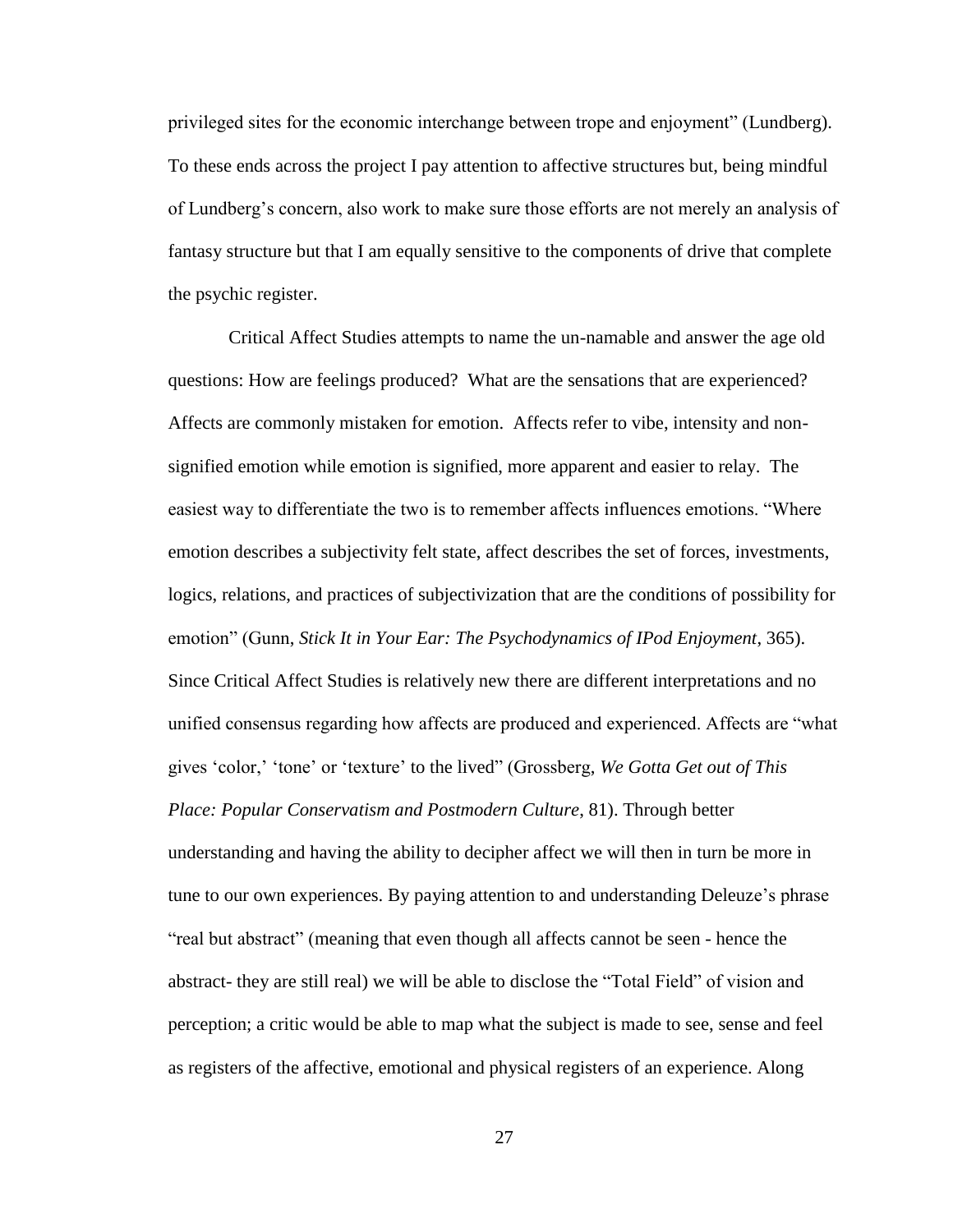privileged sites for the economic interchange between trope and enjoyment" (Lundberg). To these ends across the project I pay attention to affective structures but, being mindful of Lundberg's concern, also work to make sure those efforts are not merely an analysis of fantasy structure but that I am equally sensitive to the components of drive that complete the psychic register.

Critical Affect Studies attempts to name the un-namable and answer the age old questions: How are feelings produced? What are the sensations that are experienced? Affects are commonly mistaken for emotion. Affects refer to vibe, intensity and non-signified emotion while emotion is signified, more apparent and easier to relay. The easiest way to differentiate the two is to remember affects influences emotions. "Where emotion describes a subjectivity felt state, affect describes the set of forces, investments, logics, relations, and practices of subjectivization that are the conditions of possibility for emotion" (Gunn, *Stick It in Your Ear: The Psychodynamics of IPod Enjoyment*, 365). Since Critical Affect Studies is relatively new there are different interpretations and no unified consensus regarding how affects are produced and experienced. Affects are "what gives 'color,' 'tone' or 'texture' to the lived" (Grossberg, *We Gotta Get out of This Place: Popular Conservatism and Postmodern Culture*, 81). Through better understanding and having the ability to decipher affect we will then in turn be more in tune to our own experiences. By paying attention to and understanding Deleuze's phrase "real but abstract" (meaning that even though all affects cannot be seen - hence the abstract- they are still real) we will be able to disclose the "Total Field" of vision and perception; a critic would be able to map what the subject is made to see, sense and feel as registers of the affective, emotional and physical registers of an experience. Along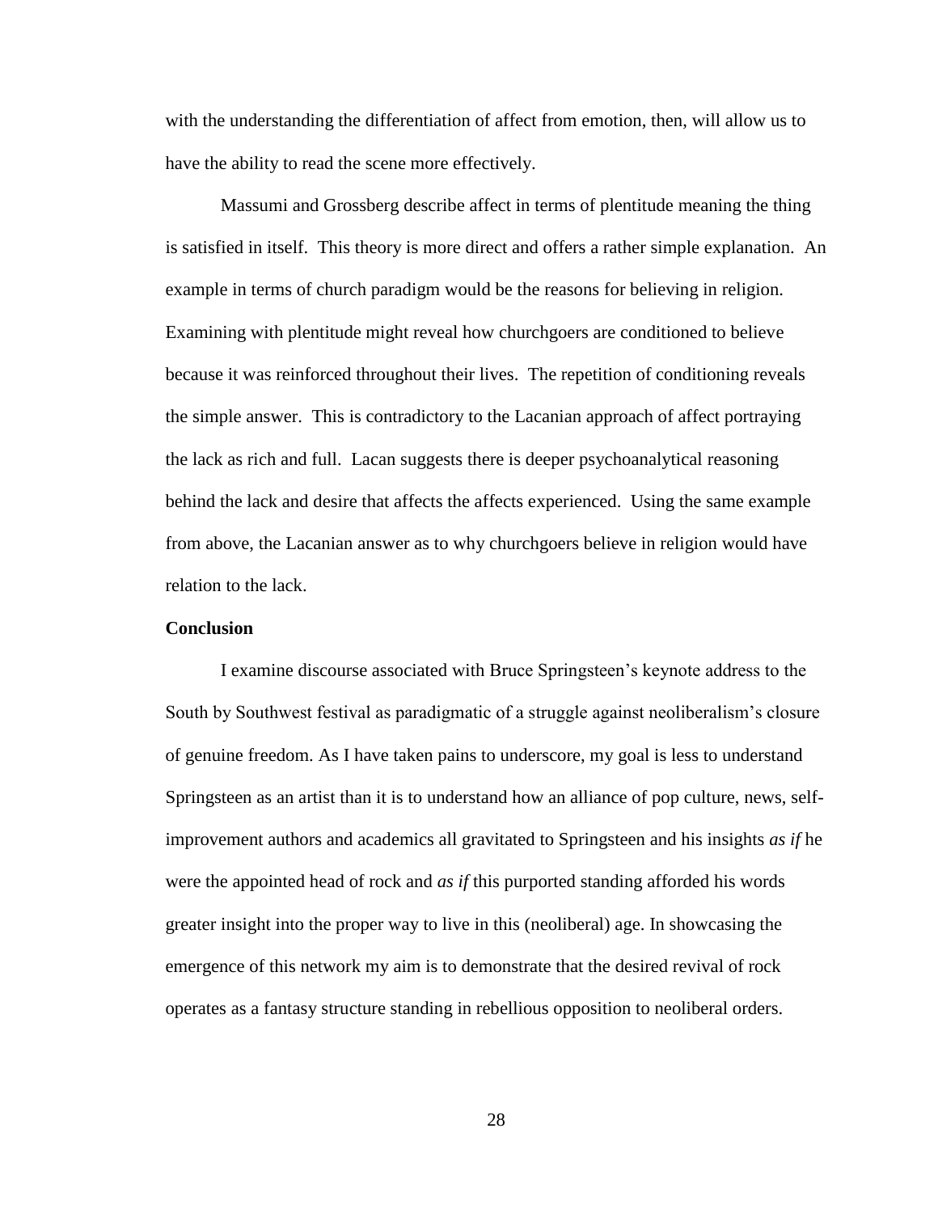with the understanding the differentiation of affect from emotion, then, will allow us to have the ability to read the scene more effectively.

Massumi and Grossberg describe affect in terms of plentitude meaning the thing is satisfied in itself. This theory is more direct and offers a rather simple explanation. An example in terms of church paradigm would be the reasons for believing in religion. Examining with plentitude might reveal how churchgoers are conditioned to believe because it was reinforced throughout their lives. The repetition of conditioning reveals the simple answer. This is contradictory to the Lacanian approach of affect portraying the lack as rich and full. Lacan suggests there is deeper psychoanalytical reasoning behind the lack and desire that affects the affects experienced. Using the same example from above, the Lacanian answer as to why churchgoers believe in religion would have relation to the lack.

**Conclusion**

I examine discourse associated with Bruce Springsteen's keynote address to the South by Southwest festival as paradigmatic of a struggle against neoliberalism's closure of genuine freedom. As I have taken pains to underscore, my goal is less to understand Springsteen as an artist than it is to understand how an alliance of pop culture, news, self-improvement authors and academics all gravitated to Springsteen and his insights *as if* he were the appointed head of rock and *as if* this purported standing afforded his words greater insight into the proper way to live in this (neoliberal) age. In showcasing the emergence of this network my aim is to demonstrate that the desired revival of rock operates as a fantasy structure standing in rebellious opposition to neoliberal orders.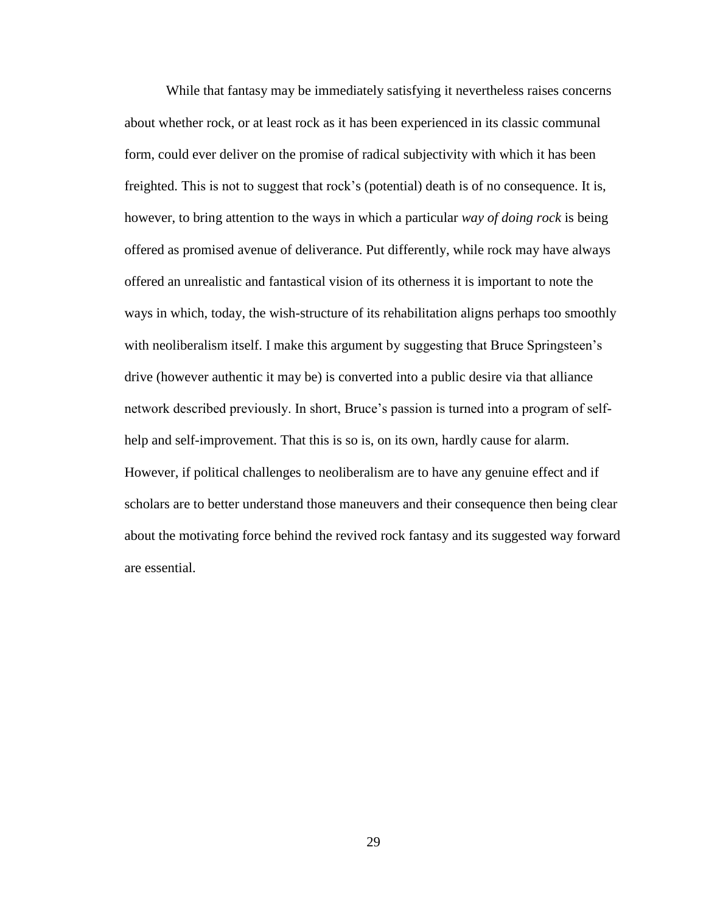While that fantasy may be immediately satisfying it nevertheless raises concerns about whether rock, or at least rock as it has been experienced in its classic communal form, could ever deliver on the promise of radical subjectivity with which it has been freighted. This is not to suggest that rock's (potential) death is of no consequence. It is, however, to bring attention to the ways in which a particular *way of doing rock* is being offered as promised avenue of deliverance. Put differently, while rock may have always offered an unrealistic and fantastical vision of its otherness it is important to note the ways in which, today, the wish-structure of its rehabilitation aligns perhaps too smoothly with neoliberalism itself. I make this argument by suggesting that Bruce Springsteen's drive (however authentic it may be) is converted into a public desire via that alliance network described previously. In short, Bruce's passion is turned into a program of self-help and self-improvement. That this is so is, on its own, hardly cause for alarm. However, if political challenges to neoliberalism are to have any genuine effect and if scholars are to better understand those maneuvers and their consequence then being clear about the motivating force behind the revived rock fantasy and its suggested way forward are essential.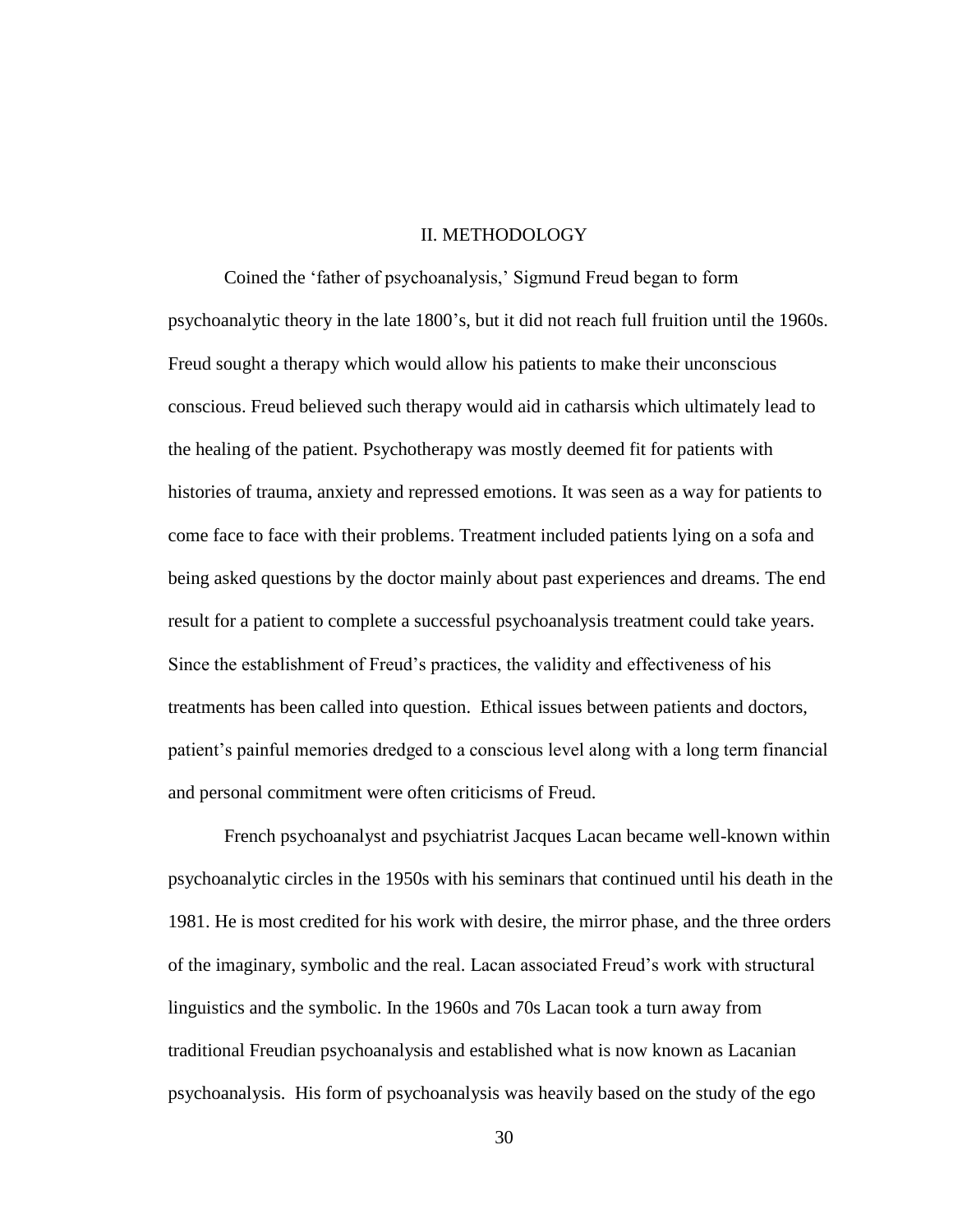## II. METHODOLOGY

Coined the 'father of psychoanalysis,' Sigmund Freud began to form psychoanalytic theory in the late 1800's, but it did not reach full fruition until the 1960s. Freud sought a therapy which would allow his patients to make their unconscious conscious. Freud believed such therapy would aid in catharsis which ultimately lead to the healing of the patient. Psychotherapy was mostly deemed fit for patients with histories of trauma, anxiety and repressed emotions. It was seen as a way for patients to come face to face with their problems. Treatment included patients lying on a sofa and being asked questions by the doctor mainly about past experiences and dreams. The end result for a patient to complete a successful psychoanalysis treatment could take years. Since the establishment of Freud's practices, the validity and effectiveness of his treatments has been called into question. Ethical issues between patients and doctors, patient's painful memories dredged to a conscious level along with a long term financial and personal commitment were often criticisms of Freud.

French psychoanalyst and psychiatrist Jacques Lacan became well-known within psychoanalytic circles in the 1950s with his seminars that continued until his death in the 1981. He is most credited for his work with desire, the mirror phase, and the three orders of the imaginary, symbolic and the real. Lacan associated Freud's work with structural linguistics and the symbolic. In the 1960s and 70s Lacan took a turn away from traditional Freudian psychoanalysis and established what is now known as Lacanian psychoanalysis. His form of psychoanalysis was heavily based on the study of the ego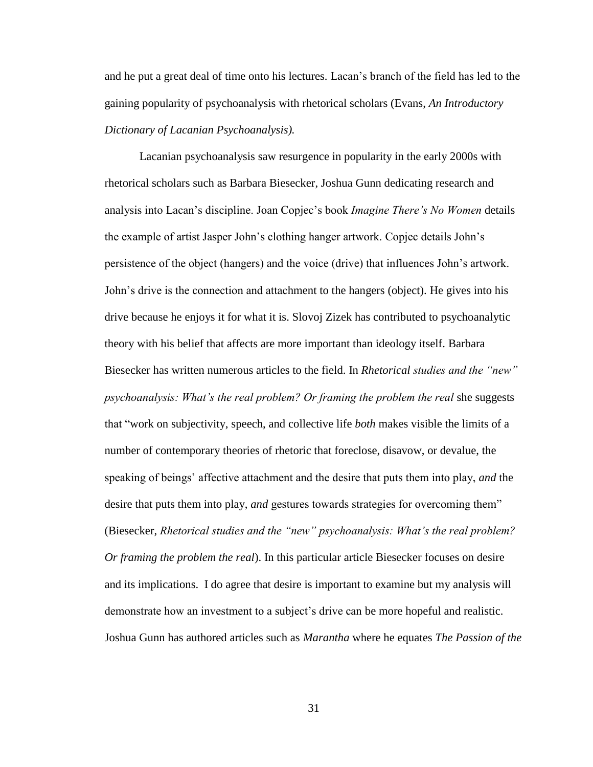and he put a great deal of time onto his lectures. Lacan's branch of the field has led to the gaining popularity of psychoanalysis with rhetorical scholars (Evans, *An Introductory Dictionary of Lacanian Psychoanalysis).*

Lacanian psychoanalysis saw resurgence in popularity in the early 2000s with rhetorical scholars such as Barbara Biesecker, Joshua Gunn dedicating research and analysis into Lacan's discipline. Joan Copjec's book *Imagine There's No Women* details the example of artist Jasper John's clothing hanger artwork. Copjec details John's persistence of the object (hangers) and the voice (drive) that influences John's artwork. John's drive is the connection and attachment to the hangers (object). He gives into his drive because he enjoys it for what it is. Slovoj Zizek has contributed to psychoanalytic theory with his belief that affects are more important than ideology itself. Barbara Biesecker has written numerous articles to the field. In *Rhetorical studies and the "new" psychoanalysis: What's the real problem? Or framing the problem the real* she suggests that "work on subjectivity, speech, and collective life *both* makes visible the limits of a number of contemporary theories of rhetoric that foreclose, disavow, or devalue, the speaking of beings' affective attachment and the desire that puts them into play, *and* the desire that puts them into play, *and* gestures towards strategies for overcoming them" (Biesecker, *Rhetorical studies and the "new" psychoanalysis: What's the real problem? Or framing the problem the real*). In this particular article Biesecker focuses on desire and its implications. I do agree that desire is important to examine but my analysis will demonstrate how an investment to a subject's drive can be more hopeful and realistic. Joshua Gunn has authored articles such as *Marantha* where he equates *The Passion of the*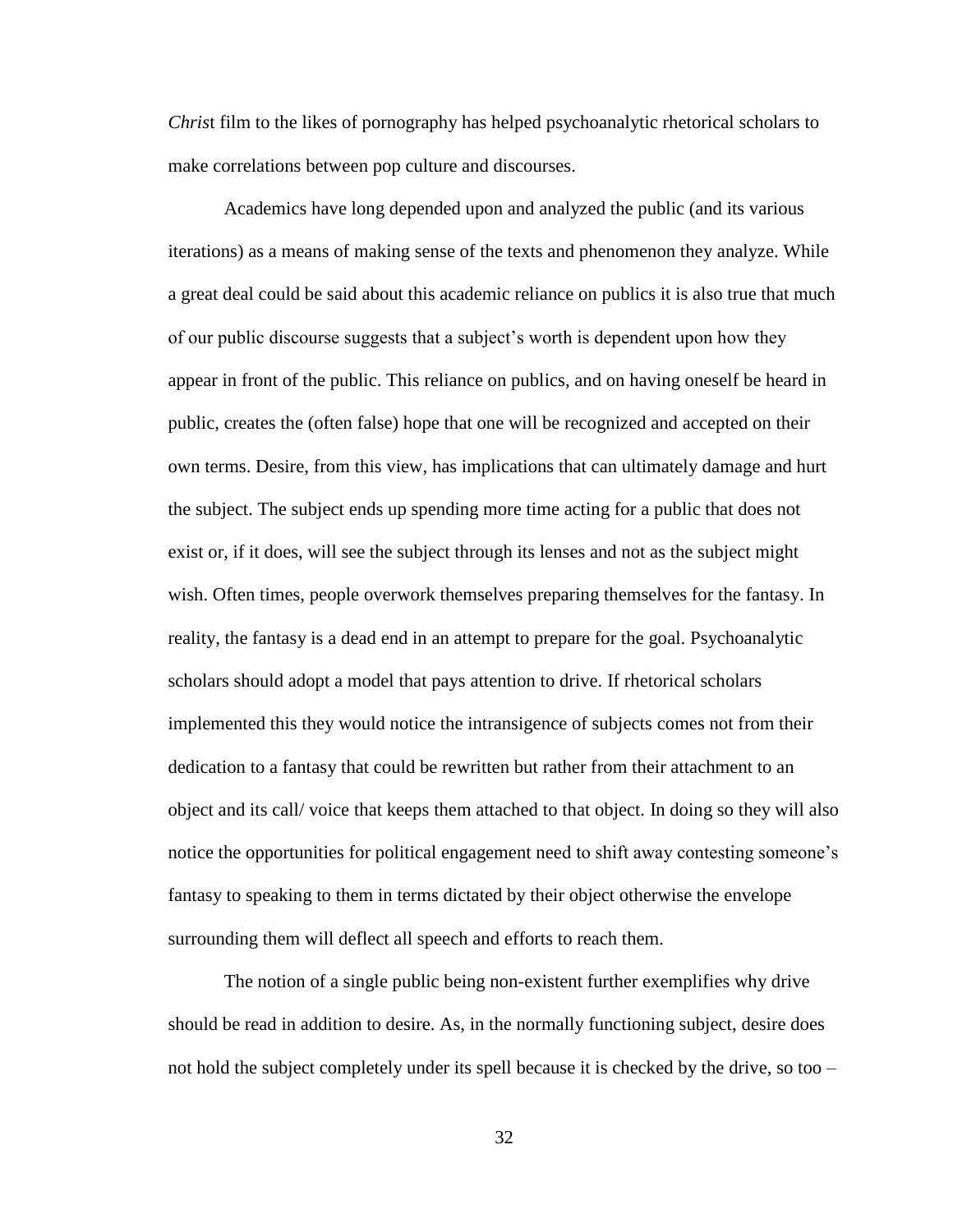*Christ* film to the likes of pornography has helped psychoanalytic rhetorical scholars to make correlations between pop culture and discourses.

Academics have long depended upon and analyzed the public (and its various iterations) as a means of making sense of the texts and phenomenon they analyze. While a great deal could be said about this academic reliance on publics it is also true that much of our public discourse suggests that a subject's worth is dependent upon how they appear in front of the public. This reliance on publics, and on having oneself be heard in public, creates the (often false) hope that one will be recognized and accepted on their own terms. Desire, from this view, has implications that can ultimately damage and hurt the subject. The subject ends up spending more time acting for a public that does not exist or, if it does, will see the subject through its lenses and not as the subject might wish. Often times, people overwork themselves preparing themselves for the fantasy. In reality, the fantasy is a dead end in an attempt to prepare for the goal. Psychoanalytic scholars should adopt a model that pays attention to drive. If rhetorical scholars implemented this they would notice the intransigence of subjects comes not from their dedication to a fantasy that could be rewritten but rather from their attachment to an object and its call/ voice that keeps them attached to that object. In doing so they will also notice the opportunities for political engagement need to shift away contesting someone's fantasy to speaking to them in terms dictated by their object otherwise the envelope surrounding them will deflect all speech and efforts to reach them.

The notion of a single public being non-existent further exemplifies why drive should be read in addition to desire. As, in the normally functioning subject, desire does not hold the subject completely under its spell because it is checked by the drive, so too –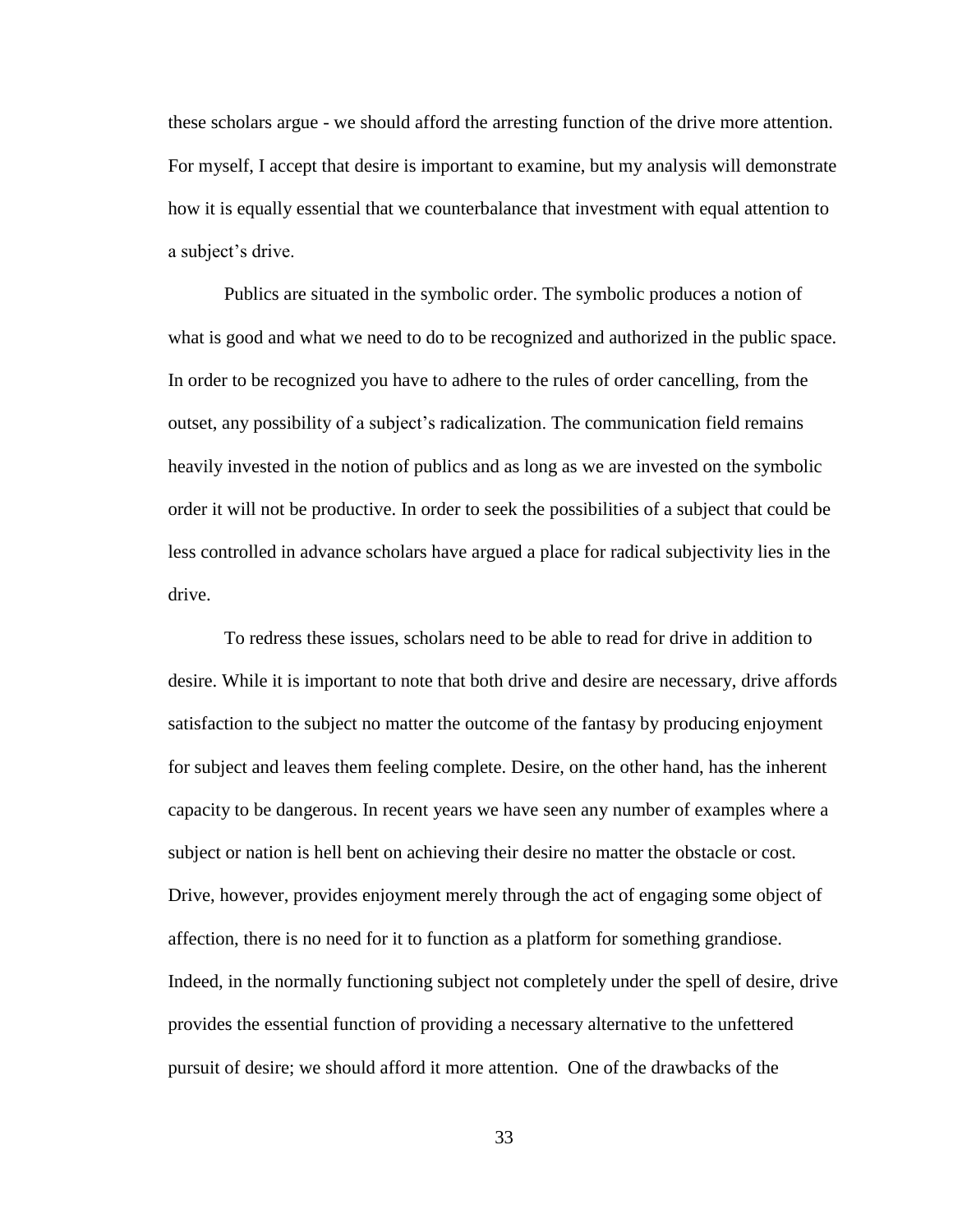these scholars argue - we should afford the arresting function of the drive more attention. For myself, I accept that desire is important to examine, but my analysis will demonstrate how it is equally essential that we counterbalance that investment with equal attention to a subject's drive.

Publics are situated in the symbolic order. The symbolic produces a notion of what is good and what we need to do to be recognized and authorized in the public space. In order to be recognized you have to adhere to the rules of order cancelling, from the outset, any possibility of a subject's radicalization. The communication field remains heavily invested in the notion of publics and as long as we are invested on the symbolic order it will not be productive. In order to seek the possibilities of a subject that could be less controlled in advance scholars have argued a place for radical subjectivity lies in the drive.

To redress these issues, scholars need to be able to read for drive in addition to desire. While it is important to note that both drive and desire are necessary, drive affords satisfaction to the subject no matter the outcome of the fantasy by producing enjoyment for subject and leaves them feeling complete. Desire, on the other hand, has the inherent capacity to be dangerous. In recent years we have seen any number of examples where a subject or nation is hell bent on achieving their desire no matter the obstacle or cost. Drive, however, provides enjoyment merely through the act of engaging some object of affection, there is no need for it to function as a platform for something grandiose. Indeed, in the normally functioning subject not completely under the spell of desire, drive provides the essential function of providing a necessary alternative to the unfettered pursuit of desire; we should afford it more attention. One of the drawbacks of the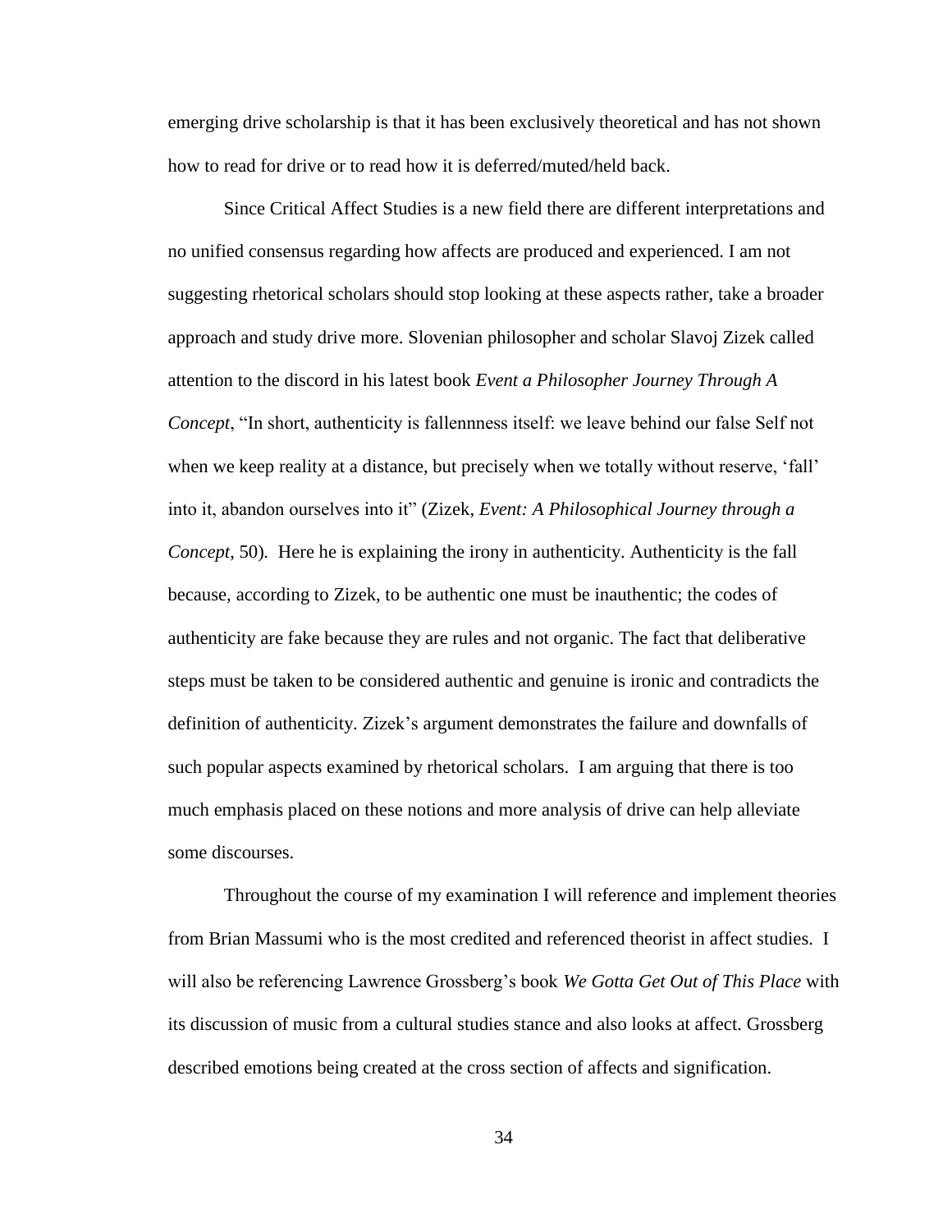emerging drive scholarship is that it has been exclusively theoretical and has not shown how to read for drive or to read how it is deferred/muted/held back.

Since Critical Affect Studies is a new field there are different interpretations and no unified consensus regarding how affects are produced and experienced. I am not suggesting rhetorical scholars should stop looking at these aspects rather, take a broader approach and study drive more. Slovenian philosopher and scholar Slavoj Zizek called attention to the discord in his latest book *Event a Philosopher Journey Through A Concept*, "In short, authenticity is fallennness itself: we leave behind our false Self not when we keep reality at a distance, but precisely when we totally without reserve, 'fall' into it, abandon ourselves into it" (Zizek, *Event: A Philosophical Journey through a Concept*, 50). Here he is explaining the irony in authenticity. Authenticity is the fall because, according to Zizek, to be authentic one must be inauthentic; the codes of authenticity are fake because they are rules and not organic. The fact that deliberative steps must be taken to be considered authentic and genuine is ironic and contradicts the definition of authenticity. Zizek's argument demonstrates the failure and downfalls of such popular aspects examined by rhetorical scholars. I am arguing that there is too much emphasis placed on these notions and more analysis of drive can help alleviate some discourses.

Throughout the course of my examination I will reference and implement theories from Brian Massumi who is the most credited and referenced theorist in affect studies. I will also be referencing Lawrence Grossberg's book *We Gotta Get Out of This Place* with its discussion of music from a cultural studies stance and also looks at affect. Grossberg described emotions being created at the cross section of affects and signification.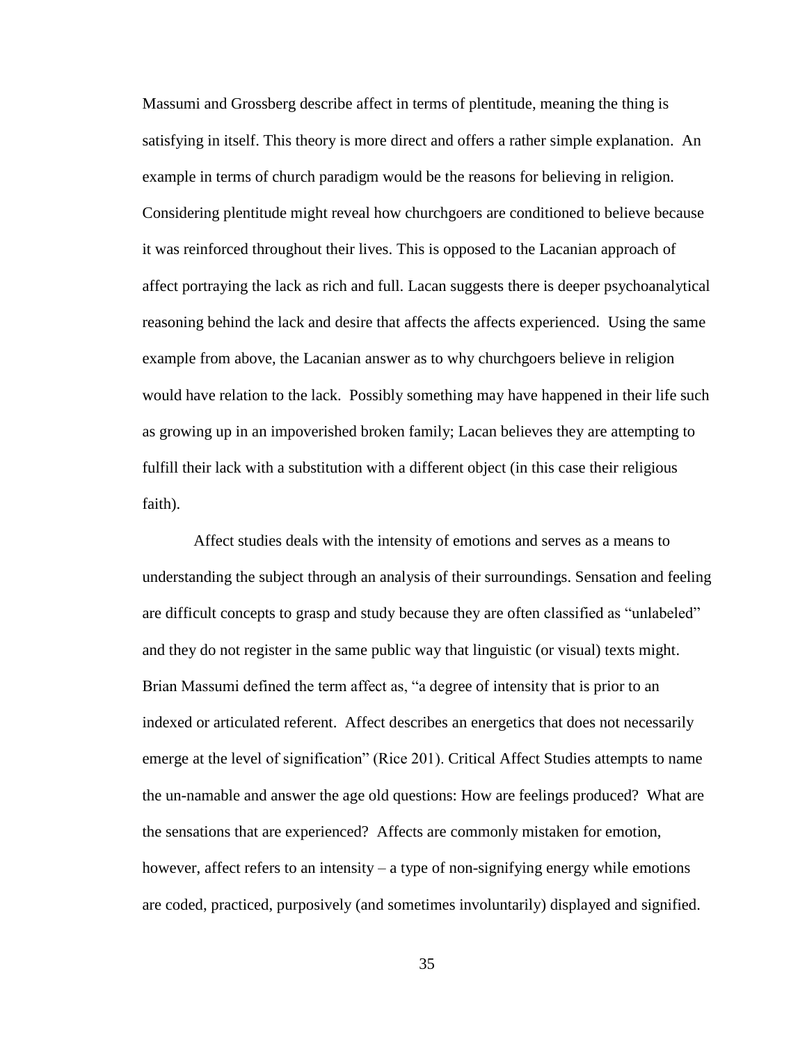Massumi and Grossberg describe affect in terms of plentitude, meaning the thing is satisfying in itself. This theory is more direct and offers a rather simple explanation. An example in terms of church paradigm would be the reasons for believing in religion. Considering plentitude might reveal how churchgoers are conditioned to believe because it was reinforced throughout their lives. This is opposed to the Lacanian approach of affect portraying the lack as rich and full. Lacan suggests there is deeper psychoanalytical reasoning behind the lack and desire that affects the affects experienced. Using the same example from above, the Lacanian answer as to why churchgoers believe in religion would have relation to the lack. Possibly something may have happened in their life such as growing up in an impoverished broken family; Lacan believes they are attempting to fulfill their lack with a substitution with a different object (in this case their religious faith).

Affect studies deals with the intensity of emotions and serves as a means to understanding the subject through an analysis of their surroundings. Sensation and feeling are difficult concepts to grasp and study because they are often classified as "unlabeled" and they do not register in the same public way that linguistic (or visual) texts might. Brian Massumi defined the term affect as, "a degree of intensity that is prior to an indexed or articulated referent. Affect describes an energetics that does not necessarily emerge at the level of signification" (Rice 201). Critical Affect Studies attempts to name the un-namable and answer the age old questions: How are feelings produced? What are the sensations that are experienced? Affects are commonly mistaken for emotion, however, affect refers to an intensity – a type of non-signifying energy while emotions are coded, practiced, purposively (and sometimes involuntarily) displayed and signified.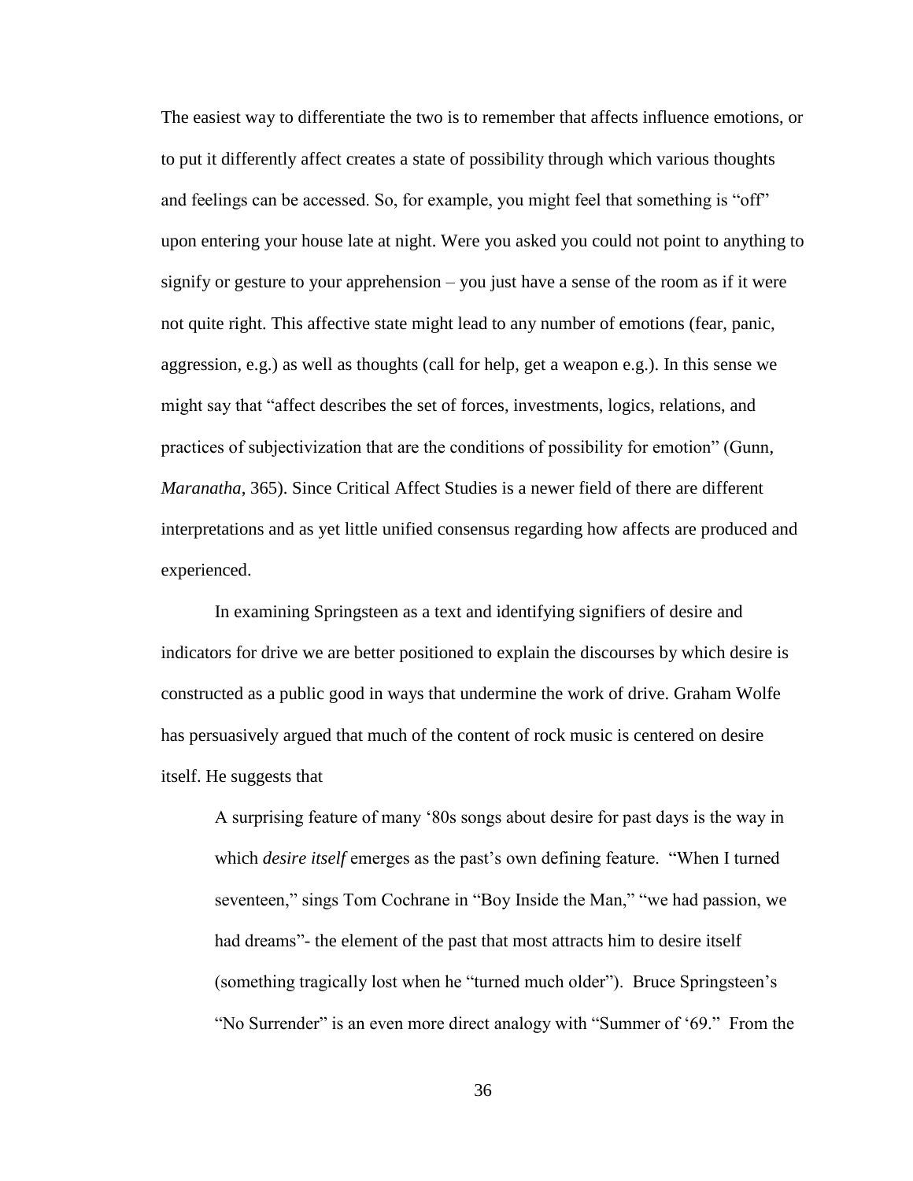The easiest way to differentiate the two is to remember that affects influence emotions, or to put it differently affect creates a state of possibility through which various thoughts and feelings can be accessed. So, for example, you might feel that something is "off" upon entering your house late at night. Were you asked you could not point to anything to signify or gesture to your apprehension – you just have a sense of the room as if it were not quite right. This affective state might lead to any number of emotions (fear, panic, aggression, e.g.) as well as thoughts (call for help, get a weapon e.g.). In this sense we might say that "affect describes the set of forces, investments, logics, relations, and practices of subjectivization that are the conditions of possibility for emotion" (Gunn, *Maranatha*, 365). Since Critical Affect Studies is a newer field of there are different interpretations and as yet little unified consensus regarding how affects are produced and experienced.

In examining Springsteen as a text and identifying signifiers of desire and indicators for drive we are better positioned to explain the discourses by which desire is constructed as a public good in ways that undermine the work of drive. Graham Wolfe has persuasively argued that much of the content of rock music is centered on desire itself. He suggests that

> A surprising feature of many '80s songs about desire for past days is the way in which *desire itself* emerges as the past's own defining feature. "When I turned seventeen," sings Tom Cochrane in "Boy Inside the Man," "we had passion, we had dreams"- the element of the past that most attracts him to desire itself (something tragically lost when he "turned much older"). Bruce Springsteen's "No Surrender" is an even more direct analogy with "Summer of '69." From the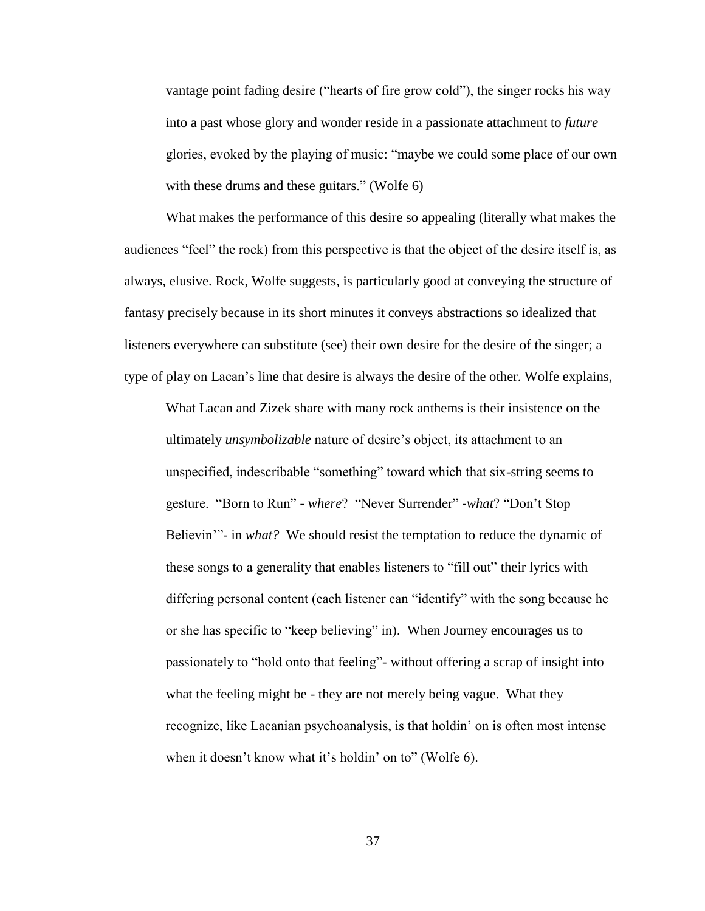> vantage point fading desire ("hearts of fire grow cold"), the singer rocks his way into a past whose glory and wonder reside in a passionate attachment to *future* glories, evoked by the playing of music: "maybe we could some place of our own with these drums and these guitars." (Wolfe 6)

What makes the performance of this desire so appealing (literally what makes the audiences "feel" the rock) from this perspective is that the object of the desire itself is, as always, elusive. Rock, Wolfe suggests, is particularly good at conveying the structure of fantasy precisely because in its short minutes it conveys abstractions so idealized that listeners everywhere can substitute (see) their own desire for the desire of the singer; a type of play on Lacan's line that desire is always the desire of the other. Wolfe explains,

> What Lacan and Zizek share with many rock anthems is their insistence on the ultimately *unsymbolizable* nature of desire's object, its attachment to an unspecified, indescribable "something" toward which that six-string seems to gesture. "Born to Run" - *where*? "Never Surrender" -*what*? "Don't Stop Believin'"- in *what?* We should resist the temptation to reduce the dynamic of these songs to a generality that enables listeners to "fill out" their lyrics with differing personal content (each listener can "identify" with the song because he or she has specific to "keep believing" in). When Journey encourages us to passionately to "hold onto that feeling"- without offering a scrap of insight into what the feeling might be - they are not merely being vague. What they recognize, like Lacanian psychoanalysis, is that holdin' on is often most intense when it doesn't know what it's holdin' on to" (Wolfe 6).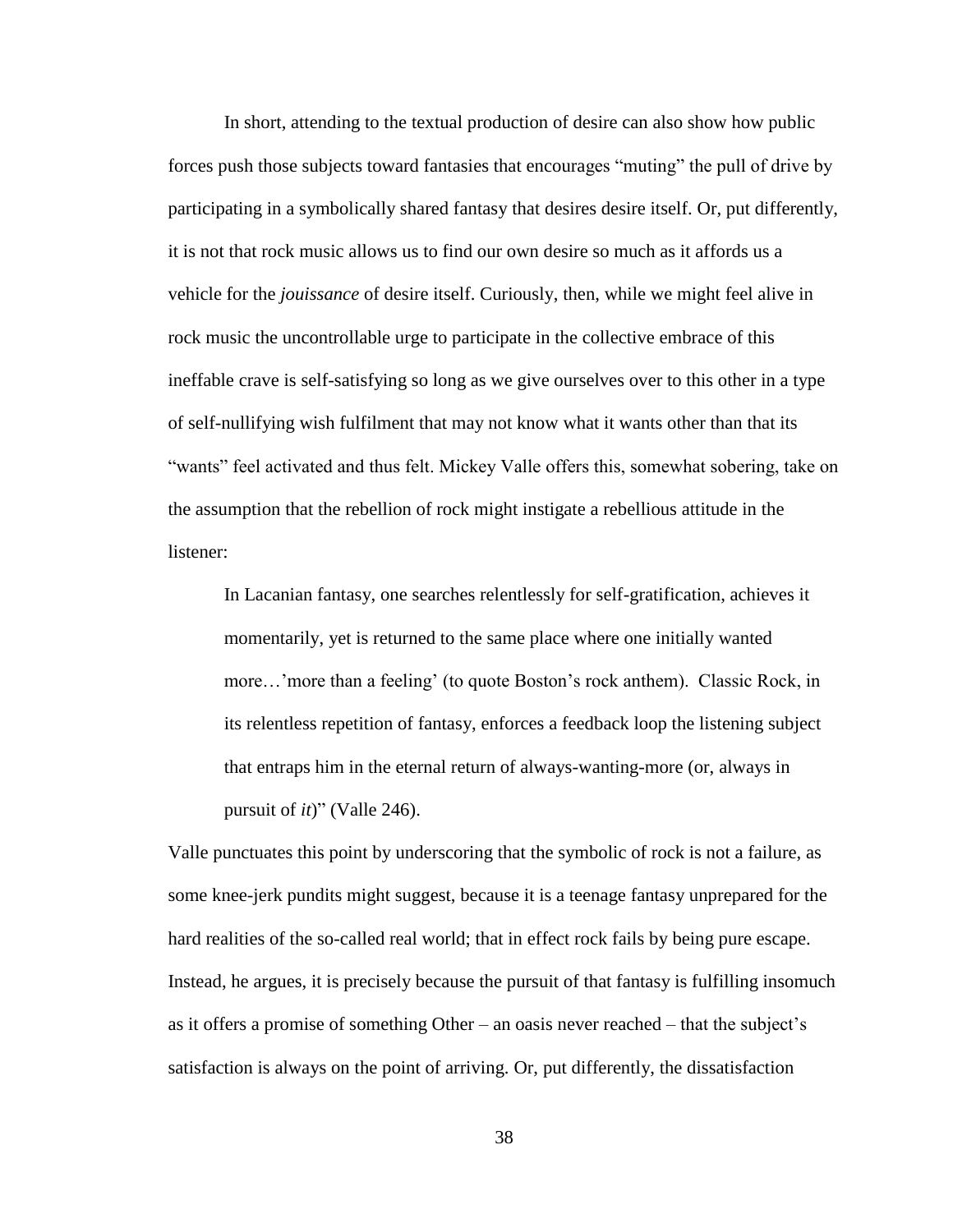In short, attending to the textual production of desire can also show how public forces push those subjects toward fantasies that encourages "muting" the pull of drive by participating in a symbolically shared fantasy that desires desire itself. Or, put differently, it is not that rock music allows us to find our own desire so much as it affords us a vehicle for the *jouissance* of desire itself. Curiously, then, while we might feel alive in rock music the uncontrollable urge to participate in the collective embrace of this ineffable crave is self-satisfying so long as we give ourselves over to this other in a type of self-nullifying wish fulfilment that may not know what it wants other than that its "wants" feel activated and thus felt. Mickey Valle offers this, somewhat sobering, take on the assumption that the rebellion of rock might instigate a rebellious attitude in the listener:

> In Lacanian fantasy, one searches relentlessly for self-gratification, achieves it momentarily, yet is returned to the same place where one initially wanted more…'more than a feeling' (to quote Boston's rock anthem). Classic Rock, in its relentless repetition of fantasy, enforces a feedback loop the listening subject that entraps him in the eternal return of always-wanting-more (or, always in pursuit of *it*)" (Valle 246).

Valle punctuates this point by underscoring that the symbolic of rock is not a failure, as some knee-jerk pundits might suggest, because it is a teenage fantasy unprepared for the hard realities of the so-called real world; that in effect rock fails by being pure escape. Instead, he argues, it is precisely because the pursuit of that fantasy is fulfilling insomuch as it offers a promise of something Other – an oasis never reached – that the subject's satisfaction is always on the point of arriving. Or, put differently, the dissatisfaction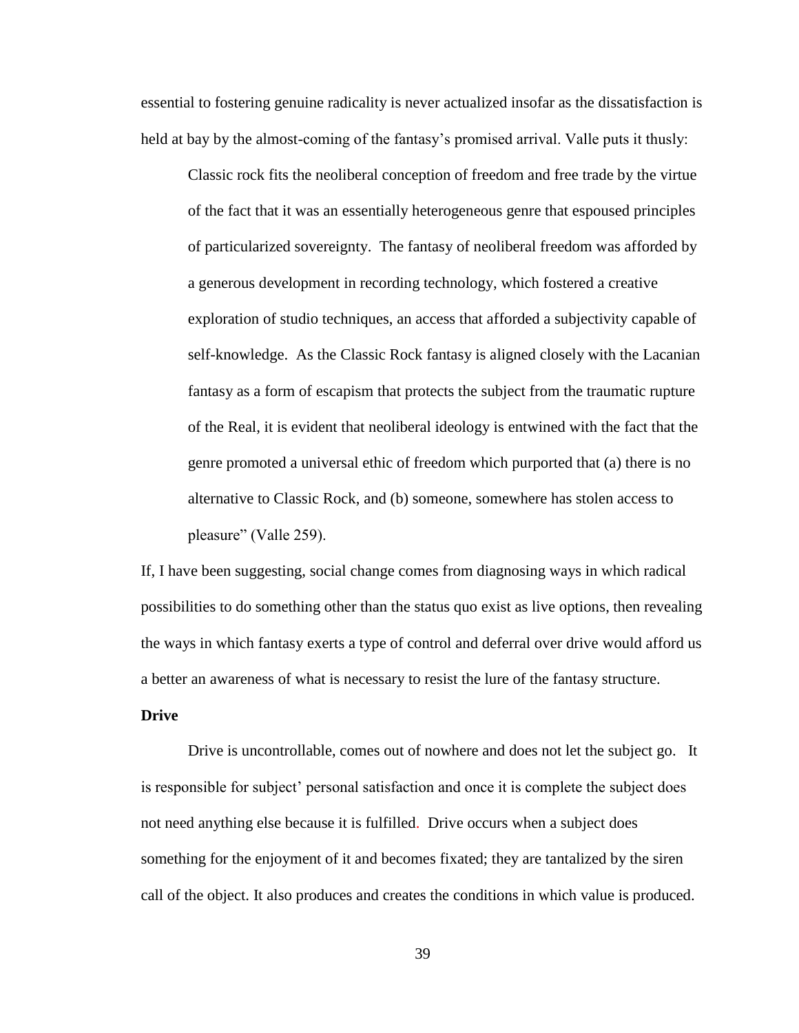essential to fostering genuine radicality is never actualized insofar as the dissatisfaction is held at bay by the almost-coming of the fantasy's promised arrival. Valle puts it thusly:

> Classic rock fits the neoliberal conception of freedom and free trade by the virtue of the fact that it was an essentially heterogeneous genre that espoused principles of particularized sovereignty. The fantasy of neoliberal freedom was afforded by a generous development in recording technology, which fostered a creative exploration of studio techniques, an access that afforded a subjectivity capable of self-knowledge. As the Classic Rock fantasy is aligned closely with the Lacanian fantasy as a form of escapism that protects the subject from the traumatic rupture of the Real, it is evident that neoliberal ideology is entwined with the fact that the genre promoted a universal ethic of freedom which purported that (a) there is no alternative to Classic Rock, and (b) someone, somewhere has stolen access to pleasure" (Valle 259).

If, I have been suggesting, social change comes from diagnosing ways in which radical possibilities to do something other than the status quo exist as live options, then revealing the ways in which fantasy exerts a type of control and deferral over drive would afford us a better an awareness of what is necessary to resist the lure of the fantasy structure.

**Drive**

Drive is uncontrollable, comes out of nowhere and does not let the subject go. It is responsible for subject' personal satisfaction and once it is complete the subject does not need anything else because it is fulfilled. Drive occurs when a subject does something for the enjoyment of it and becomes fixated; they are tantalized by the siren call of the object. It also produces and creates the conditions in which value is produced.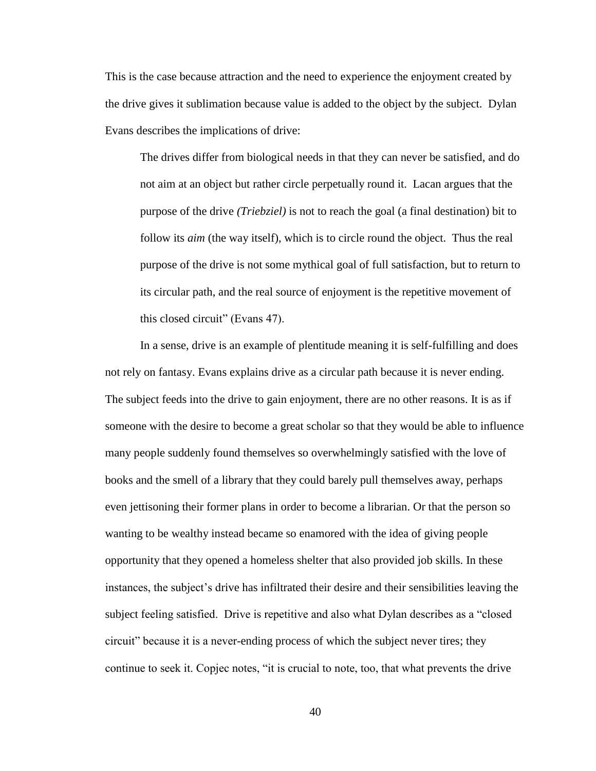This is the case because attraction and the need to experience the enjoyment created by the drive gives it sublimation because value is added to the object by the subject. Dylan Evans describes the implications of drive:

> The drives differ from biological needs in that they can never be satisfied, and do not aim at an object but rather circle perpetually round it. Lacan argues that the purpose of the drive *(Triebziel)* is not to reach the goal (a final destination) bit to follow its *aim* (the way itself), which is to circle round the object. Thus the real purpose of the drive is not some mythical goal of full satisfaction, but to return to its circular path, and the real source of enjoyment is the repetitive movement of this closed circuit" (Evans 47).

In a sense, drive is an example of plentitude meaning it is self-fulfilling and does not rely on fantasy. Evans explains drive as a circular path because it is never ending. The subject feeds into the drive to gain enjoyment, there are no other reasons. It is as if someone with the desire to become a great scholar so that they would be able to influence many people suddenly found themselves so overwhelmingly satisfied with the love of books and the smell of a library that they could barely pull themselves away, perhaps even jettisoning their former plans in order to become a librarian. Or that the person so wanting to be wealthy instead became so enamored with the idea of giving people opportunity that they opened a homeless shelter that also provided job skills. In these instances, the subject's drive has infiltrated their desire and their sensibilities leaving the subject feeling satisfied. Drive is repetitive and also what Dylan describes as a "closed circuit" because it is a never-ending process of which the subject never tires; they continue to seek it. Copjec notes, "it is crucial to note, too, that what prevents the drive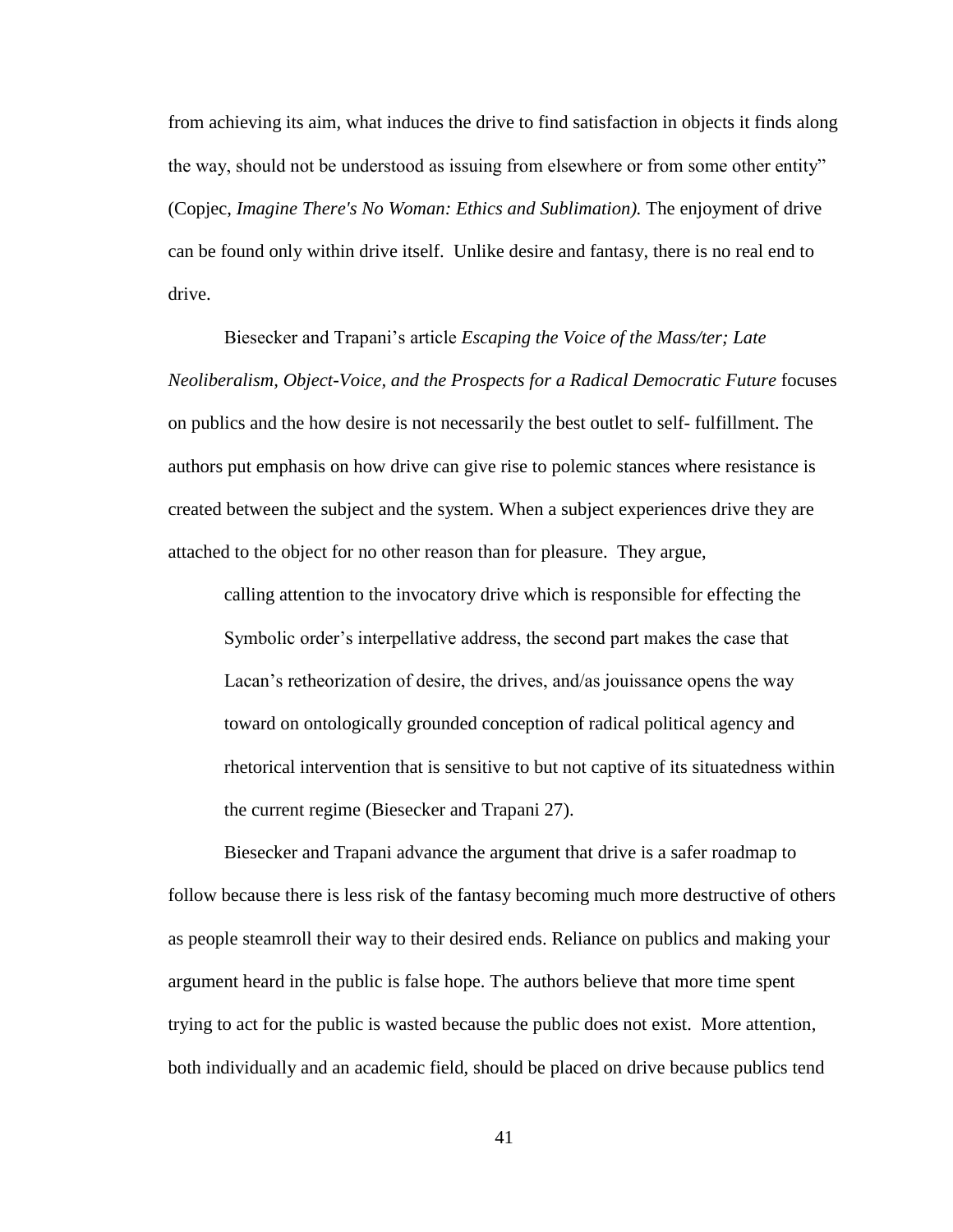from achieving its aim, what induces the drive to find satisfaction in objects it finds along the way, should not be understood as issuing from elsewhere or from some other entity" (Copjec, *Imagine There's No Woman: Ethics and Sublimation).* The enjoyment of drive can be found only within drive itself. Unlike desire and fantasy, there is no real end to drive.

Biesecker and Trapani's article *Escaping the Voice of the Mass/ter; Late Neoliberalism, Object-Voice, and the Prospects for a Radical Democratic Future* focuses on publics and the how desire is not necessarily the best outlet to self- fulfillment. The authors put emphasis on how drive can give rise to polemic stances where resistance is created between the subject and the system. When a subject experiences drive they are attached to the object for no other reason than for pleasure. They argue,

> calling attention to the invocatory drive which is responsible for effecting the Symbolic order's interpellative address, the second part makes the case that Lacan's retheorization of desire, the drives, and/as jouissance opens the way toward on ontologically grounded conception of radical political agency and rhetorical intervention that is sensitive to but not captive of its situatedness within the current regime (Biesecker and Trapani 27).

Biesecker and Trapani advance the argument that drive is a safer roadmap to follow because there is less risk of the fantasy becoming much more destructive of others as people steamroll their way to their desired ends. Reliance on publics and making your argument heard in the public is false hope. The authors believe that more time spent trying to act for the public is wasted because the public does not exist. More attention, both individually and an academic field, should be placed on drive because publics tend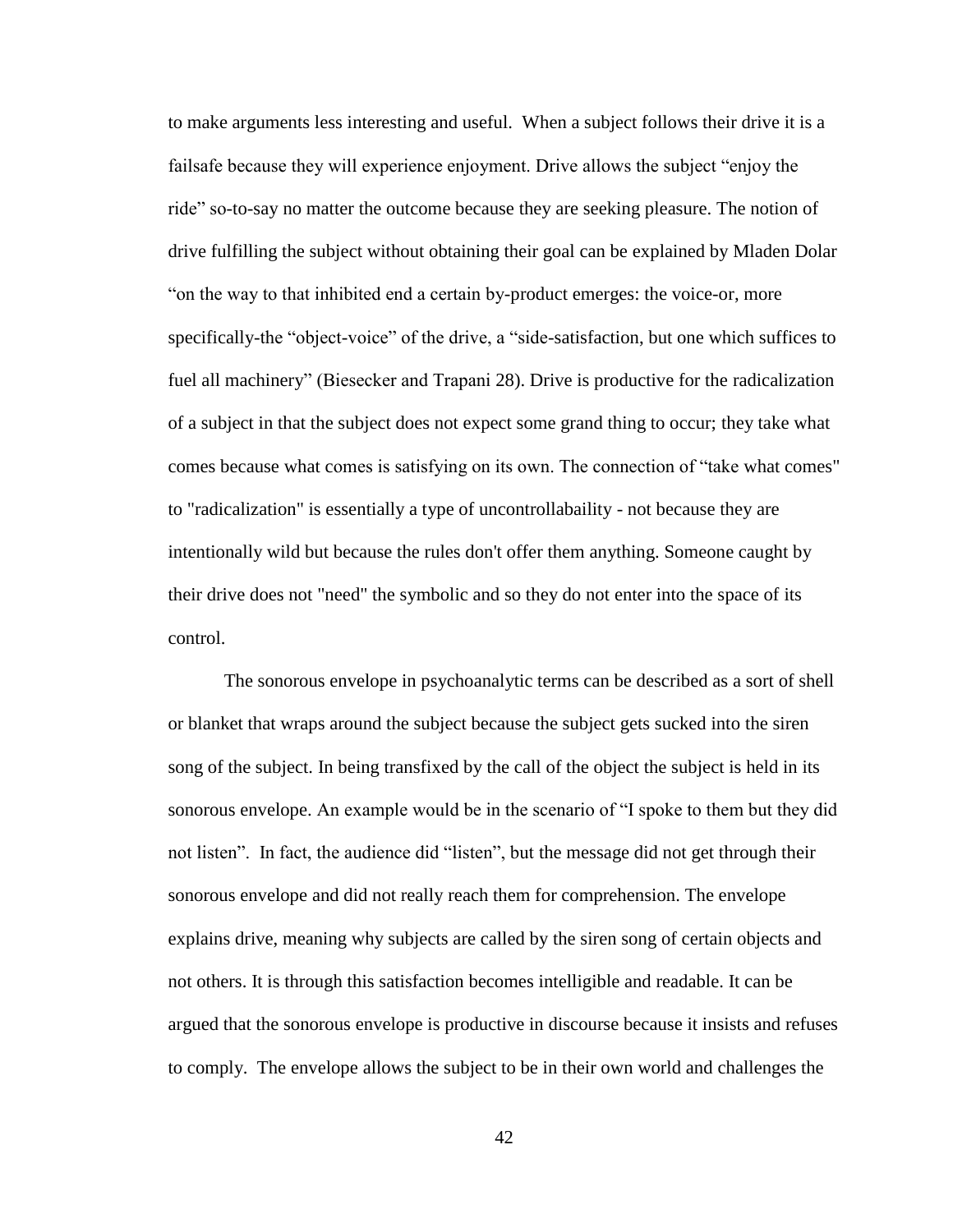to make arguments less interesting and useful. When a subject follows their drive it is a failsafe because they will experience enjoyment. Drive allows the subject "enjoy the ride" so-to-say no matter the outcome because they are seeking pleasure. The notion of drive fulfilling the subject without obtaining their goal can be explained by Mladen Dolar "on the way to that inhibited end a certain by-product emerges: the voice-or, more specifically-the "object-voice" of the drive, a "side-satisfaction, but one which suffices to fuel all machinery" (Biesecker and Trapani 28). Drive is productive for the radicalization of a subject in that the subject does not expect some grand thing to occur; they take what comes because what comes is satisfying on its own. The connection of "take what comes" to "radicalization" is essentially a type of uncontrollabaility - not because they are intentionally wild but because the rules don't offer them anything. Someone caught by their drive does not "need" the symbolic and so they do not enter into the space of its control.

The sonorous envelope in psychoanalytic terms can be described as a sort of shell or blanket that wraps around the subject because the subject gets sucked into the siren song of the subject. In being transfixed by the call of the object the subject is held in its sonorous envelope. An example would be in the scenario of "I spoke to them but they did not listen". In fact, the audience did "listen", but the message did not get through their sonorous envelope and did not really reach them for comprehension. The envelope explains drive, meaning why subjects are called by the siren song of certain objects and not others. It is through this satisfaction becomes intelligible and readable. It can be argued that the sonorous envelope is productive in discourse because it insists and refuses to comply. The envelope allows the subject to be in their own world and challenges the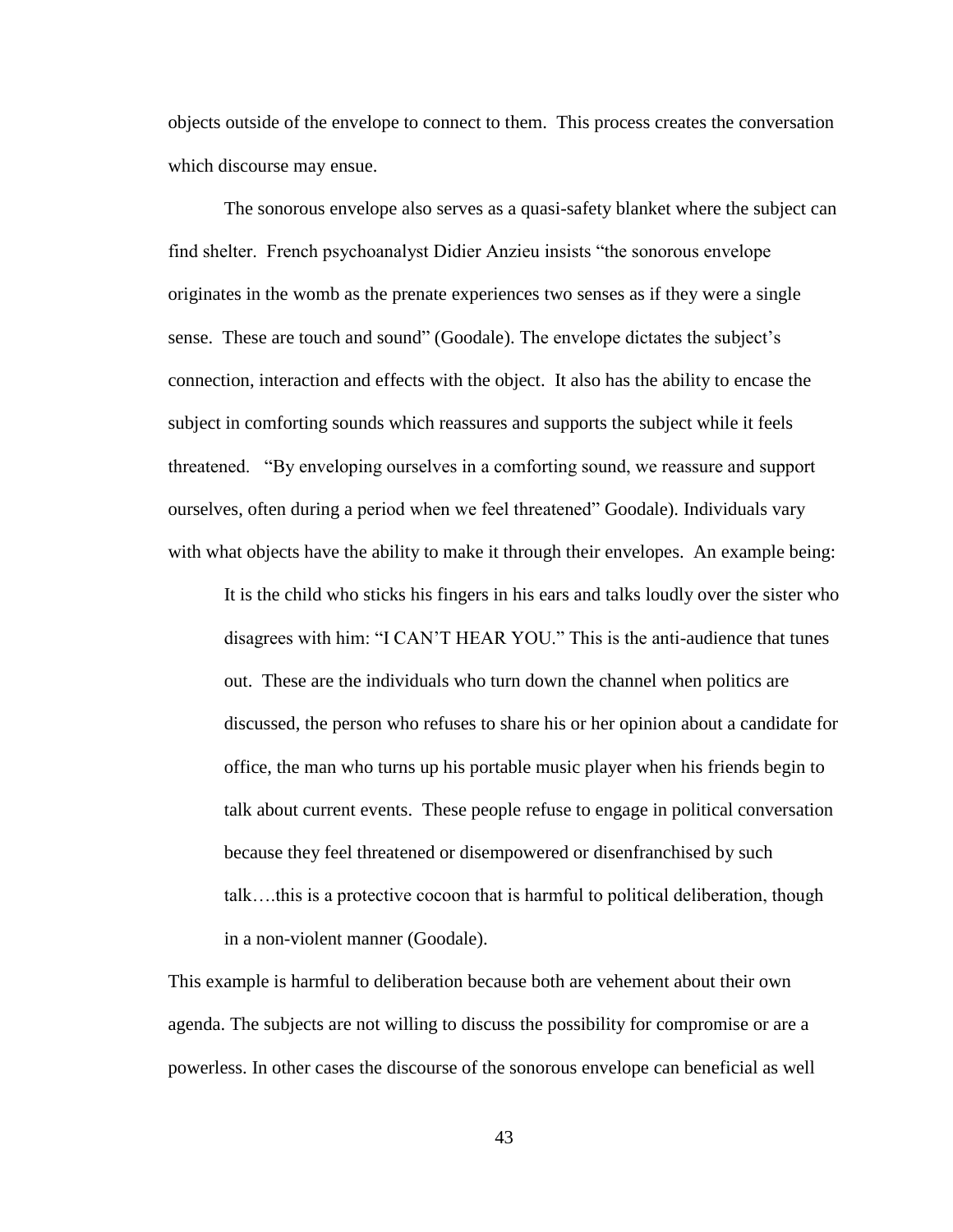objects outside of the envelope to connect to them. This process creates the conversation which discourse may ensue.

The sonorous envelope also serves as a quasi-safety blanket where the subject can find shelter. French psychoanalyst Didier Anzieu insists "the sonorous envelope originates in the womb as the prenate experiences two senses as if they were a single sense. These are touch and sound" (Goodale). The envelope dictates the subject's connection, interaction and effects with the object. It also has the ability to encase the subject in comforting sounds which reassures and supports the subject while it feels threatened. "By enveloping ourselves in a comforting sound, we reassure and support ourselves, often during a period when we feel threatened" Goodale). Individuals vary with what objects have the ability to make it through their envelopes. An example being:

> It is the child who sticks his fingers in his ears and talks loudly over the sister who disagrees with him: "I CAN'T HEAR YOU." This is the anti-audience that tunes out. These are the individuals who turn down the channel when politics are discussed, the person who refuses to share his or her opinion about a candidate for office, the man who turns up his portable music player when his friends begin to talk about current events. These people refuse to engage in political conversation because they feel threatened or disempowered or disenfranchised by such talk….this is a protective cocoon that is harmful to political deliberation, though in a non-violent manner (Goodale).

This example is harmful to deliberation because both are vehement about their own agenda. The subjects are not willing to discuss the possibility for compromise or are a powerless. In other cases the discourse of the sonorous envelope can beneficial as well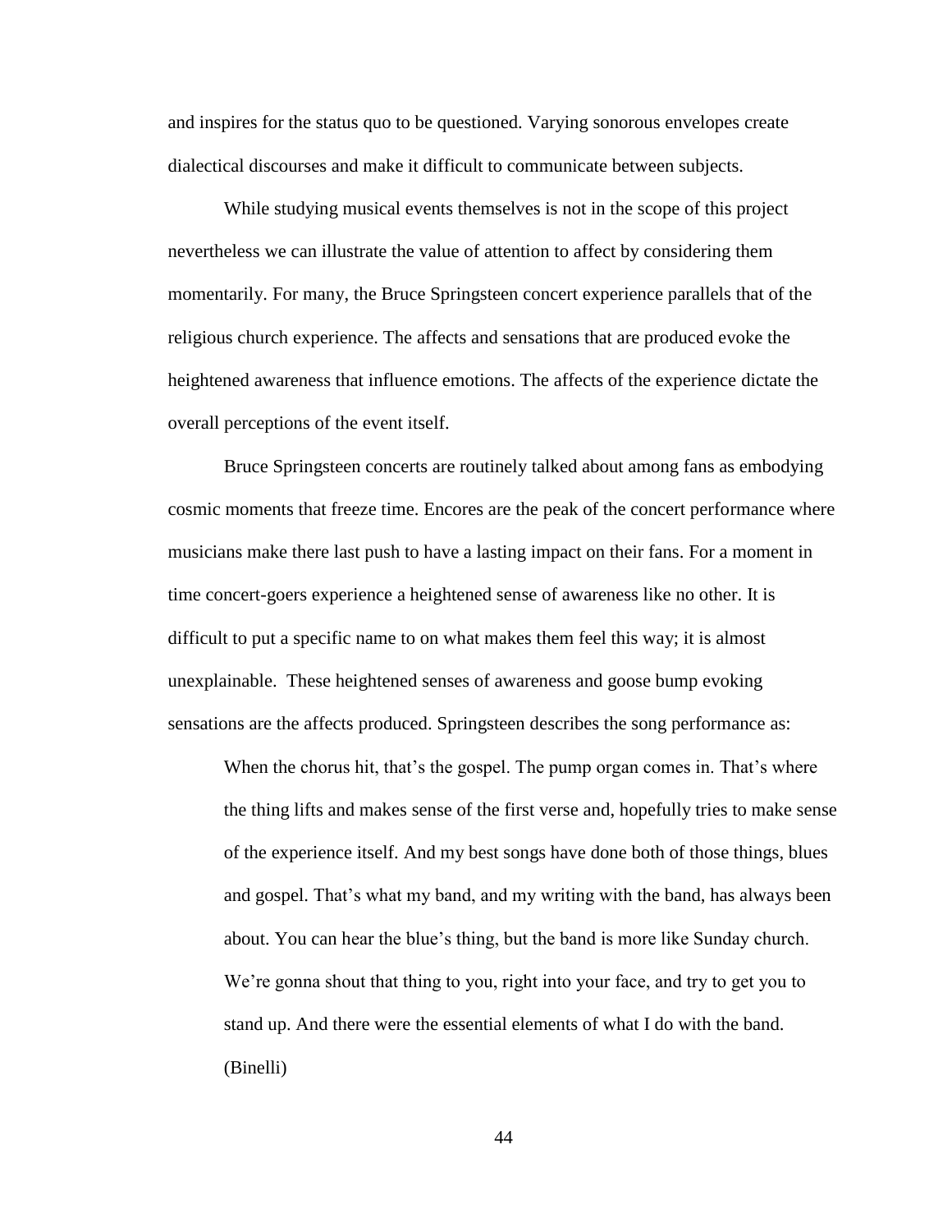and inspires for the status quo to be questioned. Varying sonorous envelopes create dialectical discourses and make it difficult to communicate between subjects.

While studying musical events themselves is not in the scope of this project nevertheless we can illustrate the value of attention to affect by considering them momentarily. For many, the Bruce Springsteen concert experience parallels that of the religious church experience. The affects and sensations that are produced evoke the heightened awareness that influence emotions. The affects of the experience dictate the overall perceptions of the event itself.

Bruce Springsteen concerts are routinely talked about among fans as embodying cosmic moments that freeze time. Encores are the peak of the concert performance where musicians make there last push to have a lasting impact on their fans. For a moment in time concert-goers experience a heightened sense of awareness like no other. It is difficult to put a specific name to on what makes them feel this way; it is almost unexplainable. These heightened senses of awareness and goose bump evoking sensations are the affects produced. Springsteen describes the song performance as:

> When the chorus hit, that's the gospel. The pump organ comes in. That's where the thing lifts and makes sense of the first verse and, hopefully tries to make sense of the experience itself. And my best songs have done both of those things, blues and gospel. That's what my band, and my writing with the band, has always been about. You can hear the blue's thing, but the band is more like Sunday church. We're gonna shout that thing to you, right into your face, and try to get you to stand up. And there were the essential elements of what I do with the band. (Binelli)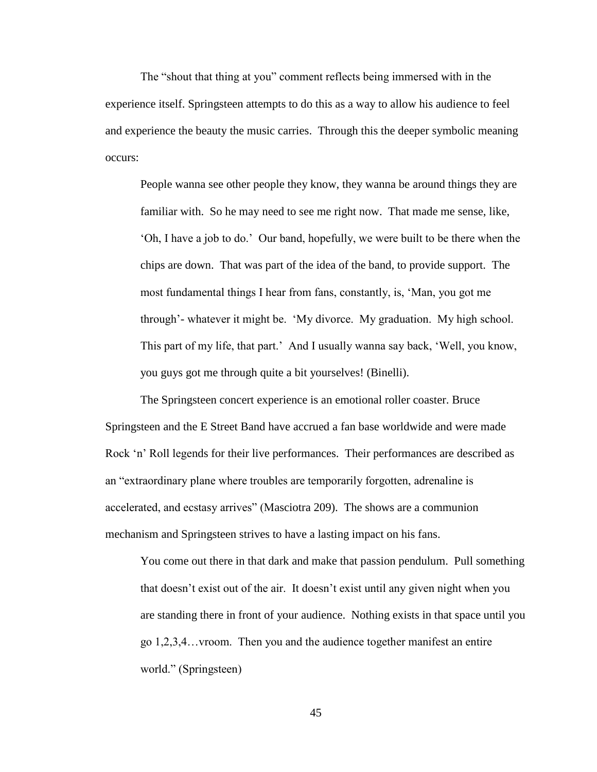The "shout that thing at you" comment reflects being immersed with in the experience itself. Springsteen attempts to do this as a way to allow his audience to feel and experience the beauty the music carries. Through this the deeper symbolic meaning occurs:

> People wanna see other people they know, they wanna be around things they are familiar with. So he may need to see me right now. That made me sense, like, 'Oh, I have a job to do.' Our band, hopefully, we were built to be there when the chips are down. That was part of the idea of the band, to provide support. The most fundamental things I hear from fans, constantly, is, 'Man, you got me through'- whatever it might be. 'My divorce. My graduation. My high school. This part of my life, that part.' And I usually wanna say back, 'Well, you know, you guys got me through quite a bit yourselves! (Binelli).

The Springsteen concert experience is an emotional roller coaster. Bruce Springsteen and the E Street Band have accrued a fan base worldwide and were made Rock 'n' Roll legends for their live performances. Their performances are described as an "extraordinary plane where troubles are temporarily forgotten, adrenaline is accelerated, and ecstasy arrives" (Masciotra 209). The shows are a communion mechanism and Springsteen strives to have a lasting impact on his fans.

> You come out there in that dark and make that passion pendulum. Pull something that doesn't exist out of the air. It doesn't exist until any given night when you are standing there in front of your audience. Nothing exists in that space until you go 1,2,3,4…vroom. Then you and the audience together manifest an entire world." (Springsteen)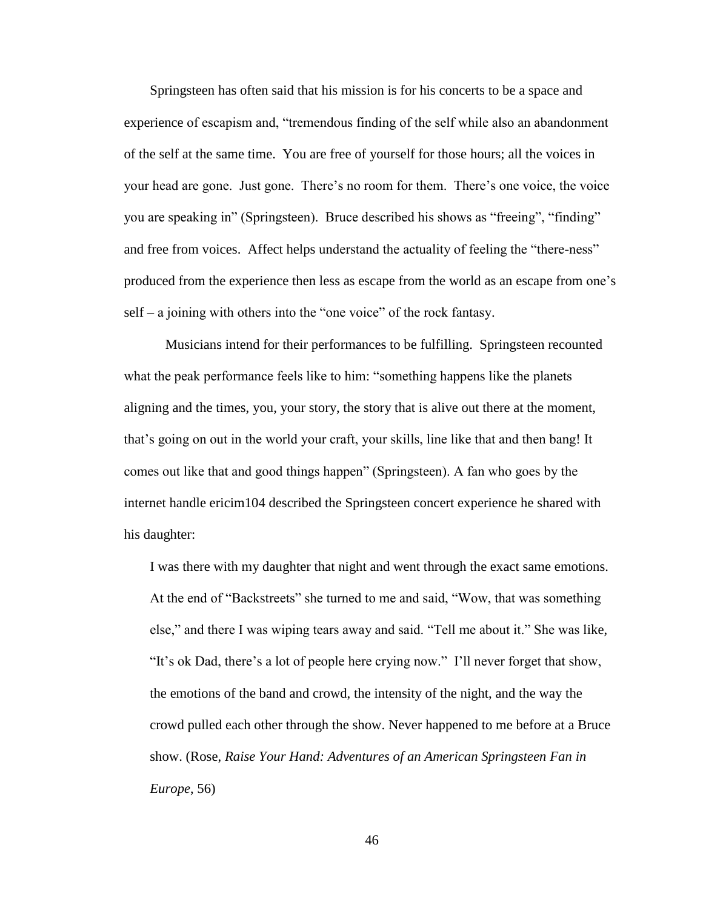Springsteen has often said that his mission is for his concerts to be a space and experience of escapism and, "tremendous finding of the self while also an abandonment of the self at the same time. You are free of yourself for those hours; all the voices in your head are gone. Just gone. There's no room for them. There's one voice, the voice you are speaking in" (Springsteen). Bruce described his shows as "freeing", "finding" and free from voices. Affect helps understand the actuality of feeling the "there-ness" produced from the experience then less as escape from the world as an escape from one's self – a joining with others into the "one voice" of the rock fantasy.

Musicians intend for their performances to be fulfilling. Springsteen recounted what the peak performance feels like to him: "something happens like the planets aligning and the times, you, your story, the story that is alive out there at the moment, that's going on out in the world your craft, your skills, line like that and then bang! It comes out like that and good things happen" (Springsteen). A fan who goes by the internet handle ericim104 described the Springsteen concert experience he shared with his daughter:

> I was there with my daughter that night and went through the exact same emotions. At the end of "Backstreets" she turned to me and said, "Wow, that was something else," and there I was wiping tears away and said. "Tell me about it." She was like, "It's ok Dad, there's a lot of people here crying now." I'll never forget that show, the emotions of the band and crowd, the intensity of the night, and the way the crowd pulled each other through the show. Never happened to me before at a Bruce show. (Rose, *Raise Your Hand: Adventures of an American Springsteen Fan in Europe*, 56)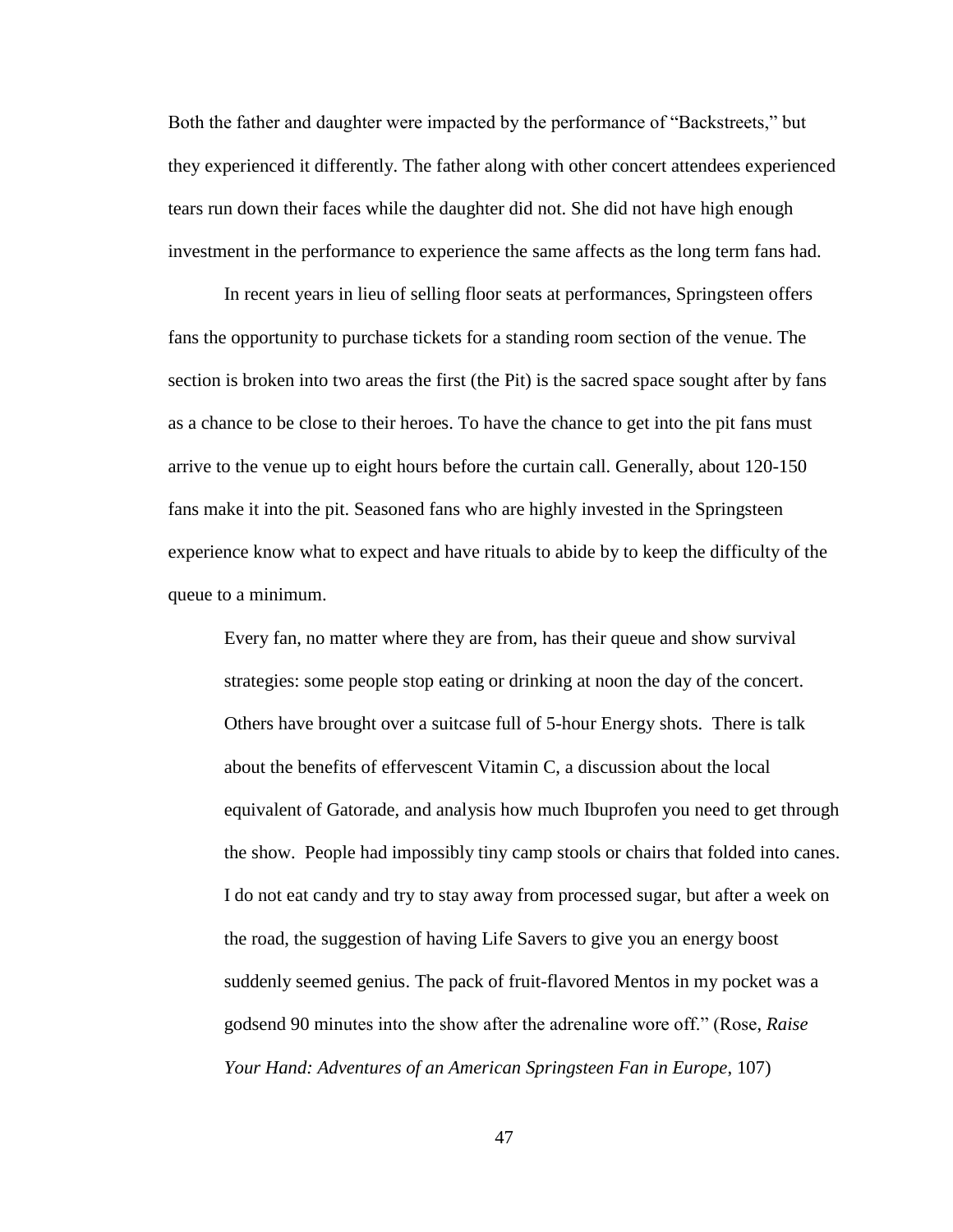Both the father and daughter were impacted by the performance of "Backstreets," but they experienced it differently. The father along with other concert attendees experienced tears run down their faces while the daughter did not. She did not have high enough investment in the performance to experience the same affects as the long term fans had.

In recent years in lieu of selling floor seats at performances, Springsteen offers fans the opportunity to purchase tickets for a standing room section of the venue. The section is broken into two areas the first (the Pit) is the sacred space sought after by fans as a chance to be close to their heroes. To have the chance to get into the pit fans must arrive to the venue up to eight hours before the curtain call. Generally, about 120-150 fans make it into the pit. Seasoned fans who are highly invested in the Springsteen experience know what to expect and have rituals to abide by to keep the difficulty of the queue to a minimum.

> Every fan, no matter where they are from, has their queue and show survival strategies: some people stop eating or drinking at noon the day of the concert. Others have brought over a suitcase full of 5-hour Energy shots. There is talk about the benefits of effervescent Vitamin C, a discussion about the local equivalent of Gatorade, and analysis how much Ibuprofen you need to get through the show. People had impossibly tiny camp stools or chairs that folded into canes. I do not eat candy and try to stay away from processed sugar, but after a week on the road, the suggestion of having Life Savers to give you an energy boost suddenly seemed genius. The pack of fruit-flavored Mentos in my pocket was a godsend 90 minutes into the show after the adrenaline wore off." (Rose, *Raise Your Hand: Adventures of an American Springsteen Fan in Europe*, 107)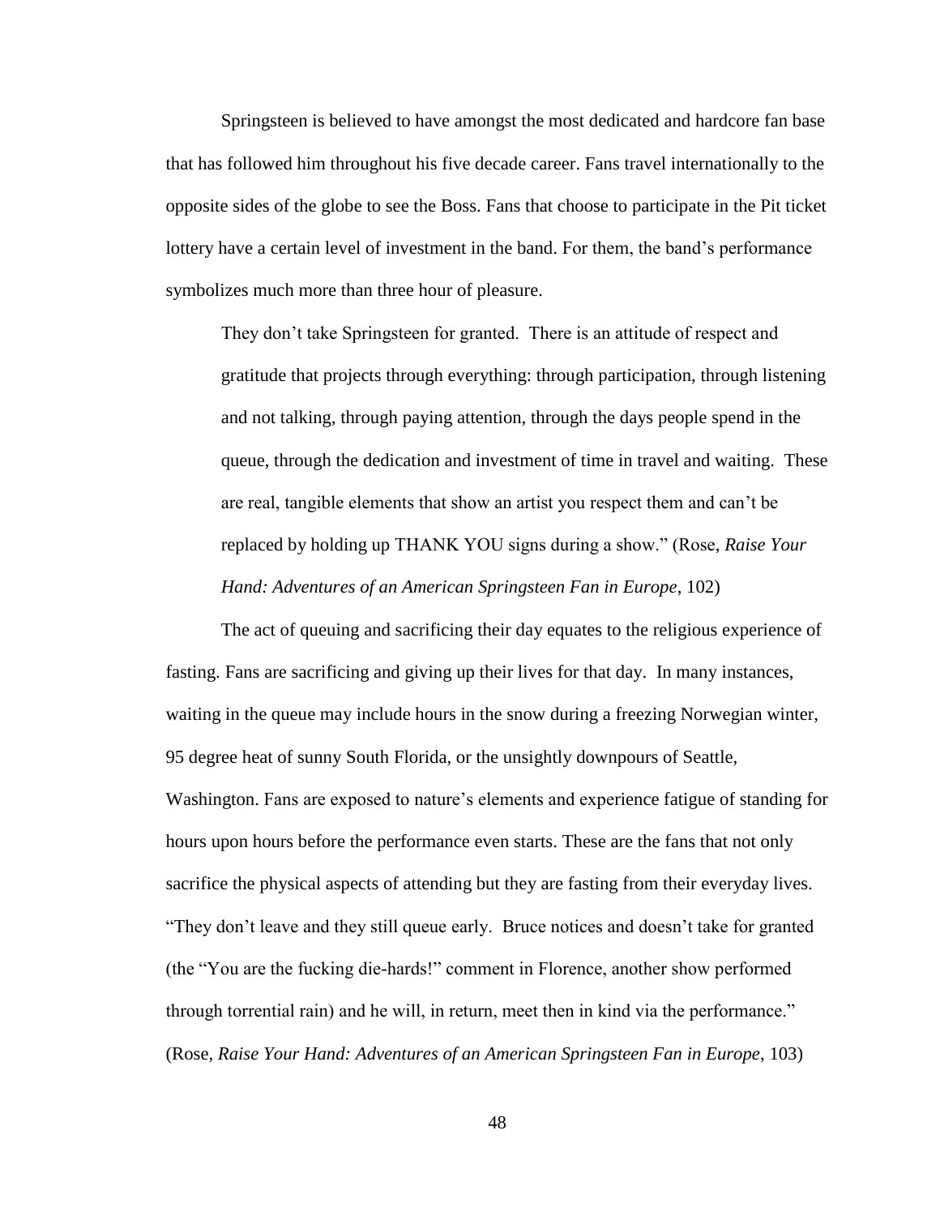Springsteen is believed to have amongst the most dedicated and hardcore fan base that has followed him throughout his five decade career. Fans travel internationally to the opposite sides of the globe to see the Boss. Fans that choose to participate in the Pit ticket lottery have a certain level of investment in the band. For them, the band's performance symbolizes much more than three hour of pleasure.

> They don't take Springsteen for granted. There is an attitude of respect and gratitude that projects through everything: through participation, through listening and not talking, through paying attention, through the days people spend in the queue, through the dedication and investment of time in travel and waiting. These are real, tangible elements that show an artist you respect them and can't be replaced by holding up THANK YOU signs during a show." (Rose, *Raise Your Hand: Adventures of an American Springsteen Fan in Europe*, 102)

The act of queuing and sacrificing their day equates to the religious experience of fasting. Fans are sacrificing and giving up their lives for that day. In many instances, waiting in the queue may include hours in the snow during a freezing Norwegian winter, 95 degree heat of sunny South Florida, or the unsightly downpours of Seattle, Washington. Fans are exposed to nature's elements and experience fatigue of standing for hours upon hours before the performance even starts. These are the fans that not only sacrifice the physical aspects of attending but they are fasting from their everyday lives. "They don't leave and they still queue early. Bruce notices and doesn't take for granted (the "You are the fucking die-hards!" comment in Florence, another show performed through torrential rain) and he will, in return, meet then in kind via the performance." (Rose, *Raise Your Hand: Adventures of an American Springsteen Fan in Europe*, 103)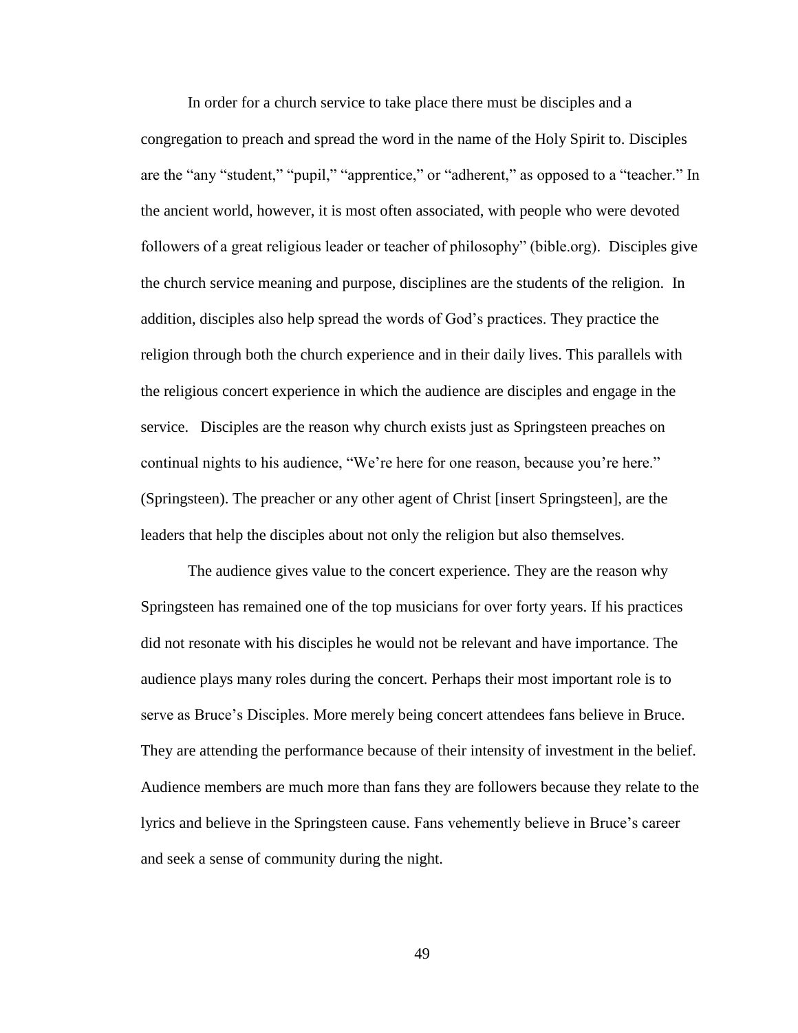In order for a church service to take place there must be disciples and a congregation to preach and spread the word in the name of the Holy Spirit to. Disciples are the "any "student," "pupil," "apprentice," or "adherent," as opposed to a "teacher." In the ancient world, however, it is most often associated, with people who were devoted followers of a great religious leader or teacher of philosophy" (bible.org). Disciples give the church service meaning and purpose, disciplines are the students of the religion. In addition, disciples also help spread the words of God's practices. They practice the religion through both the church experience and in their daily lives. This parallels with the religious concert experience in which the audience are disciples and engage in the service. Disciples are the reason why church exists just as Springsteen preaches on continual nights to his audience, "We're here for one reason, because you're here." (Springsteen). The preacher or any other agent of Christ [insert Springsteen], are the leaders that help the disciples about not only the religion but also themselves.

The audience gives value to the concert experience. They are the reason why Springsteen has remained one of the top musicians for over forty years. If his practices did not resonate with his disciples he would not be relevant and have importance. The audience plays many roles during the concert. Perhaps their most important role is to serve as Bruce's Disciples. More merely being concert attendees fans believe in Bruce. They are attending the performance because of their intensity of investment in the belief. Audience members are much more than fans they are followers because they relate to the lyrics and believe in the Springsteen cause. Fans vehemently believe in Bruce's career and seek a sense of community during the night.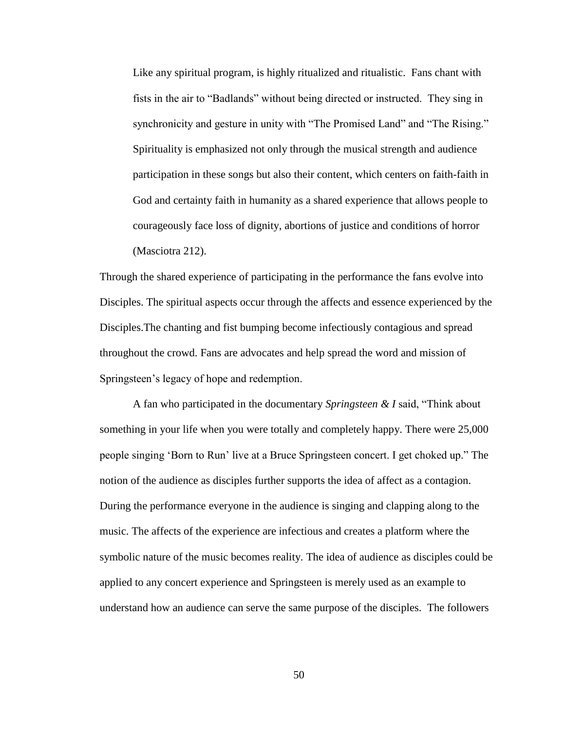> Like any spiritual program, is highly ritualized and ritualistic. Fans chant with fists in the air to "Badlands" without being directed or instructed. They sing in synchronicity and gesture in unity with "The Promised Land" and "The Rising." Spirituality is emphasized not only through the musical strength and audience participation in these songs but also their content, which centers on faith-faith in God and certainty faith in humanity as a shared experience that allows people to courageously face loss of dignity, abortions of justice and conditions of horror (Masciotra 212).

Through the shared experience of participating in the performance the fans evolve into Disciples. The spiritual aspects occur through the affects and essence experienced by the Disciples.The chanting and fist bumping become infectiously contagious and spread throughout the crowd. Fans are advocates and help spread the word and mission of Springsteen's legacy of hope and redemption.

A fan who participated in the documentary *Springsteen & I* said, "Think about something in your life when you were totally and completely happy. There were 25,000 people singing 'Born to Run' live at a Bruce Springsteen concert. I get choked up." The notion of the audience as disciples further supports the idea of affect as a contagion. During the performance everyone in the audience is singing and clapping along to the music. The affects of the experience are infectious and creates a platform where the symbolic nature of the music becomes reality. The idea of audience as disciples could be applied to any concert experience and Springsteen is merely used as an example to understand how an audience can serve the same purpose of the disciples. The followers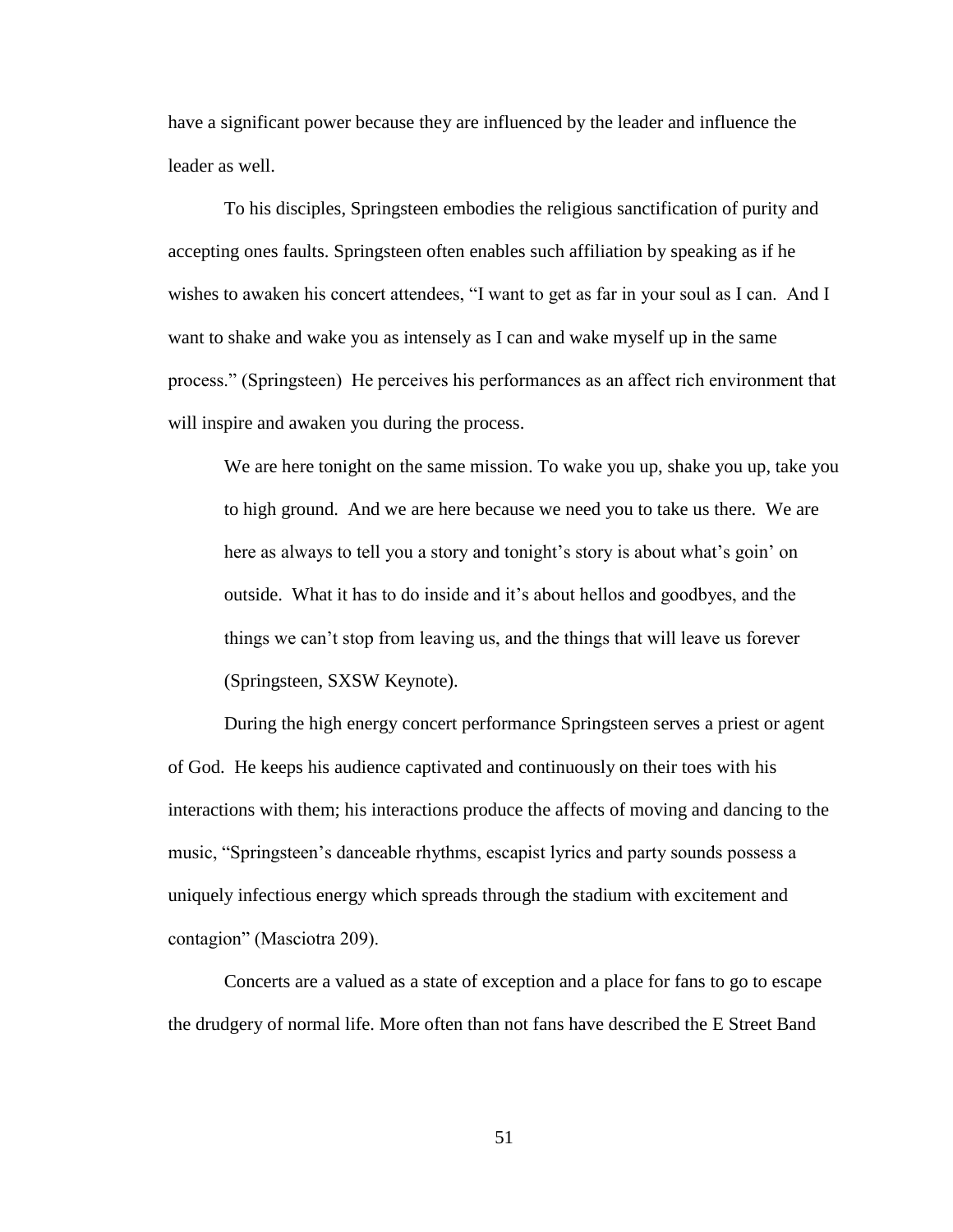have a significant power because they are influenced by the leader and influence the leader as well.

To his disciples, Springsteen embodies the religious sanctification of purity and accepting ones faults. Springsteen often enables such affiliation by speaking as if he wishes to awaken his concert attendees, "I want to get as far in your soul as I can. And I want to shake and wake you as intensely as I can and wake myself up in the same process." (Springsteen) He perceives his performances as an affect rich environment that will inspire and awaken you during the process.

> We are here tonight on the same mission. To wake you up, shake you up, take you to high ground. And we are here because we need you to take us there. We are here as always to tell you a story and tonight's story is about what's goin' on outside. What it has to do inside and it's about hellos and goodbyes, and the things we can't stop from leaving us, and the things that will leave us forever (Springsteen, SXSW Keynote).

During the high energy concert performance Springsteen serves a priest or agent of God. He keeps his audience captivated and continuously on their toes with his interactions with them; his interactions produce the affects of moving and dancing to the music, "Springsteen's danceable rhythms, escapist lyrics and party sounds possess a uniquely infectious energy which spreads through the stadium with excitement and contagion" (Masciotra 209).

Concerts are a valued as a state of exception and a place for fans to go to escape the drudgery of normal life. More often than not fans have described the E Street Band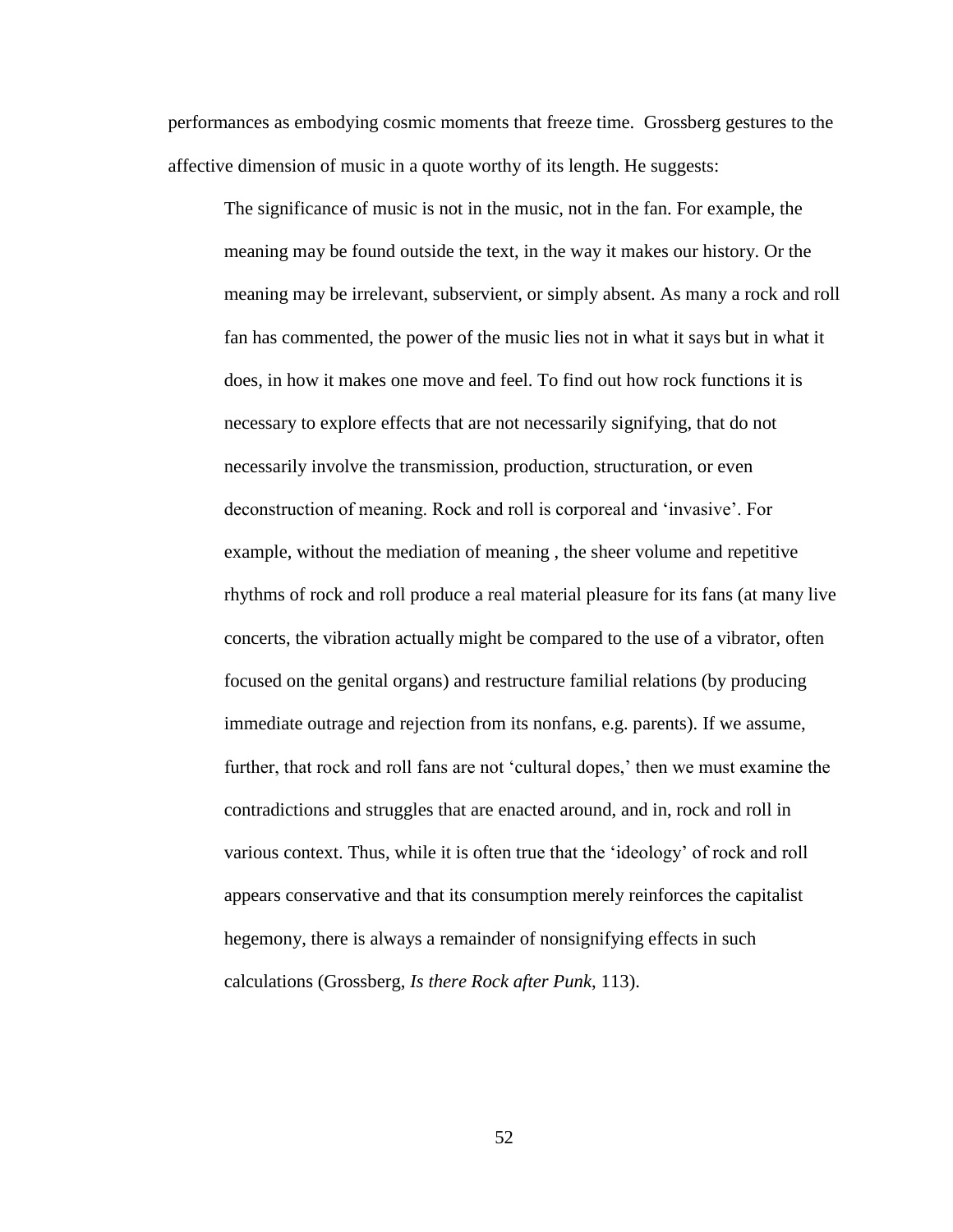performances as embodying cosmic moments that freeze time. Grossberg gestures to the affective dimension of music in a quote worthy of its length. He suggests:

> The significance of music is not in the music, not in the fan. For example, the meaning may be found outside the text, in the way it makes our history. Or the meaning may be irrelevant, subservient, or simply absent. As many a rock and roll fan has commented, the power of the music lies not in what it says but in what it does, in how it makes one move and feel. To find out how rock functions it is necessary to explore effects that are not necessarily signifying, that do not necessarily involve the transmission, production, structuration, or even deconstruction of meaning. Rock and roll is corporeal and 'invasive'. For example, without the mediation of meaning , the sheer volume and repetitive rhythms of rock and roll produce a real material pleasure for its fans (at many live concerts, the vibration actually might be compared to the use of a vibrator, often focused on the genital organs) and restructure familial relations (by producing immediate outrage and rejection from its nonfans, e.g. parents). If we assume, further, that rock and roll fans are not 'cultural dopes,' then we must examine the contradictions and struggles that are enacted around, and in, rock and roll in various context. Thus, while it is often true that the 'ideology' of rock and roll appears conservative and that its consumption merely reinforces the capitalist hegemony, there is always a remainder of nonsignifying effects in such calculations (Grossberg, *Is there Rock after Punk*, 113).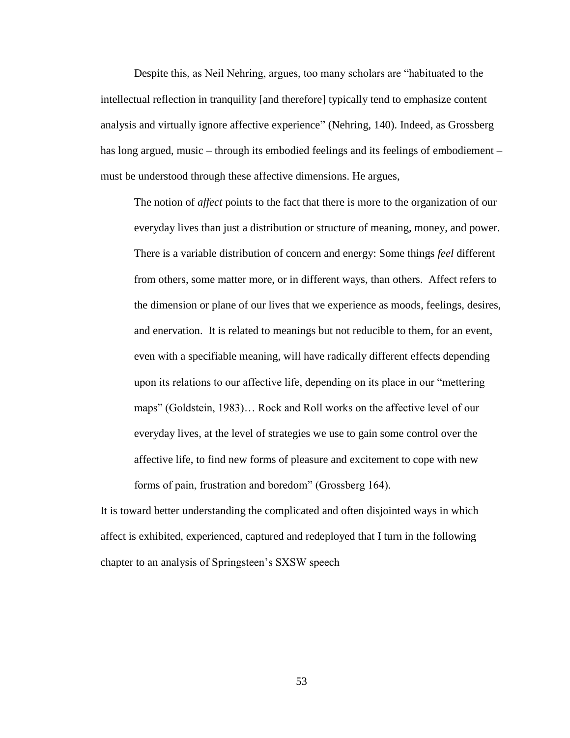Despite this, as Neil Nehring, argues, too many scholars are "habituated to the intellectual reflection in tranquility [and therefore] typically tend to emphasize content analysis and virtually ignore affective experience" (Nehring, 140). Indeed, as Grossberg has long argued, music – through its embodied feelings and its feelings of embodiement – must be understood through these affective dimensions. He argues,

> The notion of *affect* points to the fact that there is more to the organization of our everyday lives than just a distribution or structure of meaning, money, and power. There is a variable distribution of concern and energy: Some things *feel* different from others, some matter more, or in different ways, than others. Affect refers to the dimension or plane of our lives that we experience as moods, feelings, desires, and enervation. It is related to meanings but not reducible to them, for an event, even with a specifiable meaning, will have radically different effects depending upon its relations to our affective life, depending on its place in our "mettering maps" (Goldstein, 1983)… Rock and Roll works on the affective level of our everyday lives, at the level of strategies we use to gain some control over the affective life, to find new forms of pleasure and excitement to cope with new forms of pain, frustration and boredom" (Grossberg 164).

It is toward better understanding the complicated and often disjointed ways in which affect is exhibited, experienced, captured and redeployed that I turn in the following chapter to an analysis of Springsteen's SXSW speech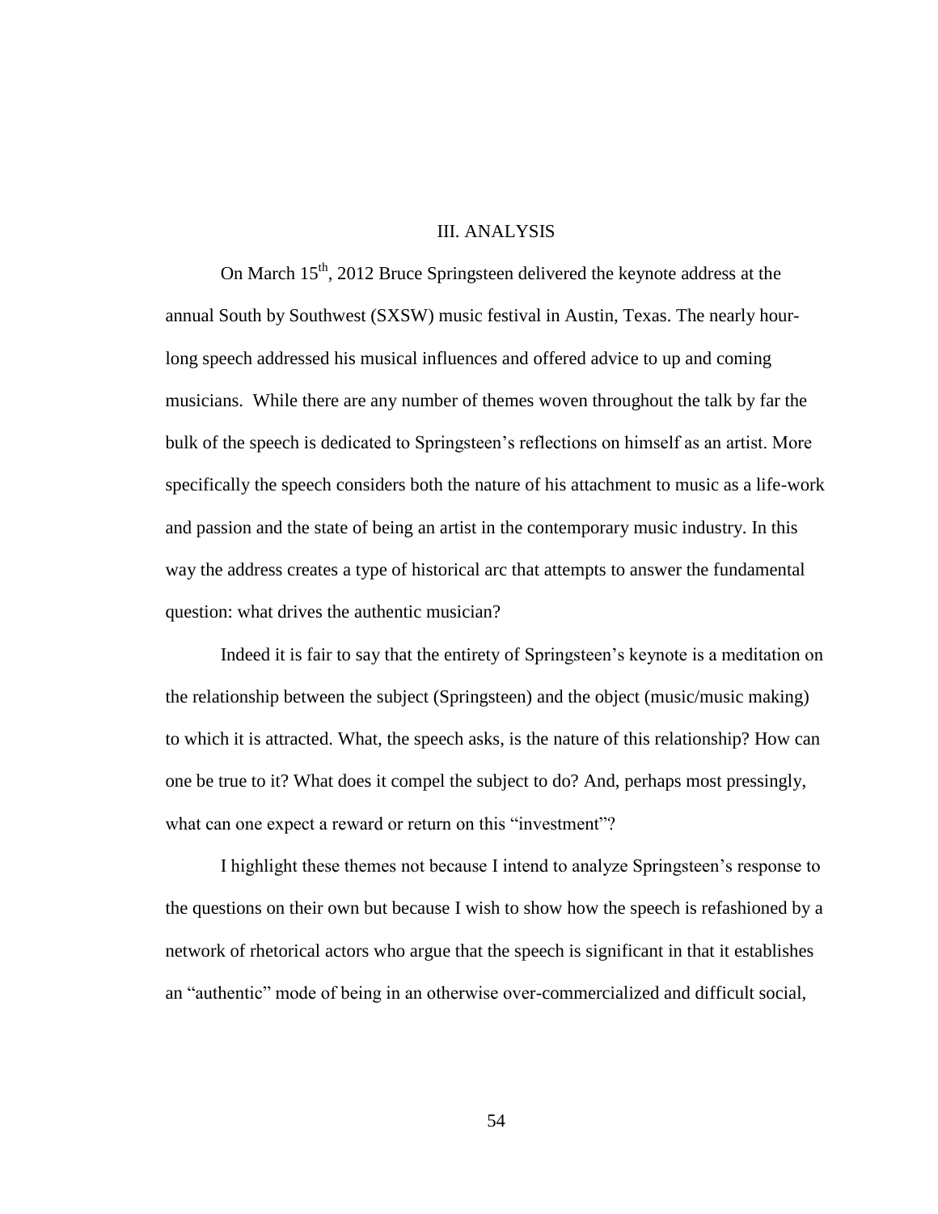# III. ANALYSIS

On March 15th, 2012 Bruce Springsteen delivered the keynote address at the annual South by Southwest (SXSW) music festival in Austin, Texas. The nearly hour-long speech addressed his musical influences and offered advice to up and coming musicians. While there are any number of themes woven throughout the talk by far the bulk of the speech is dedicated to Springsteen's reflections on himself as an artist. More specifically the speech considers both the nature of his attachment to music as a life-work and passion and the state of being an artist in the contemporary music industry. In this way the address creates a type of historical arc that attempts to answer the fundamental question: what drives the authentic musician?

Indeed it is fair to say that the entirety of Springsteen's keynote is a meditation on the relationship between the subject (Springsteen) and the object (music/music making) to which it is attracted. What, the speech asks, is the nature of this relationship? How can one be true to it? What does it compel the subject to do? And, perhaps most pressingly, what can one expect a reward or return on this "investment"?

I highlight these themes not because I intend to analyze Springsteen's response to the questions on their own but because I wish to show how the speech is refashioned by a network of rhetorical actors who argue that the speech is significant in that it establishes an "authentic" mode of being in an otherwise over-commercialized and difficult social,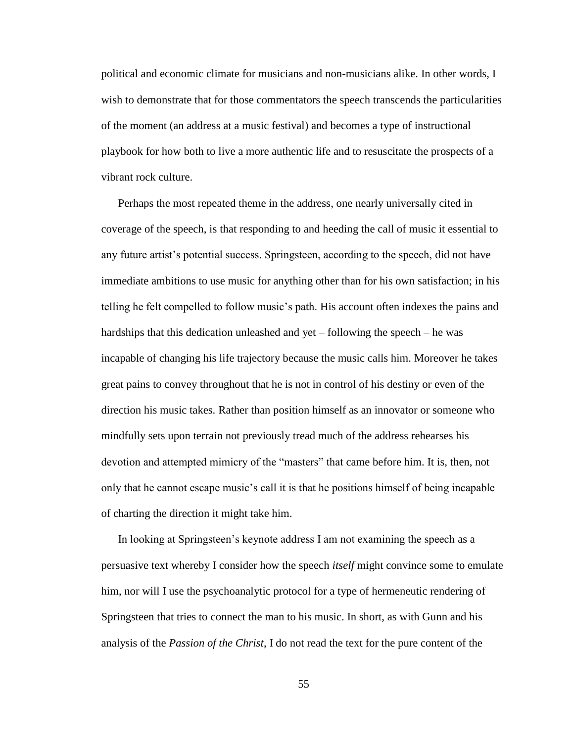political and economic climate for musicians and non-musicians alike. In other words, I wish to demonstrate that for those commentators the speech transcends the particularities of the moment (an address at a music festival) and becomes a type of instructional playbook for how both to live a more authentic life and to resuscitate the prospects of a vibrant rock culture.

Perhaps the most repeated theme in the address, one nearly universally cited in coverage of the speech, is that responding to and heeding the call of music it essential to any future artist's potential success. Springsteen, according to the speech, did not have immediate ambitions to use music for anything other than for his own satisfaction; in his telling he felt compelled to follow music's path. His account often indexes the pains and hardships that this dedication unleashed and yet – following the speech – he was incapable of changing his life trajectory because the music calls him. Moreover he takes great pains to convey throughout that he is not in control of his destiny or even of the direction his music takes. Rather than position himself as an innovator or someone who mindfully sets upon terrain not previously tread much of the address rehearses his devotion and attempted mimicry of the "masters" that came before him. It is, then, not only that he cannot escape music's call it is that he positions himself of being incapable of charting the direction it might take him.

In looking at Springsteen's keynote address I am not examining the speech as a persuasive text whereby I consider how the speech *itself* might convince some to emulate him, nor will I use the psychoanalytic protocol for a type of hermeneutic rendering of Springsteen that tries to connect the man to his music. In short, as with Gunn and his analysis of the *Passion of the Christ*, I do not read the text for the pure content of the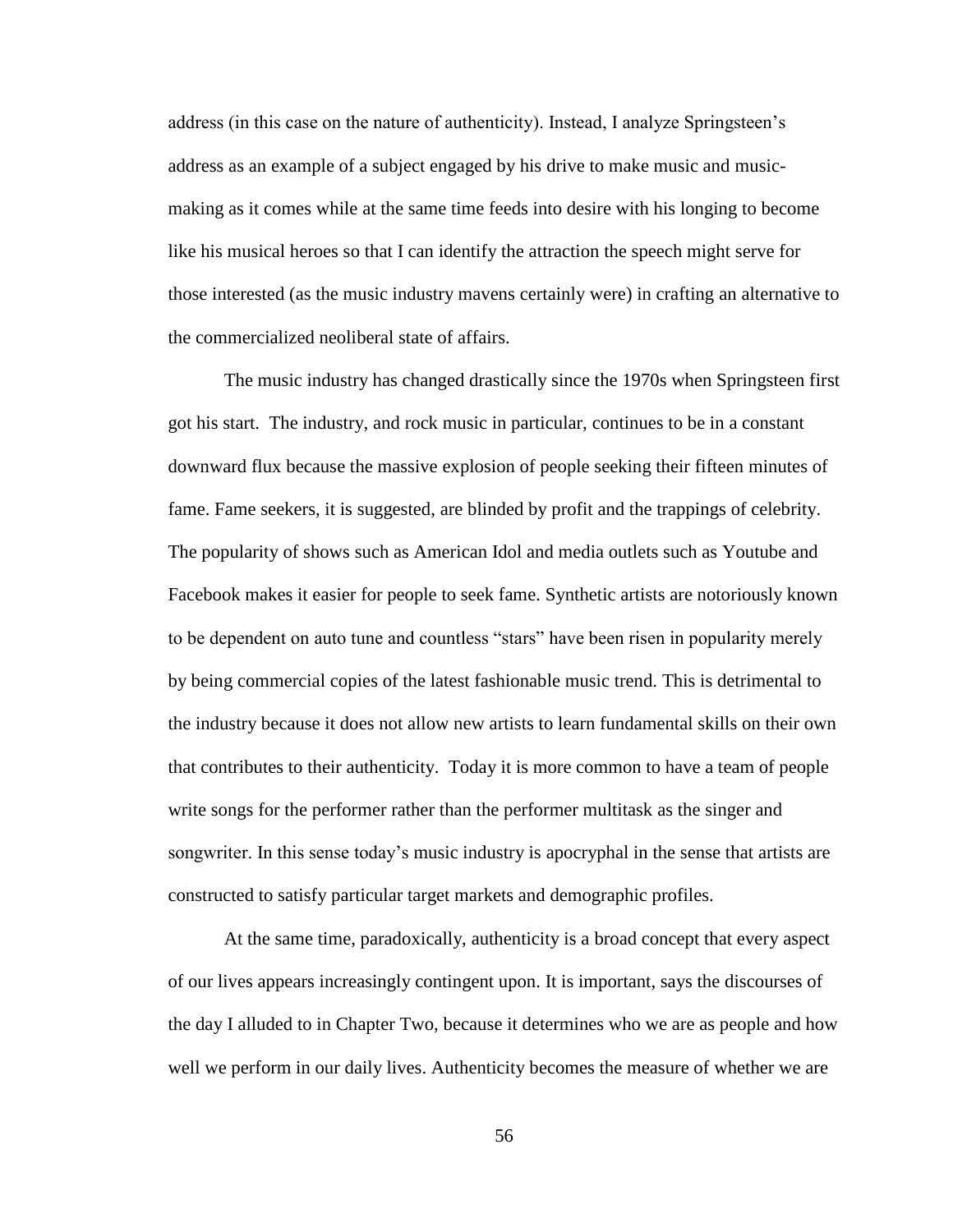address (in this case on the nature of authenticity). Instead, I analyze Springsteen's address as an example of a subject engaged by his drive to make music and music-making as it comes while at the same time feeds into desire with his longing to become like his musical heroes so that I can identify the attraction the speech might serve for those interested (as the music industry mavens certainly were) in crafting an alternative to the commercialized neoliberal state of affairs.

The music industry has changed drastically since the 1970s when Springsteen first got his start. The industry, and rock music in particular, continues to be in a constant downward flux because the massive explosion of people seeking their fifteen minutes of fame. Fame seekers, it is suggested, are blinded by profit and the trappings of celebrity. The popularity of shows such as American Idol and media outlets such as Youtube and Facebook makes it easier for people to seek fame. Synthetic artists are notoriously known to be dependent on auto tune and countless "stars" have been risen in popularity merely by being commercial copies of the latest fashionable music trend. This is detrimental to the industry because it does not allow new artists to learn fundamental skills on their own that contributes to their authenticity. Today it is more common to have a team of people write songs for the performer rather than the performer multitask as the singer and songwriter. In this sense today's music industry is apocryphal in the sense that artists are constructed to satisfy particular target markets and demographic profiles.

At the same time, paradoxically, authenticity is a broad concept that every aspect of our lives appears increasingly contingent upon. It is important, says the discourses of the day I alluded to in Chapter Two, because it determines who we are as people and how well we perform in our daily lives. Authenticity becomes the measure of whether we are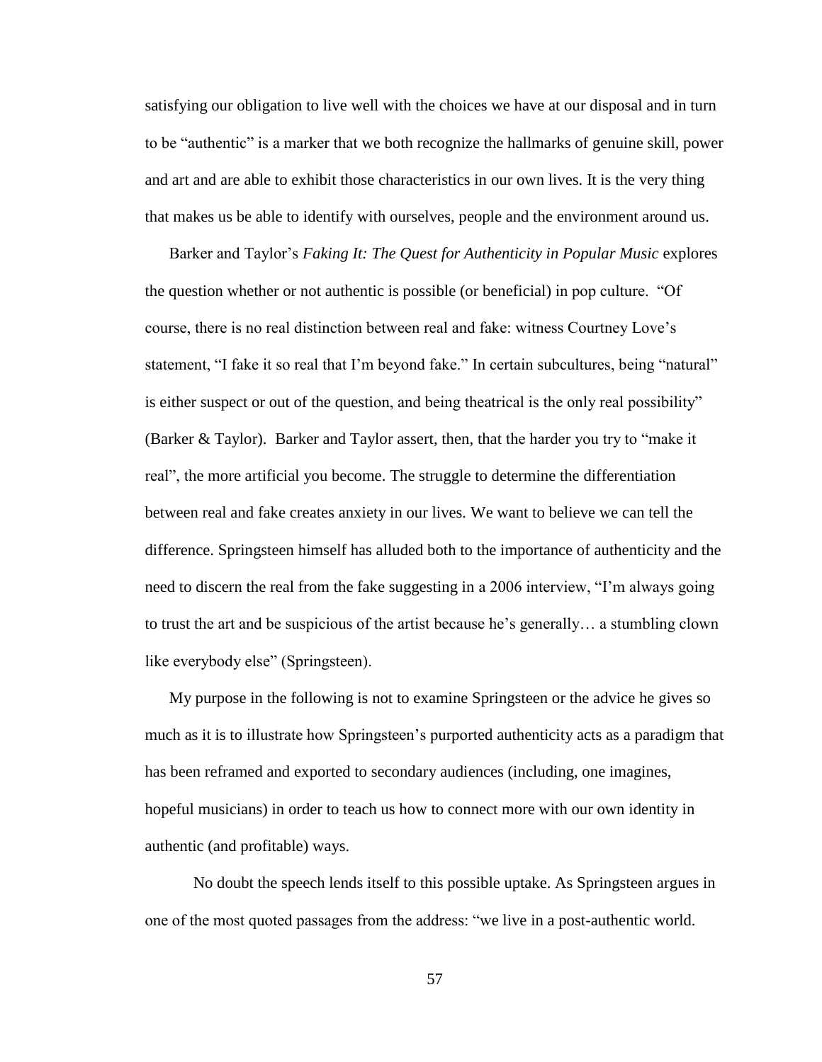satisfying our obligation to live well with the choices we have at our disposal and in turn to be "authentic" is a marker that we both recognize the hallmarks of genuine skill, power and art and are able to exhibit those characteristics in our own lives. It is the very thing that makes us be able to identify with ourselves, people and the environment around us.

Barker and Taylor's *Faking It: The Quest for Authenticity in Popular Music* explores the question whether or not authentic is possible (or beneficial) in pop culture. "Of course, there is no real distinction between real and fake: witness Courtney Love's statement, "I fake it so real that I'm beyond fake." In certain subcultures, being "natural" is either suspect or out of the question, and being theatrical is the only real possibility" (Barker & Taylor). Barker and Taylor assert, then, that the harder you try to "make it real", the more artificial you become. The struggle to determine the differentiation between real and fake creates anxiety in our lives. We want to believe we can tell the difference. Springsteen himself has alluded both to the importance of authenticity and the need to discern the real from the fake suggesting in a 2006 interview, "I'm always going to trust the art and be suspicious of the artist because he's generally… a stumbling clown like everybody else" (Springsteen).

My purpose in the following is not to examine Springsteen or the advice he gives so much as it is to illustrate how Springsteen's purported authenticity acts as a paradigm that has been reframed and exported to secondary audiences (including, one imagines, hopeful musicians) in order to teach us how to connect more with our own identity in authentic (and profitable) ways.

No doubt the speech lends itself to this possible uptake. As Springsteen argues in one of the most quoted passages from the address: "we live in a post-authentic world.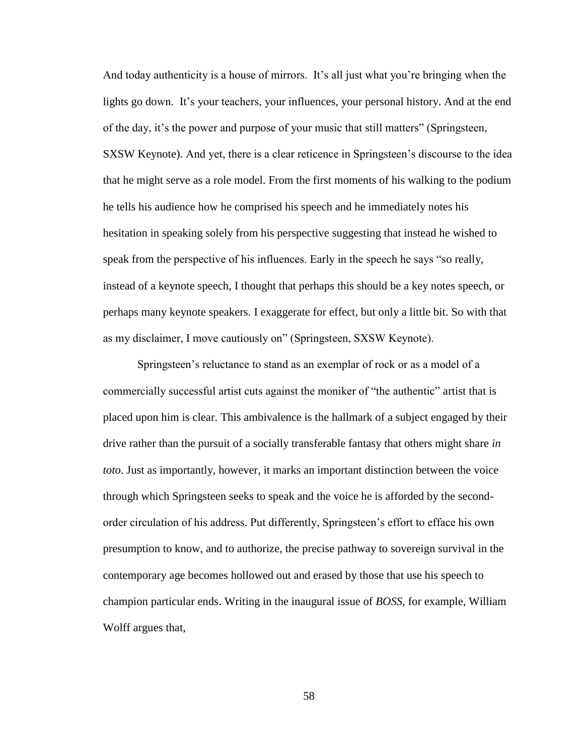And today authenticity is a house of mirrors. It's all just what you're bringing when the lights go down. It's your teachers, your influences, your personal history. And at the end of the day, it's the power and purpose of your music that still matters" (Springsteen, SXSW Keynote). And yet, there is a clear reticence in Springsteen's discourse to the idea that he might serve as a role model. From the first moments of his walking to the podium he tells his audience how he comprised his speech and he immediately notes his hesitation in speaking solely from his perspective suggesting that instead he wished to speak from the perspective of his influences. Early in the speech he says "so really, instead of a keynote speech, I thought that perhaps this should be a key notes speech, or perhaps many keynote speakers. I exaggerate for effect, but only a little bit. So with that as my disclaimer, I move cautiously on" (Springsteen, SXSW Keynote).

Springsteen's reluctance to stand as an exemplar of rock or as a model of a commercially successful artist cuts against the moniker of "the authentic" artist that is placed upon him is clear. This ambivalence is the hallmark of a subject engaged by their drive rather than the pursuit of a socially transferable fantasy that others might share *in toto*. Just as importantly, however, it marks an important distinction between the voice through which Springsteen seeks to speak and the voice he is afforded by the second-order circulation of his address. Put differently, Springsteen's effort to efface his own presumption to know, and to authorize, the precise pathway to sovereign survival in the contemporary age becomes hollowed out and erased by those that use his speech to champion particular ends. Writing in the inaugural issue of *BOSS*, for example, William Wolff argues that,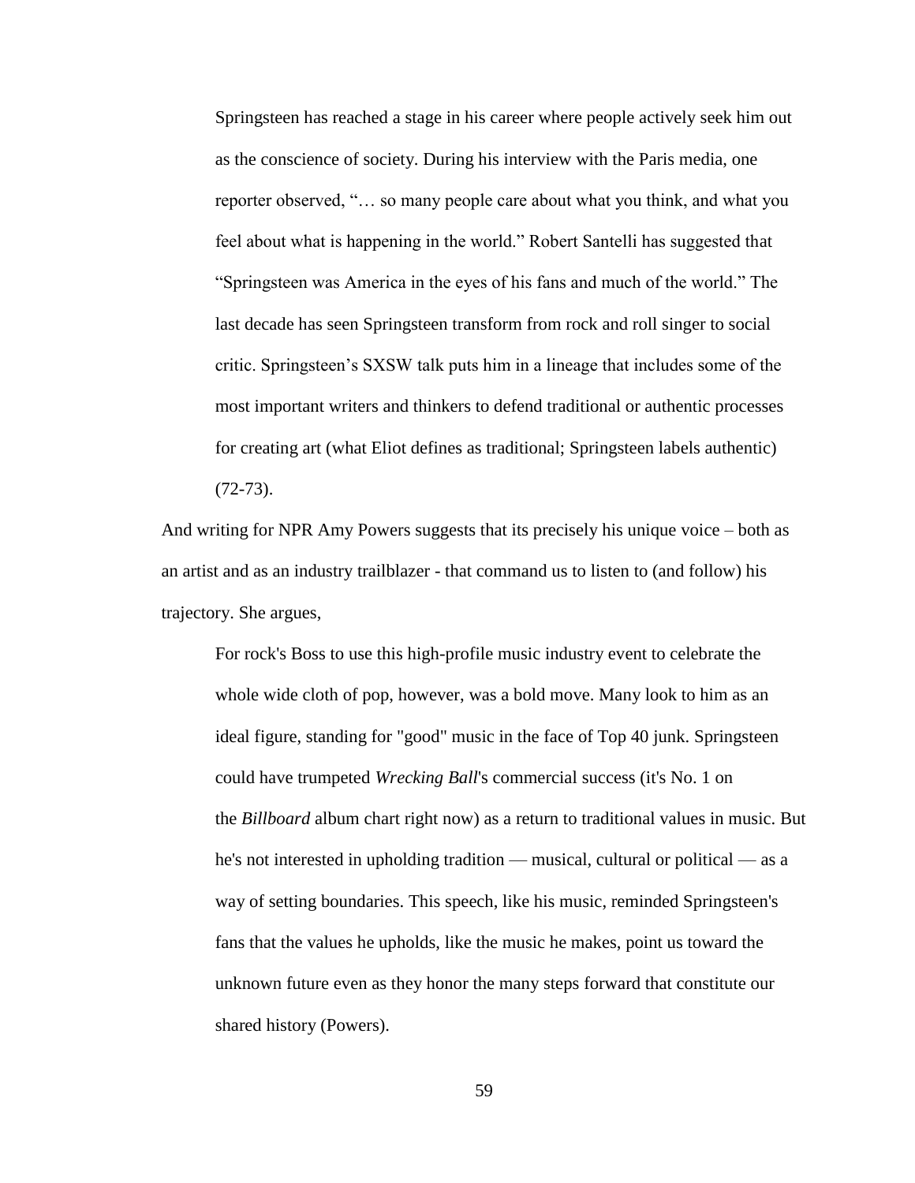> Springsteen has reached a stage in his career where people actively seek him out as the conscience of society. During his interview with the Paris media, one reporter observed, "… so many people care about what you think, and what you feel about what is happening in the world." Robert Santelli has suggested that "Springsteen was America in the eyes of his fans and much of the world." The last decade has seen Springsteen transform from rock and roll singer to social critic. Springsteen's SXSW talk puts him in a lineage that includes some of the most important writers and thinkers to defend traditional or authentic processes for creating art (what Eliot defines as traditional; Springsteen labels authentic) (72-73).

And writing for NPR Amy Powers suggests that its precisely his unique voice – both as an artist and as an industry trailblazer - that command us to listen to (and follow) his trajectory. She argues,

> For rock's Boss to use this high-profile music industry event to celebrate the whole wide cloth of pop, however, was a bold move. Many look to him as an ideal figure, standing for "good" music in the face of Top 40 junk. Springsteen could have trumpeted *Wrecking Ball*'s commercial success (it's No. 1 on the *Billboard* album chart right now) as a return to traditional values in music. But he's not interested in upholding tradition — musical, cultural or political — as a way of setting boundaries. This speech, like his music, reminded Springsteen's fans that the values he upholds, like the music he makes, point us toward the unknown future even as they honor the many steps forward that constitute our shared history (Powers).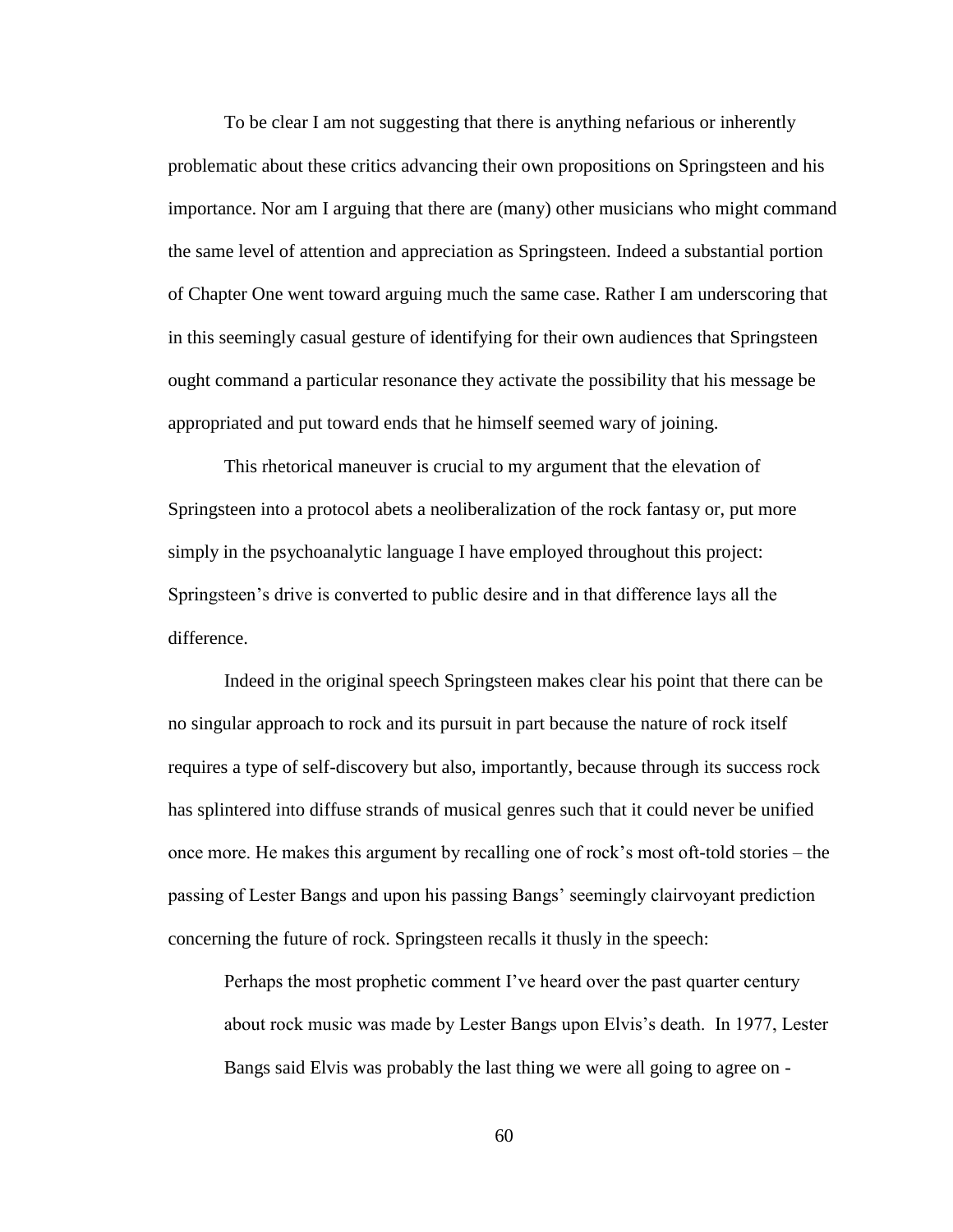To be clear I am not suggesting that there is anything nefarious or inherently problematic about these critics advancing their own propositions on Springsteen and his importance. Nor am I arguing that there are (many) other musicians who might command the same level of attention and appreciation as Springsteen. Indeed a substantial portion of Chapter One went toward arguing much the same case. Rather I am underscoring that in this seemingly casual gesture of identifying for their own audiences that Springsteen ought command a particular resonance they activate the possibility that his message be appropriated and put toward ends that he himself seemed wary of joining.

This rhetorical maneuver is crucial to my argument that the elevation of Springsteen into a protocol abets a neoliberalization of the rock fantasy or, put more simply in the psychoanalytic language I have employed throughout this project: Springsteen's drive is converted to public desire and in that difference lays all the difference.

Indeed in the original speech Springsteen makes clear his point that there can be no singular approach to rock and its pursuit in part because the nature of rock itself requires a type of self-discovery but also, importantly, because through its success rock has splintered into diffuse strands of musical genres such that it could never be unified once more. He makes this argument by recalling one of rock's most oft-told stories – the passing of Lester Bangs and upon his passing Bangs' seemingly clairvoyant prediction concerning the future of rock. Springsteen recalls it thusly in the speech:

> Perhaps the most prophetic comment I've heard over the past quarter century about rock music was made by Lester Bangs upon Elvis's death. In 1977, Lester Bangs said Elvis was probably the last thing we were all going to agree on -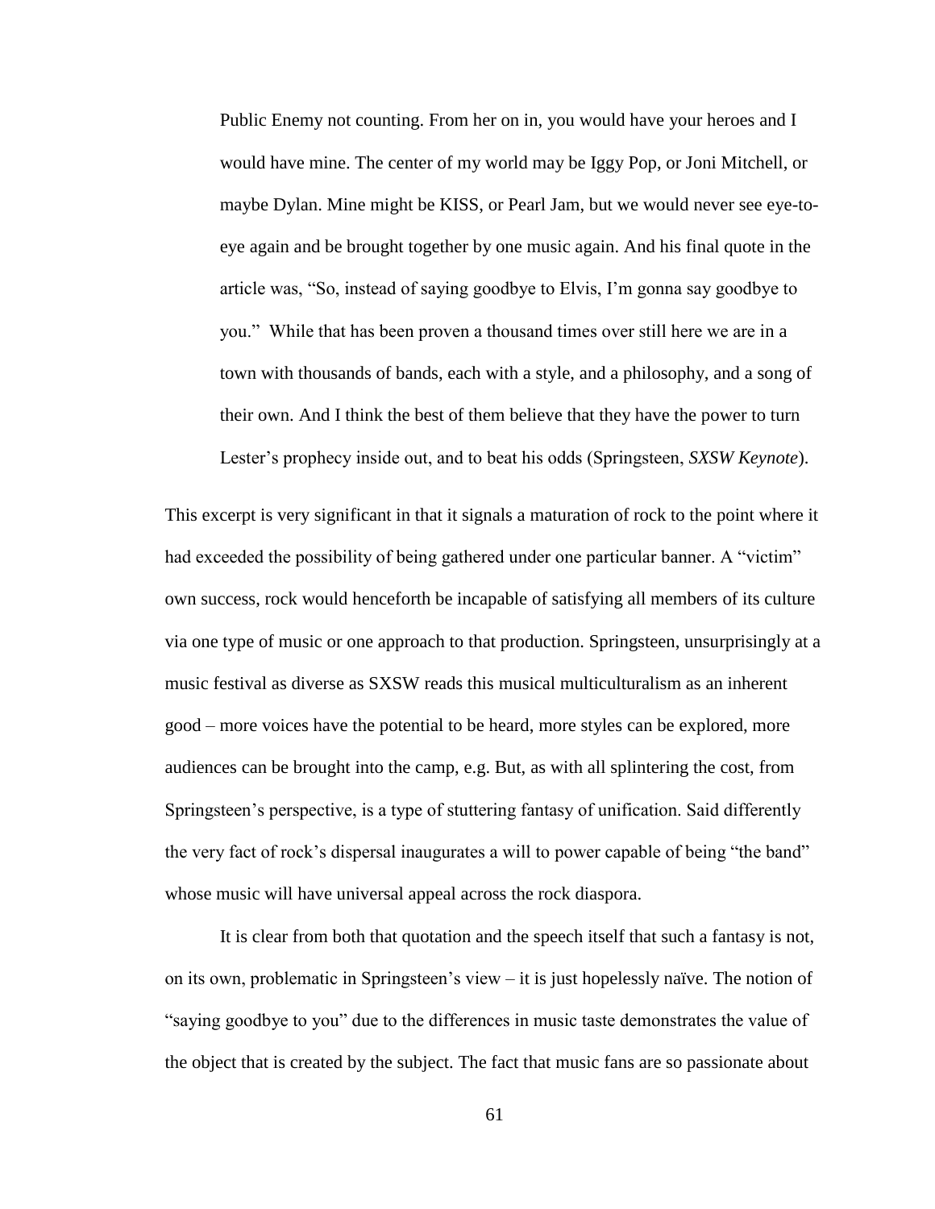> Public Enemy not counting. From her on in, you would have your heroes and I would have mine. The center of my world may be Iggy Pop, or Joni Mitchell, or maybe Dylan. Mine might be KISS, or Pearl Jam, but we would never see eye-to-eye again and be brought together by one music again. And his final quote in the article was, "So, instead of saying goodbye to Elvis, I'm gonna say goodbye to you." While that has been proven a thousand times over still here we are in a town with thousands of bands, each with a style, and a philosophy, and a song of their own. And I think the best of them believe that they have the power to turn Lester's prophecy inside out, and to beat his odds (Springsteen, *SXSW Keynote*).

This excerpt is very significant in that it signals a maturation of rock to the point where it had exceeded the possibility of being gathered under one particular banner. A "victim" own success, rock would henceforth be incapable of satisfying all members of its culture via one type of music or one approach to that production. Springsteen, unsurprisingly at a music festival as diverse as SXSW reads this musical multiculturalism as an inherent good – more voices have the potential to be heard, more styles can be explored, more audiences can be brought into the camp, e.g. But, as with all splintering the cost, from Springsteen's perspective, is a type of stuttering fantasy of unification. Said differently the very fact of rock's dispersal inaugurates a will to power capable of being "the band" whose music will have universal appeal across the rock diaspora.

It is clear from both that quotation and the speech itself that such a fantasy is not, on its own, problematic in Springsteen's view – it is just hopelessly naïve. The notion of "saying goodbye to you" due to the differences in music taste demonstrates the value of the object that is created by the subject. The fact that music fans are so passionate about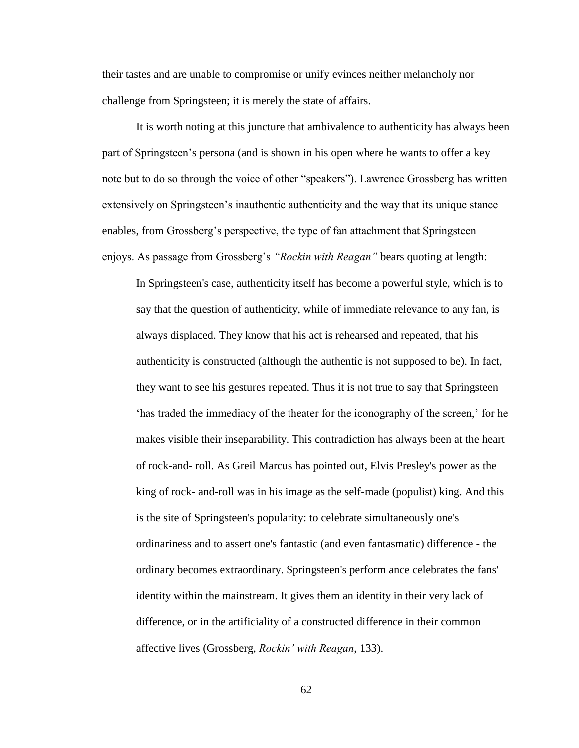their tastes and are unable to compromise or unify evinces neither melancholy nor challenge from Springsteen; it is merely the state of affairs.

It is worth noting at this juncture that ambivalence to authenticity has always been part of Springsteen's persona (and is shown in his open where he wants to offer a key note but to do so through the voice of other "speakers"). Lawrence Grossberg has written extensively on Springsteen's inauthentic authenticity and the way that its unique stance enables, from Grossberg's perspective, the type of fan attachment that Springsteen enjoys. As passage from Grossberg's *"Rockin with Reagan"* bears quoting at length:

> In Springsteen's case, authenticity itself has become a powerful style, which is to say that the question of authenticity, while of immediate relevance to any fan, is always displaced. They know that his act is rehearsed and repeated, that his authenticity is constructed (although the authentic is not supposed to be). In fact, they want to see his gestures repeated. Thus it is not true to say that Springsteen 'has traded the immediacy of the theater for the iconography of the screen,' for he makes visible their inseparability. This contradiction has always been at the heart of rock-and- roll. As Greil Marcus has pointed out, Elvis Presley's power as the king of rock- and-roll was in his image as the self-made (populist) king. And this is the site of Springsteen's popularity: to celebrate simultaneously one's ordinariness and to assert one's fantastic (and even fantasmatic) difference - the ordinary becomes extraordinary. Springsteen's perform ance celebrates the fans' identity within the mainstream. It gives them an identity in their very lack of difference, or in the artificiality of a constructed difference in their common affective lives (Grossberg, *Rockin' with Reagan*, 133).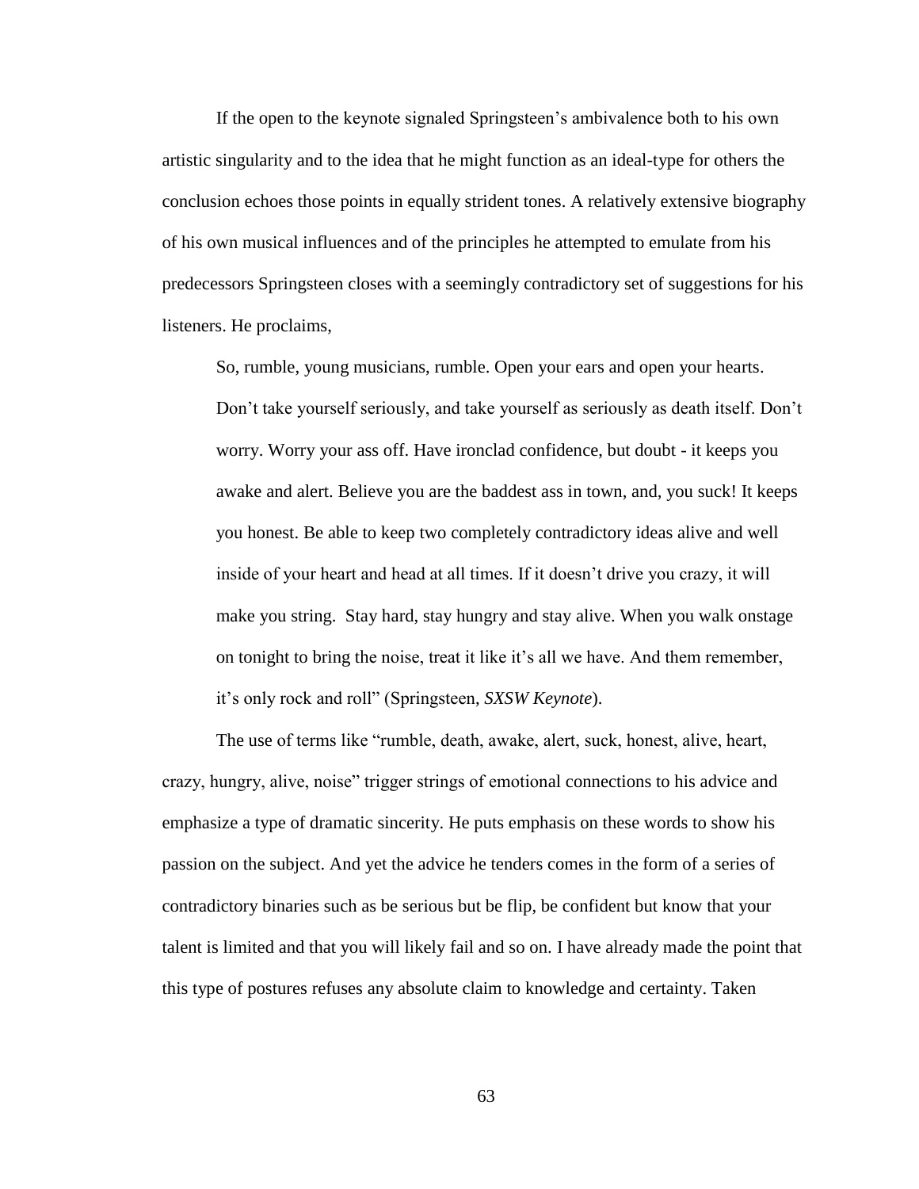If the open to the keynote signaled Springsteen's ambivalence both to his own artistic singularity and to the idea that he might function as an ideal-type for others the conclusion echoes those points in equally strident tones. A relatively extensive biography of his own musical influences and of the principles he attempted to emulate from his predecessors Springsteen closes with a seemingly contradictory set of suggestions for his listeners. He proclaims,

> So, rumble, young musicians, rumble. Open your ears and open your hearts. Don't take yourself seriously, and take yourself as seriously as death itself. Don't worry. Worry your ass off. Have ironclad confidence, but doubt - it keeps you awake and alert. Believe you are the baddest ass in town, and, you suck! It keeps you honest. Be able to keep two completely contradictory ideas alive and well inside of your heart and head at all times. If it doesn't drive you crazy, it will make you string. Stay hard, stay hungry and stay alive. When you walk onstage on tonight to bring the noise, treat it like it's all we have. And them remember, it's only rock and roll" (Springsteen, *SXSW Keynote*).

The use of terms like "rumble, death, awake, alert, suck, honest, alive, heart, crazy, hungry, alive, noise" trigger strings of emotional connections to his advice and emphasize a type of dramatic sincerity. He puts emphasis on these words to show his passion on the subject. And yet the advice he tenders comes in the form of a series of contradictory binaries such as be serious but be flip, be confident but know that your talent is limited and that you will likely fail and so on. I have already made the point that this type of postures refuses any absolute claim to knowledge and certainty. Taken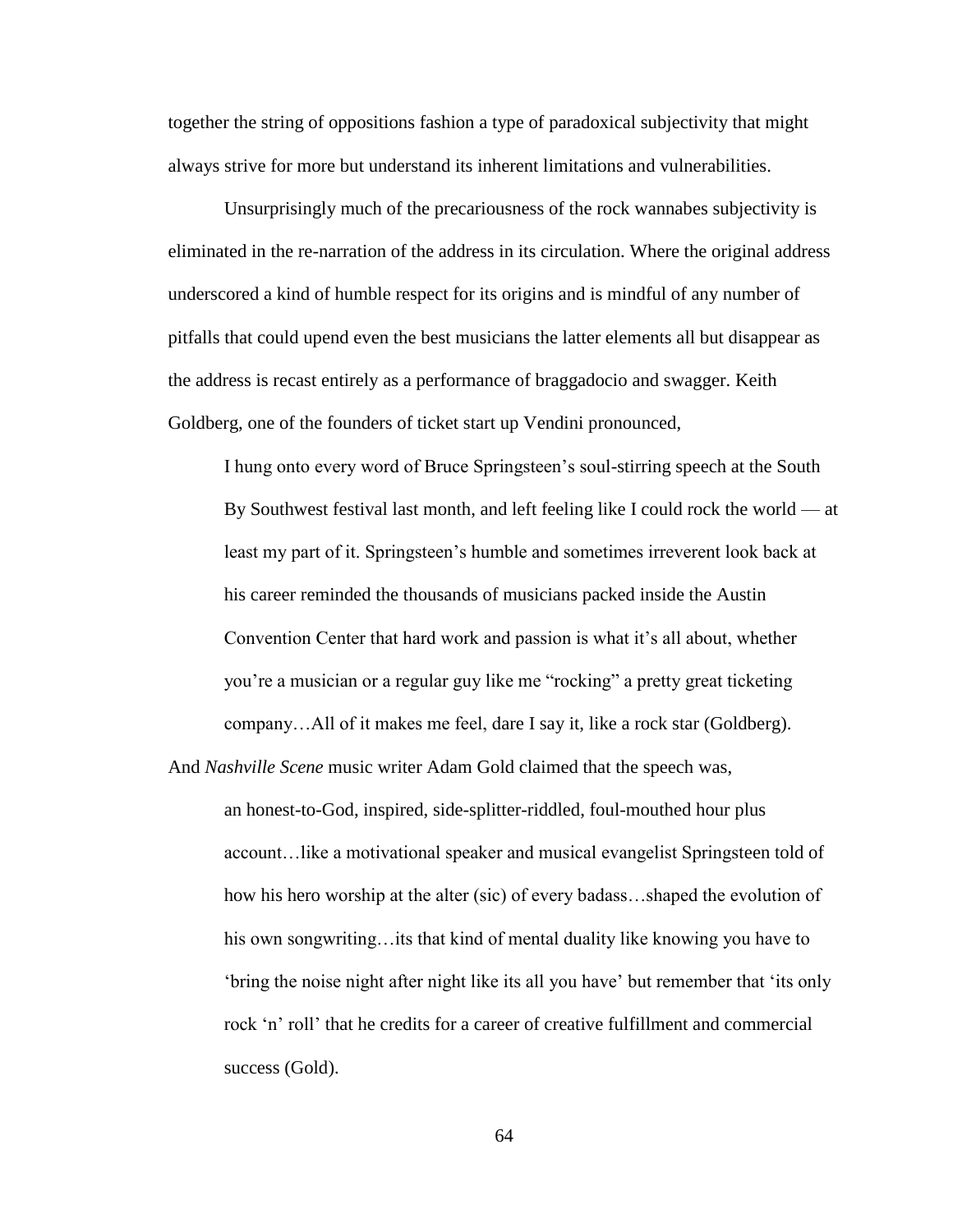together the string of oppositions fashion a type of paradoxical subjectivity that might always strive for more but understand its inherent limitations and vulnerabilities.

Unsurprisingly much of the precariousness of the rock wannabes subjectivity is eliminated in the re-narration of the address in its circulation. Where the original address underscored a kind of humble respect for its origins and is mindful of any number of pitfalls that could upend even the best musicians the latter elements all but disappear as the address is recast entirely as a performance of braggadocio and swagger. Keith Goldberg, one of the founders of ticket start up Vendini pronounced,

> I hung onto every word of Bruce Springsteen's soul-stirring speech at the South By Southwest festival last month, and left feeling like I could rock the world — at least my part of it. Springsteen's humble and sometimes irreverent look back at his career reminded the thousands of musicians packed inside the Austin Convention Center that hard work and passion is what it's all about, whether you're a musician or a regular guy like me "rocking" a pretty great ticketing company…All of it makes me feel, dare I say it, like a rock star (Goldberg).

And *Nashville Scene* music writer Adam Gold claimed that the speech was,

> an honest-to-God, inspired, side-splitter-riddled, foul-mouthed hour plus account…like a motivational speaker and musical evangelist Springsteen told of how his hero worship at the alter (sic) of every badass…shaped the evolution of his own songwriting…its that kind of mental duality like knowing you have to 'bring the noise night after night like its all you have' but remember that 'its only rock 'n' roll' that he credits for a career of creative fulfillment and commercial success (Gold).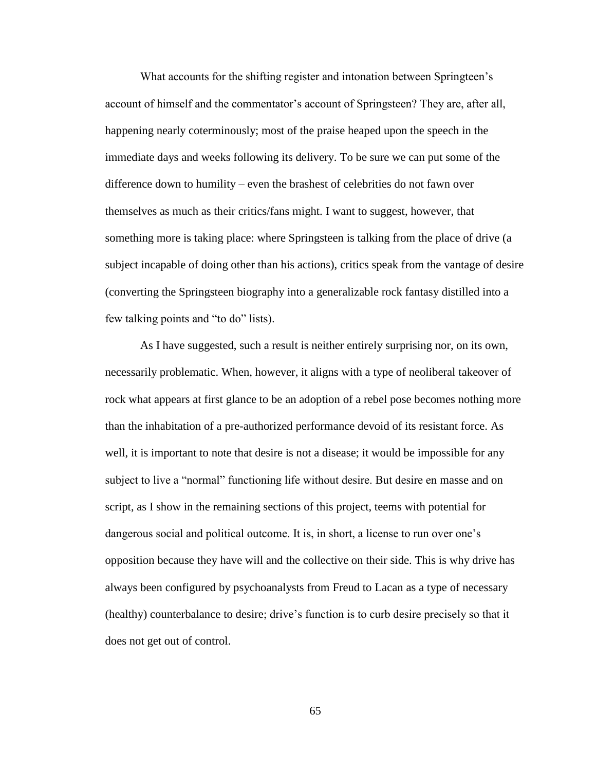What accounts for the shifting register and intonation between Springteen's account of himself and the commentator's account of Springsteen? They are, after all, happening nearly coterminously; most of the praise heaped upon the speech in the immediate days and weeks following its delivery. To be sure we can put some of the difference down to humility – even the brashest of celebrities do not fawn over themselves as much as their critics/fans might. I want to suggest, however, that something more is taking place: where Springsteen is talking from the place of drive (a subject incapable of doing other than his actions), critics speak from the vantage of desire (converting the Springsteen biography into a generalizable rock fantasy distilled into a few talking points and "to do" lists).

As I have suggested, such a result is neither entirely surprising nor, on its own, necessarily problematic. When, however, it aligns with a type of neoliberal takeover of rock what appears at first glance to be an adoption of a rebel pose becomes nothing more than the inhabitation of a pre-authorized performance devoid of its resistant force. As well, it is important to note that desire is not a disease; it would be impossible for any subject to live a "normal" functioning life without desire. But desire en masse and on script, as I show in the remaining sections of this project, teems with potential for dangerous social and political outcome. It is, in short, a license to run over one's opposition because they have will and the collective on their side. This is why drive has always been configured by psychoanalysts from Freud to Lacan as a type of necessary (healthy) counterbalance to desire; drive's function is to curb desire precisely so that it does not get out of control.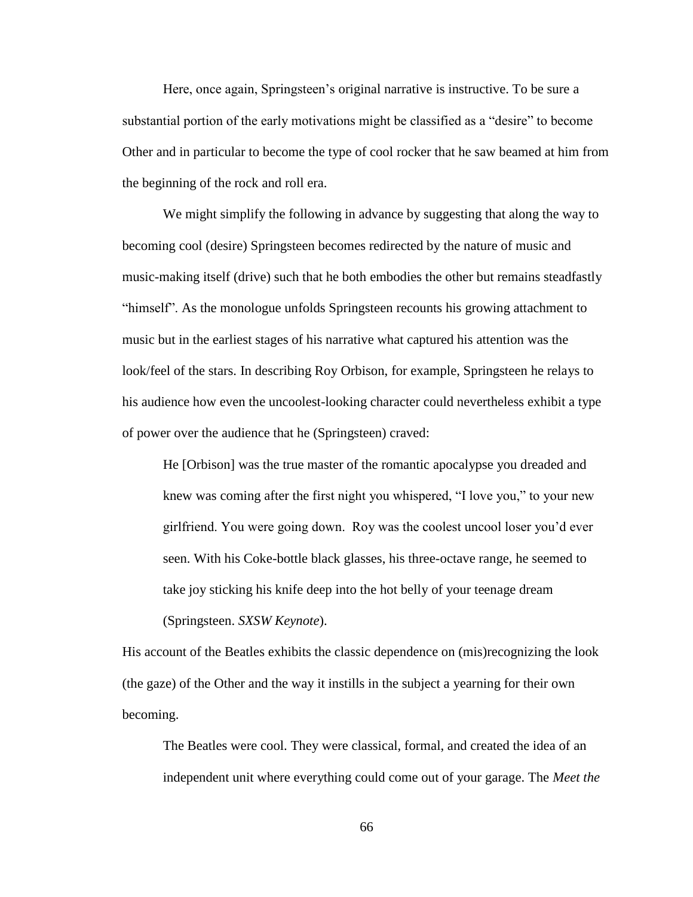Here, once again, Springsteen's original narrative is instructive. To be sure a substantial portion of the early motivations might be classified as a "desire" to become Other and in particular to become the type of cool rocker that he saw beamed at him from the beginning of the rock and roll era.

We might simplify the following in advance by suggesting that along the way to becoming cool (desire) Springsteen becomes redirected by the nature of music and music-making itself (drive) such that he both embodies the other but remains steadfastly "himself". As the monologue unfolds Springsteen recounts his growing attachment to music but in the earliest stages of his narrative what captured his attention was the look/feel of the stars. In describing Roy Orbison, for example, Springsteen he relays to his audience how even the uncoolest-looking character could nevertheless exhibit a type of power over the audience that he (Springsteen) craved:

> He [Orbison] was the true master of the romantic apocalypse you dreaded and knew was coming after the first night you whispered, "I love you," to your new girlfriend. You were going down. Roy was the coolest uncool loser you'd ever seen. With his Coke-bottle black glasses, his three-octave range, he seemed to take joy sticking his knife deep into the hot belly of your teenage dream (Springsteen. *SXSW Keynote*).

His account of the Beatles exhibits the classic dependence on (mis)recognizing the look (the gaze) of the Other and the way it instills in the subject a yearning for their own becoming.

> The Beatles were cool. They were classical, formal, and created the idea of an independent unit where everything could come out of your garage. The *Meet the*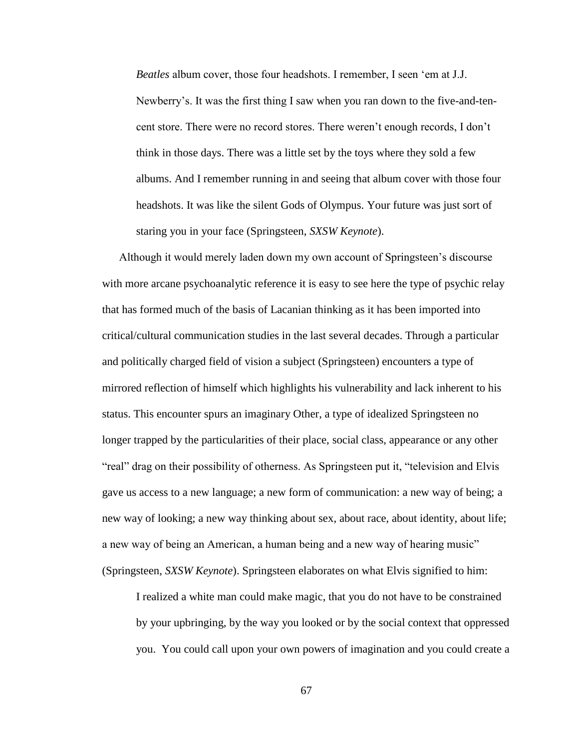> *Beatles* album cover, those four headshots. I remember, I seen 'em at J.J. Newberry's. It was the first thing I saw when you ran down to the five-and-ten-cent store. There were no record stores. There weren't enough records, I don't think in those days. There was a little set by the toys where they sold a few albums. And I remember running in and seeing that album cover with those four headshots. It was like the silent Gods of Olympus. Your future was just sort of staring you in your face (Springsteen, *SXSW Keynote*).

Although it would merely laden down my own account of Springsteen's discourse with more arcane psychoanalytic reference it is easy to see here the type of psychic relay that has formed much of the basis of Lacanian thinking as it has been imported into critical/cultural communication studies in the last several decades. Through a particular and politically charged field of vision a subject (Springsteen) encounters a type of mirrored reflection of himself which highlights his vulnerability and lack inherent to his status. This encounter spurs an imaginary Other, a type of idealized Springsteen no longer trapped by the particularities of their place, social class, appearance or any other "real" drag on their possibility of otherness. As Springsteen put it, "television and Elvis gave us access to a new language; a new form of communication: a new way of being; a new way of looking; a new way thinking about sex, about race, about identity, about life; a new way of being an American, a human being and a new way of hearing music" (Springsteen, *SXSW Keynote*). Springsteen elaborates on what Elvis signified to him:

> I realized a white man could make magic, that you do not have to be constrained by your upbringing, by the way you looked or by the social context that oppressed you. You could call upon your own powers of imagination and you could create a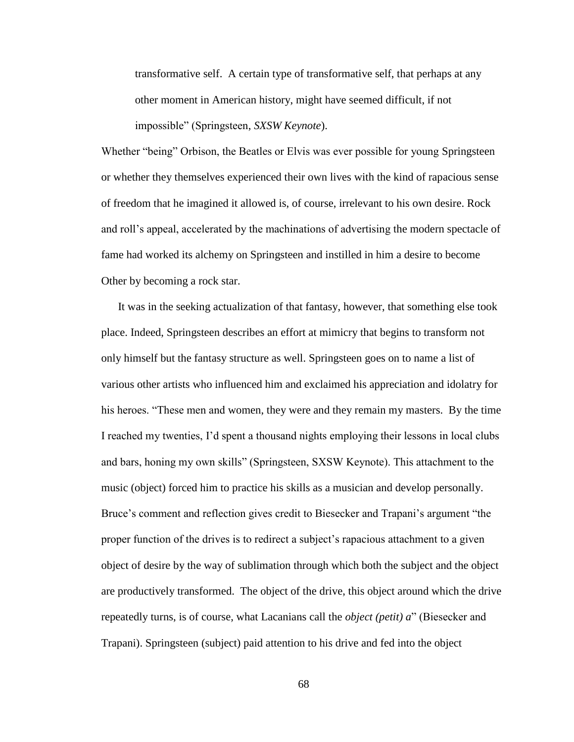> transformative self. A certain type of transformative self, that perhaps at any other moment in American history, might have seemed difficult, if not impossible" (Springsteen, *SXSW Keynote*).

Whether "being" Orbison, the Beatles or Elvis was ever possible for young Springsteen or whether they themselves experienced their own lives with the kind of rapacious sense of freedom that he imagined it allowed is, of course, irrelevant to his own desire. Rock and roll's appeal, accelerated by the machinations of advertising the modern spectacle of fame had worked its alchemy on Springsteen and instilled in him a desire to become Other by becoming a rock star.

It was in the seeking actualization of that fantasy, however, that something else took place. Indeed, Springsteen describes an effort at mimicry that begins to transform not only himself but the fantasy structure as well. Springsteen goes on to name a list of various other artists who influenced him and exclaimed his appreciation and idolatry for his heroes. "These men and women, they were and they remain my masters. By the time I reached my twenties, I'd spent a thousand nights employing their lessons in local clubs and bars, honing my own skills" (Springsteen, SXSW Keynote). This attachment to the music (object) forced him to practice his skills as a musician and develop personally. Bruce's comment and reflection gives credit to Biesecker and Trapani's argument "the proper function of the drives is to redirect a subject's rapacious attachment to a given object of desire by the way of sublimation through which both the subject and the object are productively transformed. The object of the drive, this object around which the drive repeatedly turns, is of course, what Lacanians call the *object (petit) a*" (Biesecker and Trapani). Springsteen (subject) paid attention to his drive and fed into the object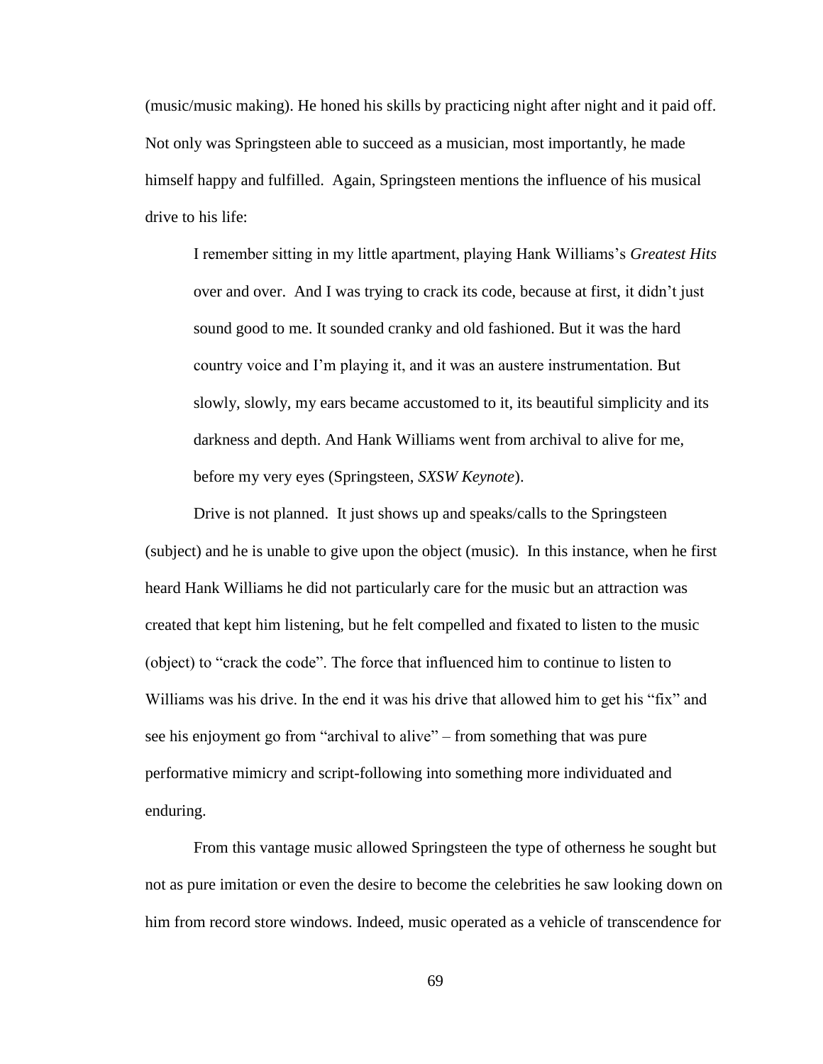(music/music making). He honed his skills by practicing night after night and it paid off. Not only was Springsteen able to succeed as a musician, most importantly, he made himself happy and fulfilled. Again, Springsteen mentions the influence of his musical drive to his life:

> I remember sitting in my little apartment, playing Hank Williams's *Greatest Hits* over and over. And I was trying to crack its code, because at first, it didn't just sound good to me. It sounded cranky and old fashioned. But it was the hard country voice and I'm playing it, and it was an austere instrumentation. But slowly, slowly, my ears became accustomed to it, its beautiful simplicity and its darkness and depth. And Hank Williams went from archival to alive for me, before my very eyes (Springsteen, *SXSW Keynote*).

Drive is not planned. It just shows up and speaks/calls to the Springsteen (subject) and he is unable to give upon the object (music). In this instance, when he first heard Hank Williams he did not particularly care for the music but an attraction was created that kept him listening, but he felt compelled and fixated to listen to the music (object) to "crack the code". The force that influenced him to continue to listen to Williams was his drive. In the end it was his drive that allowed him to get his "fix" and see his enjoyment go from "archival to alive" – from something that was pure performative mimicry and script-following into something more individuated and enduring.

From this vantage music allowed Springsteen the type of otherness he sought but not as pure imitation or even the desire to become the celebrities he saw looking down on him from record store windows. Indeed, music operated as a vehicle of transcendence for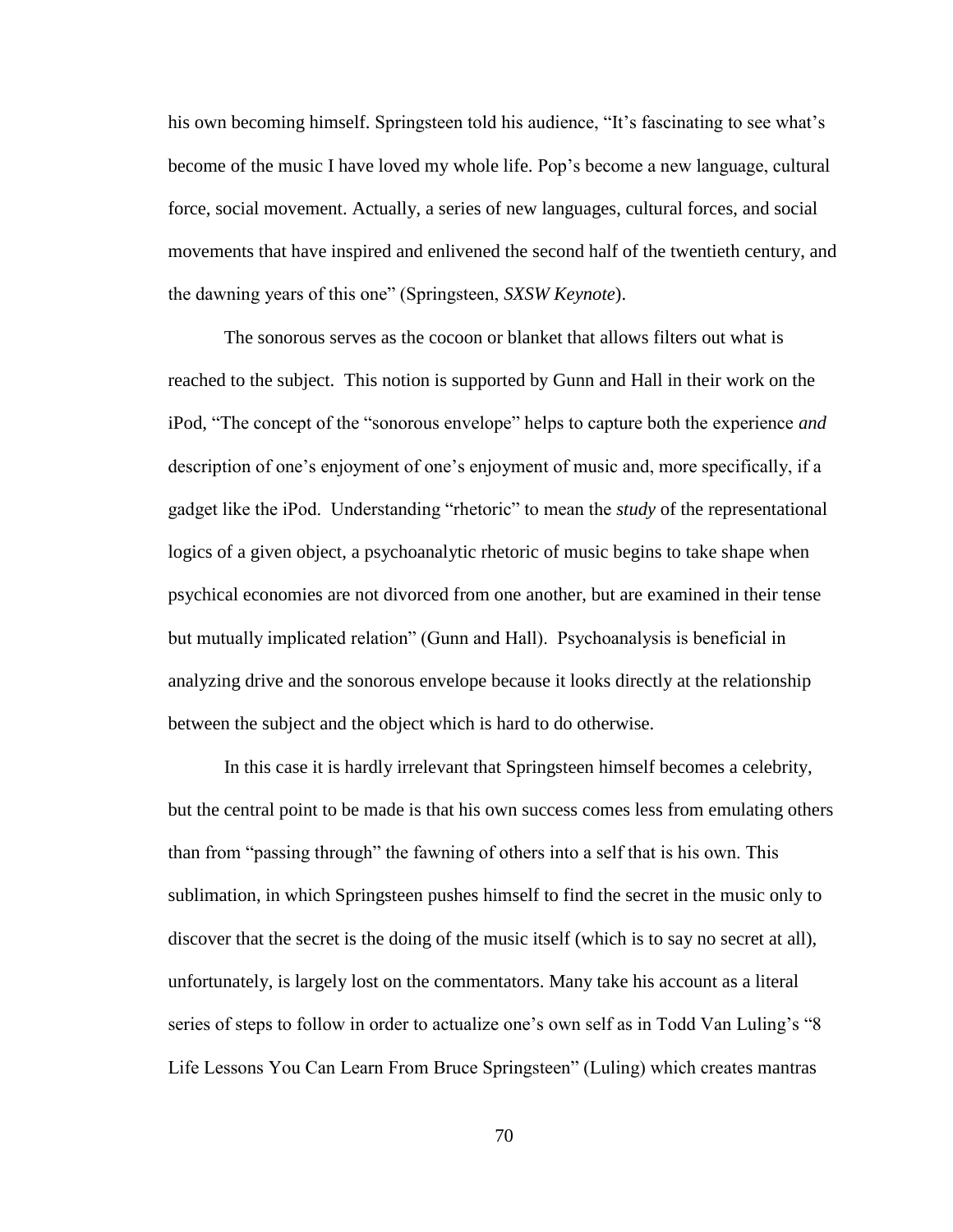his own becoming himself. Springsteen told his audience, "It's fascinating to see what's become of the music I have loved my whole life. Pop's become a new language, cultural force, social movement. Actually, a series of new languages, cultural forces, and social movements that have inspired and enlivened the second half of the twentieth century, and the dawning years of this one" (Springsteen, *SXSW Keynote*).

The sonorous serves as the cocoon or blanket that allows filters out what is reached to the subject. This notion is supported by Gunn and Hall in their work on the iPod, "The concept of the "sonorous envelope" helps to capture both the experience *and* description of one's enjoyment of one's enjoyment of music and, more specifically, if a gadget like the iPod. Understanding "rhetoric" to mean the *study* of the representational logics of a given object, a psychoanalytic rhetoric of music begins to take shape when psychical economies are not divorced from one another, but are examined in their tense but mutually implicated relation" (Gunn and Hall). Psychoanalysis is beneficial in analyzing drive and the sonorous envelope because it looks directly at the relationship between the subject and the object which is hard to do otherwise.

In this case it is hardly irrelevant that Springsteen himself becomes a celebrity, but the central point to be made is that his own success comes less from emulating others than from "passing through" the fawning of others into a self that is his own. This sublimation, in which Springsteen pushes himself to find the secret in the music only to discover that the secret is the doing of the music itself (which is to say no secret at all), unfortunately, is largely lost on the commentators. Many take his account as a literal series of steps to follow in order to actualize one's own self as in Todd Van Luling's "8 Life Lessons You Can Learn From Bruce Springsteen" (Luling) which creates mantras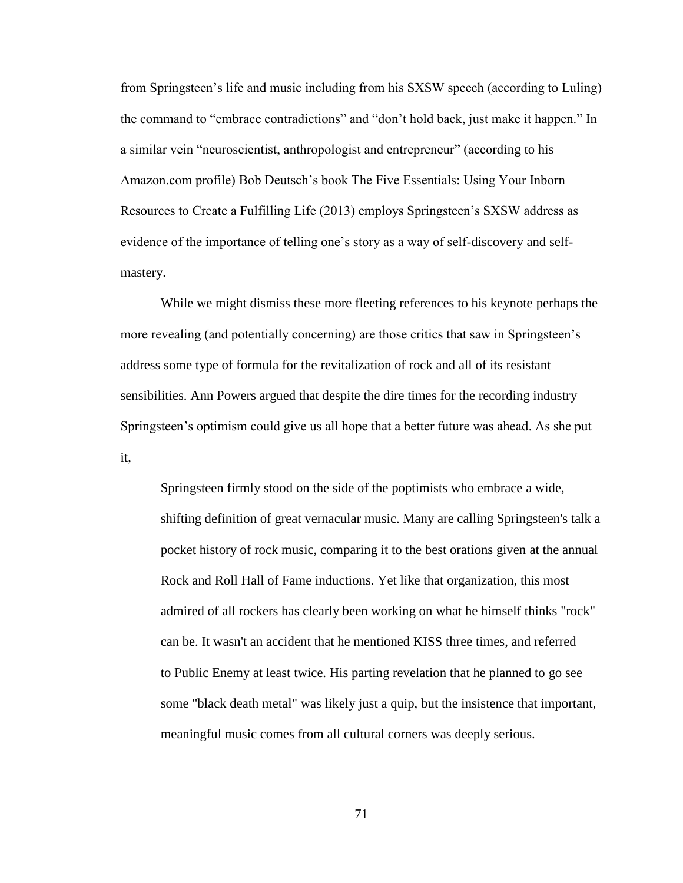from Springsteen's life and music including from his SXSW speech (according to Luling) the command to "embrace contradictions" and "don't hold back, just make it happen." In a similar vein "neuroscientist, anthropologist and entrepreneur" (according to his Amazon.com profile) Bob Deutsch's book The Five Essentials: Using Your Inborn Resources to Create a Fulfilling Life (2013) employs Springsteen's SXSW address as evidence of the importance of telling one's story as a way of self-discovery and self-mastery.

While we might dismiss these more fleeting references to his keynote perhaps the more revealing (and potentially concerning) are those critics that saw in Springsteen's address some type of formula for the revitalization of rock and all of its resistant sensibilities. Ann Powers argued that despite the dire times for the recording industry Springsteen's optimism could give us all hope that a better future was ahead. As she put it,

> Springsteen firmly stood on the side of the poptimists who embrace a wide, shifting definition of great vernacular music. Many are calling Springsteen's talk a pocket history of rock music, comparing it to the best orations given at the annual Rock and Roll Hall of Fame inductions. Yet like that organization, this most admired of all rockers has clearly been working on what he himself thinks "rock" can be. It wasn't an accident that he mentioned KISS three times, and referred to Public Enemy at least twice. His parting revelation that he planned to go see some "black death metal" was likely just a quip, but the insistence that important, meaningful music comes from all cultural corners was deeply serious.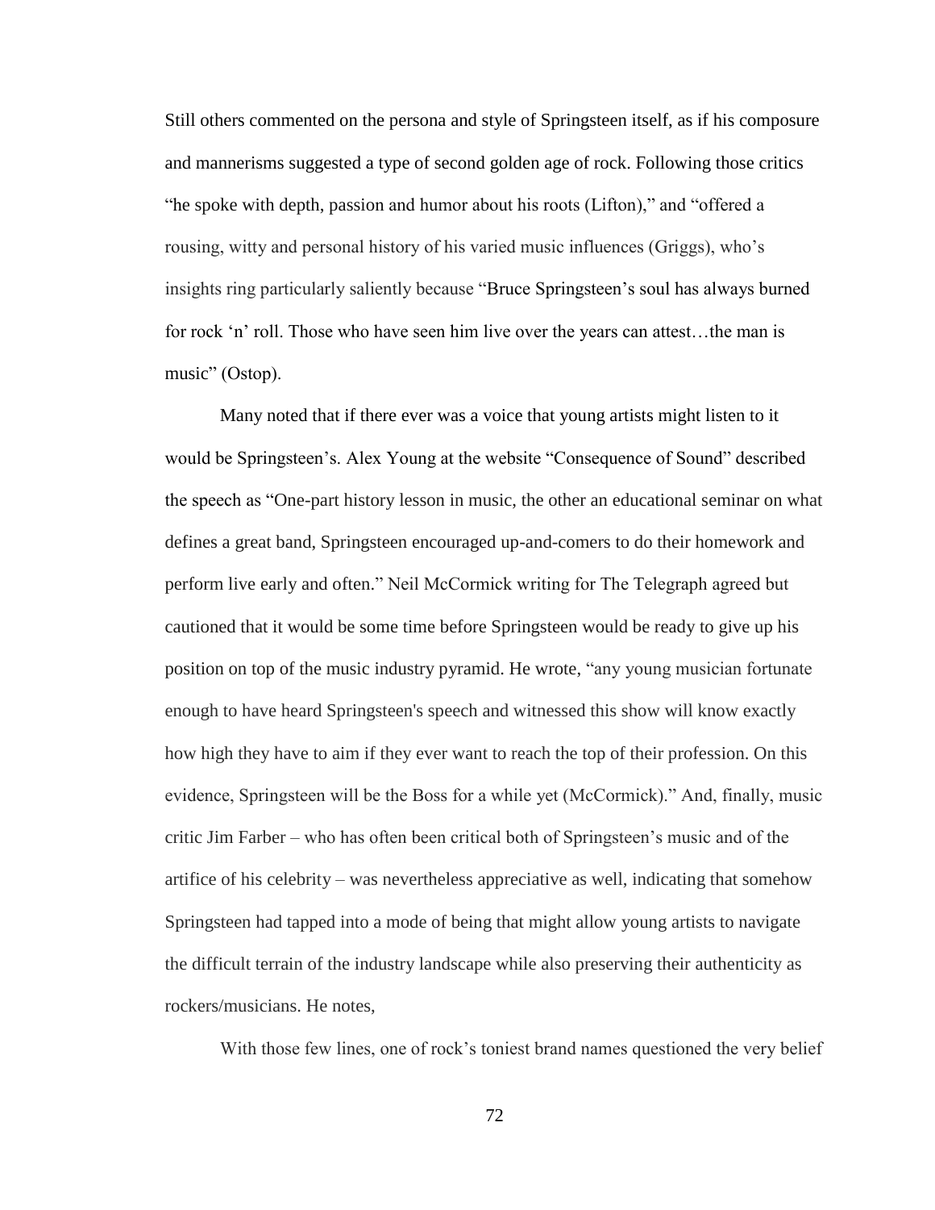Still others commented on the persona and style of Springsteen itself, as if his composure and mannerisms suggested a type of second golden age of rock. Following those critics "he spoke with depth, passion and humor about his roots (Lifton)," and "offered a rousing, witty and personal history of his varied music influences (Griggs), who's insights ring particularly saliently because "Bruce Springsteen's soul has always burned for rock 'n' roll. Those who have seen him live over the years can attest…the man is music" (Ostop).

Many noted that if there ever was a voice that young artists might listen to it would be Springsteen's. Alex Young at the website "Consequence of Sound" described the speech as "One-part history lesson in music, the other an educational seminar on what defines a great band, Springsteen encouraged up-and-comers to do their homework and perform live early and often." Neil McCormick writing for The Telegraph agreed but cautioned that it would be some time before Springsteen would be ready to give up his position on top of the music industry pyramid. He wrote, "any young musician fortunate enough to have heard Springsteen's speech and witnessed this show will know exactly how high they have to aim if they ever want to reach the top of their profession. On this evidence, Springsteen will be the Boss for a while yet (McCormick)." And, finally, music critic Jim Farber – who has often been critical both of Springsteen's music and of the artifice of his celebrity – was nevertheless appreciative as well, indicating that somehow Springsteen had tapped into a mode of being that might allow young artists to navigate the difficult terrain of the industry landscape while also preserving their authenticity as rockers/musicians. He notes,

With those few lines, one of rock's toniest brand names questioned the very belief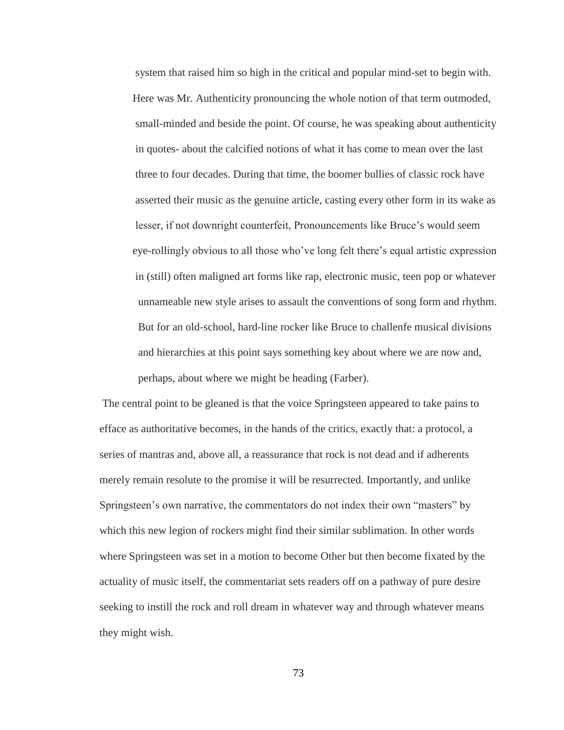> system that raised him so high in the critical and popular mind-set to begin with. Here was Mr. Authenticity pronouncing the whole notion of that term outmoded, small-minded and beside the point. Of course, he was speaking about authenticity in quotes- about the calcified notions of what it has come to mean over the last three to four decades. During that time, the boomer bullies of classic rock have asserted their music as the genuine article, casting every other form in its wake as lesser, if not downright counterfeit, Pronouncements like Bruce's would seem eye-rollingly obvious to all those who've long felt there's equal artistic expression in (still) often maligned art forms like rap, electronic music, teen pop or whatever unnameable new style arises to assault the conventions of song form and rhythm. But for an old-school, hard-line rocker like Bruce to challenfe musical divisions and hierarchies at this point says something key about where we are now and, perhaps, about where we might be heading (Farber).

The central point to be gleaned is that the voice Springsteen appeared to take pains to efface as authoritative becomes, in the hands of the critics, exactly that: a protocol, a series of mantras and, above all, a reassurance that rock is not dead and if adherents merely remain resolute to the promise it will be resurrected. Importantly, and unlike Springsteen's own narrative, the commentators do not index their own "masters" by which this new legion of rockers might find their similar sublimation. In other words where Springsteen was set in a motion to become Other but then become fixated by the actuality of music itself, the commentariat sets readers off on a pathway of pure desire seeking to instill the rock and roll dream in whatever way and through whatever means they might wish.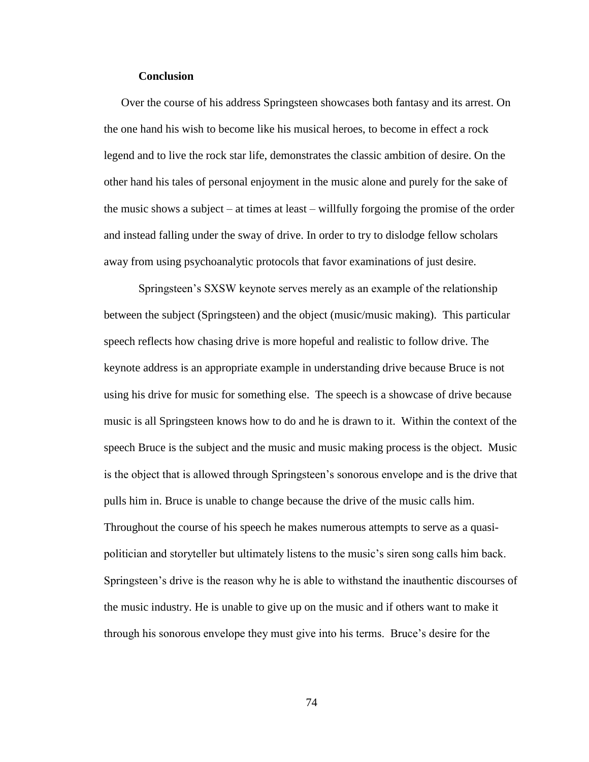**Conclusion**

Over the course of his address Springsteen showcases both fantasy and its arrest. On the one hand his wish to become like his musical heroes, to become in effect a rock legend and to live the rock star life, demonstrates the classic ambition of desire. On the other hand his tales of personal enjoyment in the music alone and purely for the sake of the music shows a subject – at times at least – willfully forgoing the promise of the order and instead falling under the sway of drive. In order to try to dislodge fellow scholars away from using psychoanalytic protocols that favor examinations of just desire.

Springsteen's SXSW keynote serves merely as an example of the relationship between the subject (Springsteen) and the object (music/music making). This particular speech reflects how chasing drive is more hopeful and realistic to follow drive. The keynote address is an appropriate example in understanding drive because Bruce is not using his drive for music for something else. The speech is a showcase of drive because music is all Springsteen knows how to do and he is drawn to it. Within the context of the speech Bruce is the subject and the music and music making process is the object. Music is the object that is allowed through Springsteen's sonorous envelope and is the drive that pulls him in. Bruce is unable to change because the drive of the music calls him. Throughout the course of his speech he makes numerous attempts to serve as a quasi-politician and storyteller but ultimately listens to the music's siren song calls him back. Springsteen's drive is the reason why he is able to withstand the inauthentic discourses of the music industry. He is unable to give up on the music and if others want to make it through his sonorous envelope they must give into his terms. Bruce's desire for the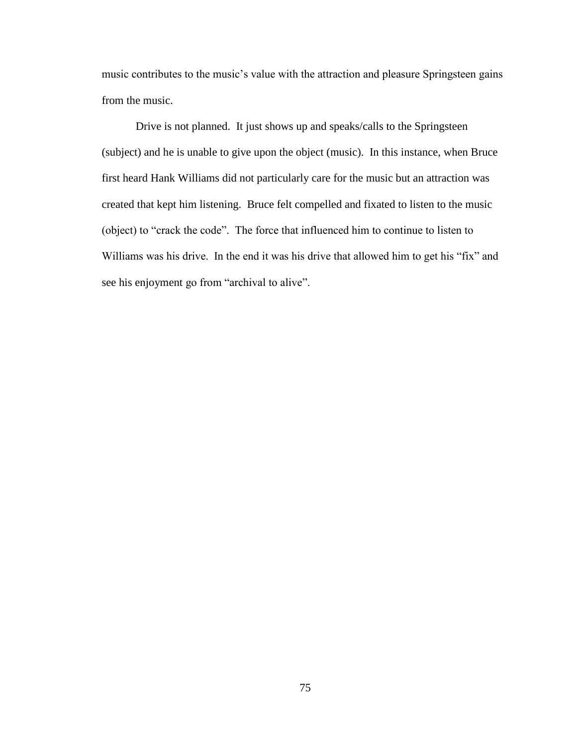music contributes to the music's value with the attraction and pleasure Springsteen gains from the music.

Drive is not planned. It just shows up and speaks/calls to the Springsteen (subject) and he is unable to give upon the object (music). In this instance, when Bruce first heard Hank Williams did not particularly care for the music but an attraction was created that kept him listening. Bruce felt compelled and fixated to listen to the music (object) to "crack the code". The force that influenced him to continue to listen to Williams was his drive. In the end it was his drive that allowed him to get his "fix" and see his enjoyment go from "archival to alive".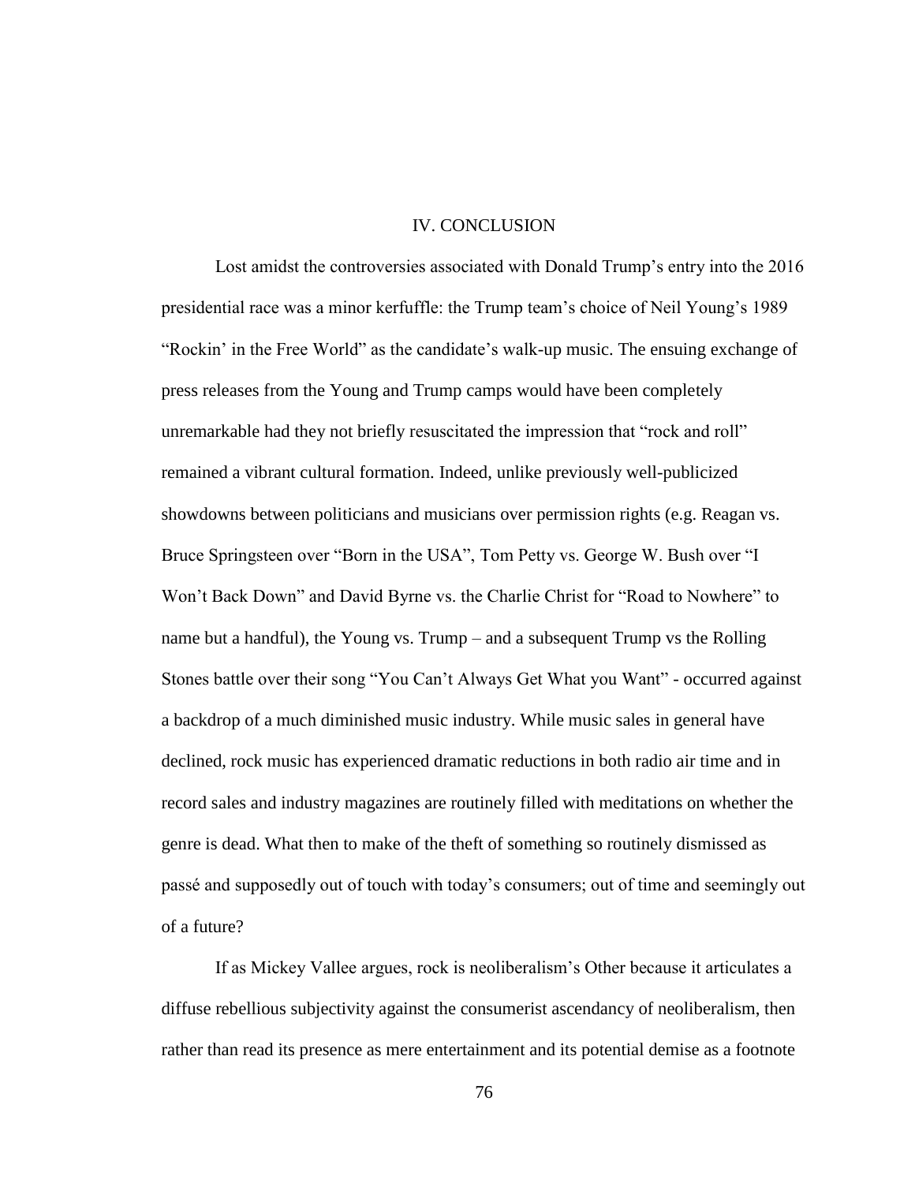# IV. CONCLUSION

Lost amidst the controversies associated with Donald Trump's entry into the 2016 presidential race was a minor kerfuffle: the Trump team's choice of Neil Young's 1989 "Rockin' in the Free World" as the candidate's walk-up music. The ensuing exchange of press releases from the Young and Trump camps would have been completely unremarkable had they not briefly resuscitated the impression that "rock and roll" remained a vibrant cultural formation. Indeed, unlike previously well-publicized showdowns between politicians and musicians over permission rights (e.g. Reagan vs. Bruce Springsteen over "Born in the USA", Tom Petty vs. George W. Bush over "I Won't Back Down" and David Byrne vs. the Charlie Christ for "Road to Nowhere" to name but a handful), the Young vs. Trump – and a subsequent Trump vs the Rolling Stones battle over their song "You Can't Always Get What you Want" - occurred against a backdrop of a much diminished music industry. While music sales in general have declined, rock music has experienced dramatic reductions in both radio air time and in record sales and industry magazines are routinely filled with meditations on whether the genre is dead. What then to make of the theft of something so routinely dismissed as passé and supposedly out of touch with today's consumers; out of time and seemingly out of a future?

If as Mickey Vallee argues, rock is neoliberalism's Other because it articulates a diffuse rebellious subjectivity against the consumerist ascendancy of neoliberalism, then rather than read its presence as mere entertainment and its potential demise as a footnote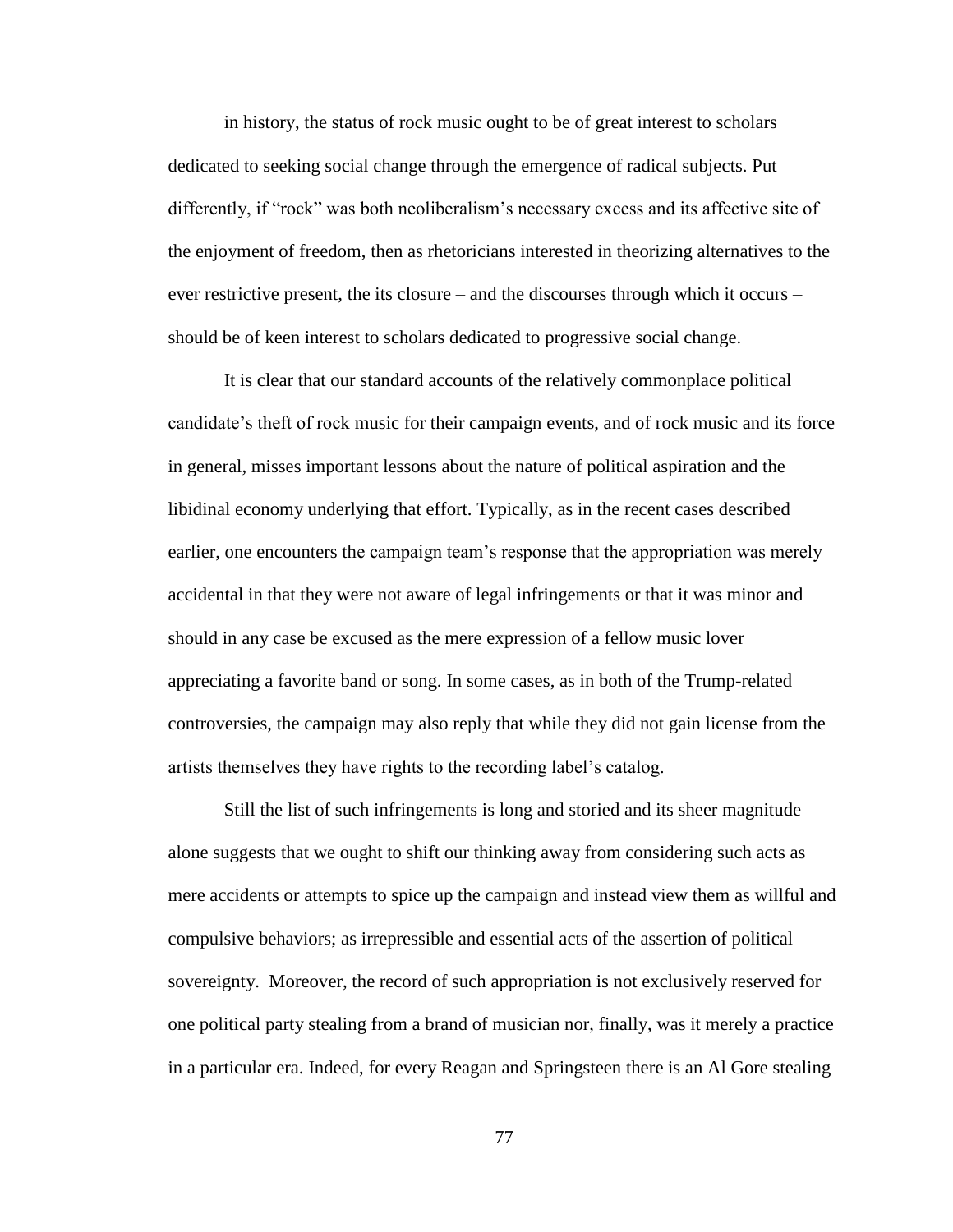in history, the status of rock music ought to be of great interest to scholars dedicated to seeking social change through the emergence of radical subjects. Put differently, if "rock" was both neoliberalism's necessary excess and its affective site of the enjoyment of freedom, then as rhetoricians interested in theorizing alternatives to the ever restrictive present, the its closure – and the discourses through which it occurs – should be of keen interest to scholars dedicated to progressive social change.

It is clear that our standard accounts of the relatively commonplace political candidate's theft of rock music for their campaign events, and of rock music and its force in general, misses important lessons about the nature of political aspiration and the libidinal economy underlying that effort. Typically, as in the recent cases described earlier, one encounters the campaign team's response that the appropriation was merely accidental in that they were not aware of legal infringements or that it was minor and should in any case be excused as the mere expression of a fellow music lover appreciating a favorite band or song. In some cases, as in both of the Trump-related controversies, the campaign may also reply that while they did not gain license from the artists themselves they have rights to the recording label's catalog.

Still the list of such infringements is long and storied and its sheer magnitude alone suggests that we ought to shift our thinking away from considering such acts as mere accidents or attempts to spice up the campaign and instead view them as willful and compulsive behaviors; as irrepressible and essential acts of the assertion of political sovereignty. Moreover, the record of such appropriation is not exclusively reserved for one political party stealing from a brand of musician nor, finally, was it merely a practice in a particular era. Indeed, for every Reagan and Springsteen there is an Al Gore stealing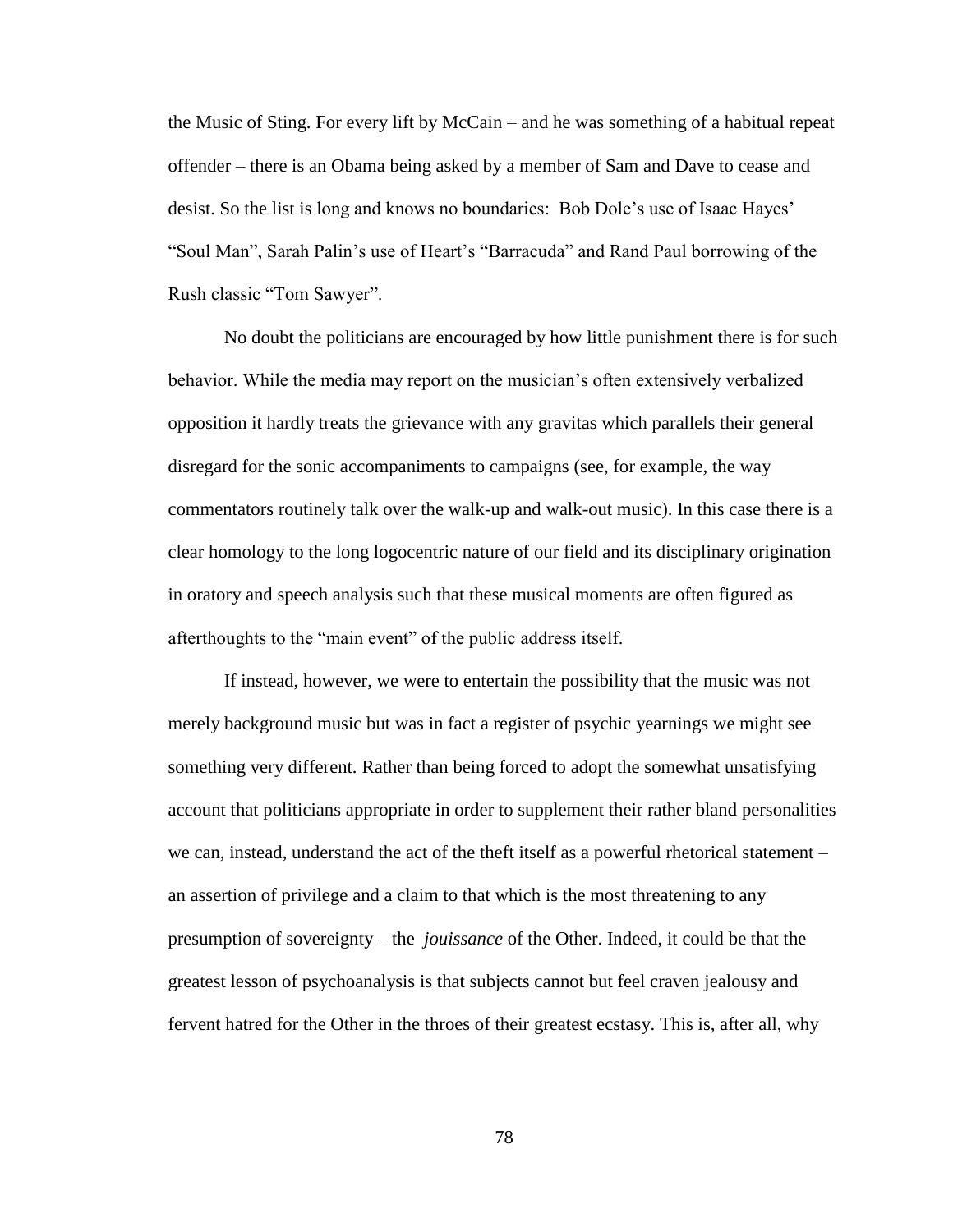the Music of Sting. For every lift by McCain – and he was something of a habitual repeat offender – there is an Obama being asked by a member of Sam and Dave to cease and desist. So the list is long and knows no boundaries: Bob Dole's use of Isaac Hayes' "Soul Man", Sarah Palin's use of Heart's "Barracuda" and Rand Paul borrowing of the Rush classic "Tom Sawyer".

No doubt the politicians are encouraged by how little punishment there is for such behavior. While the media may report on the musician's often extensively verbalized opposition it hardly treats the grievance with any gravitas which parallels their general disregard for the sonic accompaniments to campaigns (see, for example, the way commentators routinely talk over the walk-up and walk-out music). In this case there is a clear homology to the long logocentric nature of our field and its disciplinary origination in oratory and speech analysis such that these musical moments are often figured as afterthoughts to the "main event" of the public address itself.

If instead, however, we were to entertain the possibility that the music was not merely background music but was in fact a register of psychic yearnings we might see something very different. Rather than being forced to adopt the somewhat unsatisfying account that politicians appropriate in order to supplement their rather bland personalities we can, instead, understand the act of the theft itself as a powerful rhetorical statement – an assertion of privilege and a claim to that which is the most threatening to any presumption of sovereignty – the *jouissance* of the Other. Indeed, it could be that the greatest lesson of psychoanalysis is that subjects cannot but feel craven jealousy and fervent hatred for the Other in the throes of their greatest ecstasy. This is, after all, why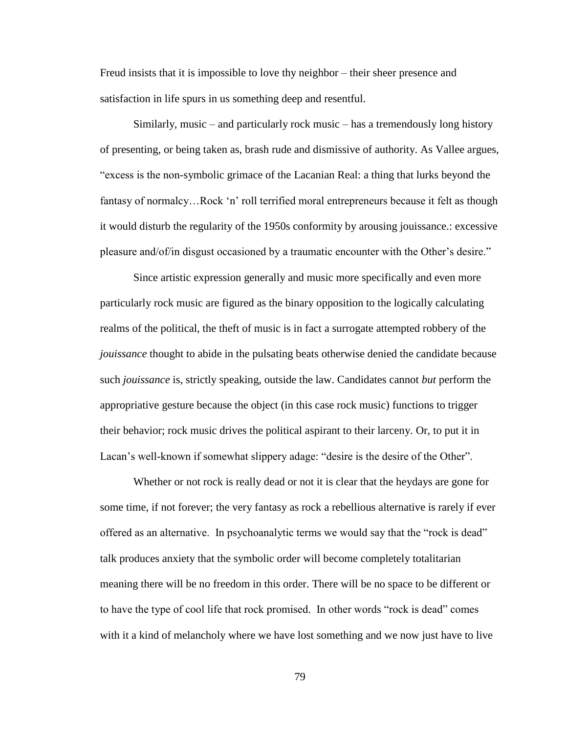Freud insists that it is impossible to love thy neighbor – their sheer presence and satisfaction in life spurs in us something deep and resentful.

Similarly, music – and particularly rock music – has a tremendously long history of presenting, or being taken as, brash rude and dismissive of authority. As Vallee argues, "excess is the non-symbolic grimace of the Lacanian Real: a thing that lurks beyond the fantasy of normalcy…Rock 'n' roll terrified moral entrepreneurs because it felt as though it would disturb the regularity of the 1950s conformity by arousing jouissance.: excessive pleasure and/of/in disgust occasioned by a traumatic encounter with the Other's desire."

Since artistic expression generally and music more specifically and even more particularly rock music are figured as the binary opposition to the logically calculating realms of the political, the theft of music is in fact a surrogate attempted robbery of the *jouissance* thought to abide in the pulsating beats otherwise denied the candidate because such *jouissance* is, strictly speaking, outside the law. Candidates cannot *but* perform the appropriative gesture because the object (in this case rock music) functions to trigger their behavior; rock music drives the political aspirant to their larceny. Or, to put it in Lacan's well-known if somewhat slippery adage: "desire is the desire of the Other".

Whether or not rock is really dead or not it is clear that the heydays are gone for some time, if not forever; the very fantasy as rock a rebellious alternative is rarely if ever offered as an alternative. In psychoanalytic terms we would say that the "rock is dead" talk produces anxiety that the symbolic order will become completely totalitarian meaning there will be no freedom in this order. There will be no space to be different or to have the type of cool life that rock promised. In other words "rock is dead" comes with it a kind of melancholy where we have lost something and we now just have to live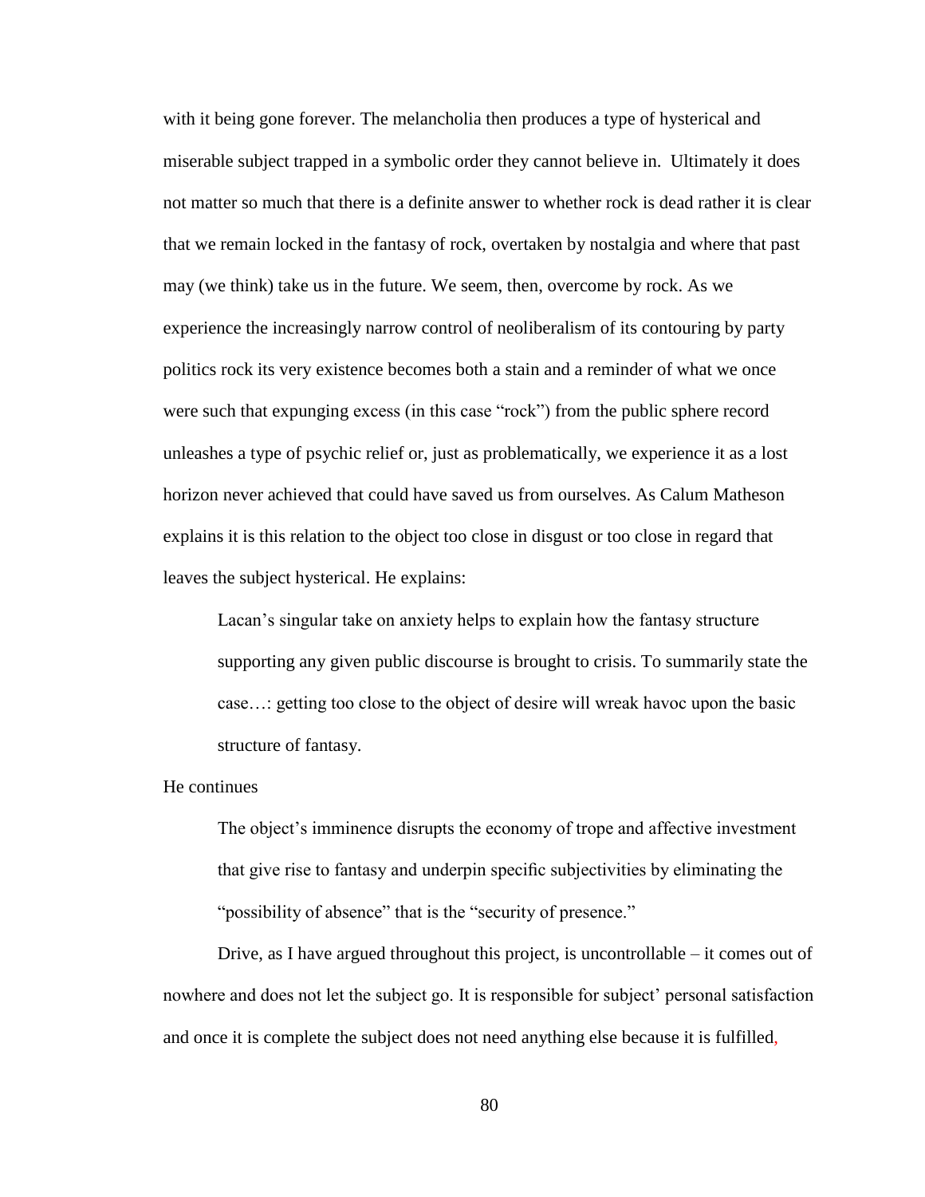with it being gone forever. The melancholia then produces a type of hysterical and miserable subject trapped in a symbolic order they cannot believe in. Ultimately it does not matter so much that there is a definite answer to whether rock is dead rather it is clear that we remain locked in the fantasy of rock, overtaken by nostalgia and where that past may (we think) take us in the future. We seem, then, overcome by rock. As we experience the increasingly narrow control of neoliberalism of its contouring by party politics rock its very existence becomes both a stain and a reminder of what we once were such that expunging excess (in this case "rock") from the public sphere record unleashes a type of psychic relief or, just as problematically, we experience it as a lost horizon never achieved that could have saved us from ourselves. As Calum Matheson explains it is this relation to the object too close in disgust or too close in regard that leaves the subject hysterical. He explains:

> Lacan's singular take on anxiety helps to explain how the fantasy structure supporting any given public discourse is brought to crisis. To summarily state the case…: getting too close to the object of desire will wreak havoc upon the basic structure of fantasy.

He continues

> The object's imminence disrupts the economy of trope and affective investment that give rise to fantasy and underpin specific subjectivities by eliminating the "possibility of absence" that is the "security of presence."

Drive, as I have argued throughout this project, is uncontrollable – it comes out of nowhere and does not let the subject go. It is responsible for subject' personal satisfaction and once it is complete the subject does not need anything else because it is fulfilled,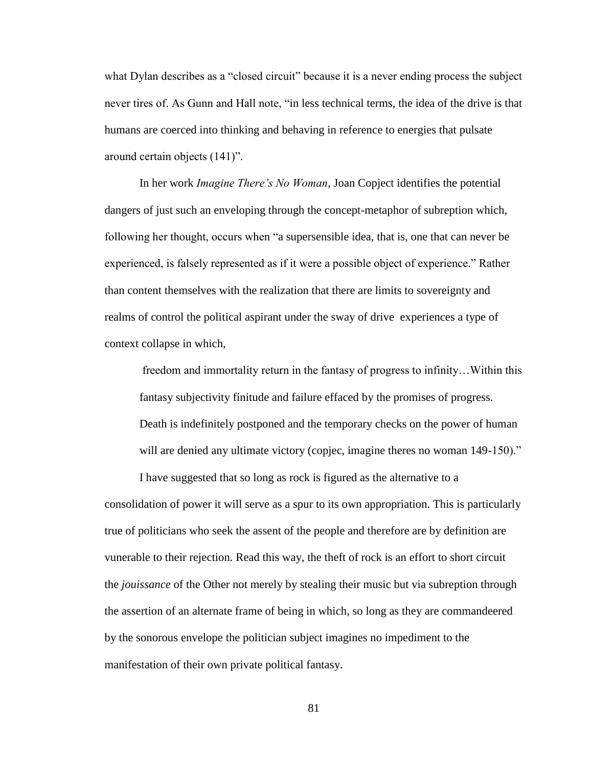what Dylan describes as a "closed circuit" because it is a never ending process the subject never tires of. As Gunn and Hall note, "in less technical terms, the idea of the drive is that humans are coerced into thinking and behaving in reference to energies that pulsate around certain objects (141)".

In her work *Imagine There's No Woman*, Joan Copject identifies the potential dangers of just such an enveloping through the concept-metaphor of subreption which, following her thought, occurs when "a supersensible idea, that is, one that can never be experienced, is falsely represented as if it were a possible object of experience." Rather than content themselves with the realization that there are limits to sovereignty and realms of control the political aspirant under the sway of drive experiences a type of context collapse in which,

> freedom and immortality return in the fantasy of progress to infinity…Within this fantasy subjectivity finitude and failure effaced by the promises of progress. Death is indefinitely postponed and the temporary checks on the power of human will are denied any ultimate victory (copjec, imagine theres no woman 149-150)."

I have suggested that so long as rock is figured as the alternative to a consolidation of power it will serve as a spur to its own appropriation. This is particularly true of politicians who seek the assent of the people and therefore are by definition are vunerable to their rejection. Read this way, the theft of rock is an effort to short circuit the *jouissance* of the Other not merely by stealing their music but via subreption through the assertion of an alternate frame of being in which, so long as they are commandeered by the sonorous envelope the politician subject imagines no impediment to the manifestation of their own private political fantasy.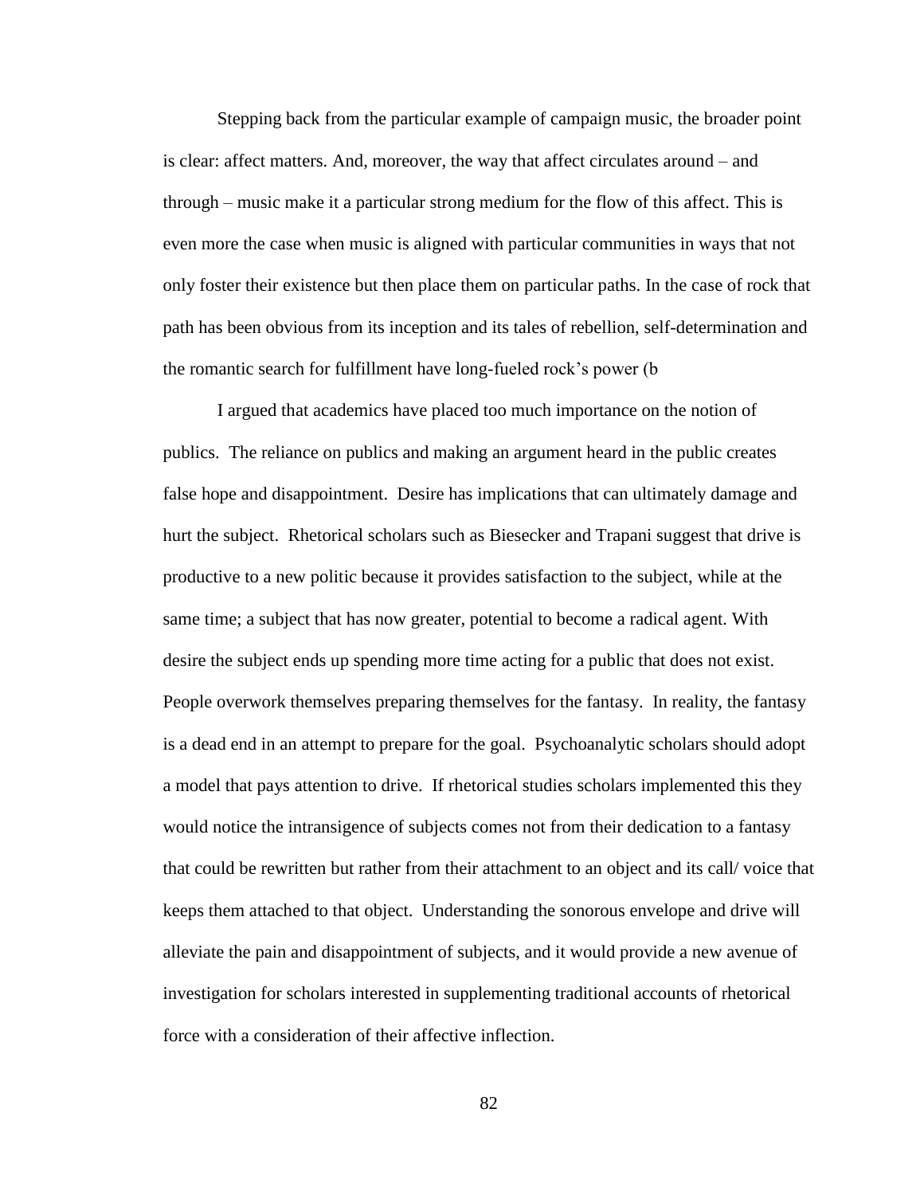Stepping back from the particular example of campaign music, the broader point is clear: affect matters. And, moreover, the way that affect circulates around – and through – music make it a particular strong medium for the flow of this affect. This is even more the case when music is aligned with particular communities in ways that not only foster their existence but then place them on particular paths. In the case of rock that path has been obvious from its inception and its tales of rebellion, self-determination and the romantic search for fulfillment have long-fueled rock's power (b

I argued that academics have placed too much importance on the notion of publics. The reliance on publics and making an argument heard in the public creates false hope and disappointment. Desire has implications that can ultimately damage and hurt the subject. Rhetorical scholars such as Biesecker and Trapani suggest that drive is productive to a new politic because it provides satisfaction to the subject, while at the same time; a subject that has now greater, potential to become a radical agent. With desire the subject ends up spending more time acting for a public that does not exist. People overwork themselves preparing themselves for the fantasy. In reality, the fantasy is a dead end in an attempt to prepare for the goal. Psychoanalytic scholars should adopt a model that pays attention to drive. If rhetorical studies scholars implemented this they would notice the intransigence of subjects comes not from their dedication to a fantasy that could be rewritten but rather from their attachment to an object and its call/ voice that keeps them attached to that object. Understanding the sonorous envelope and drive will alleviate the pain and disappointment of subjects, and it would provide a new avenue of investigation for scholars interested in supplementing traditional accounts of rhetorical force with a consideration of their affective inflection.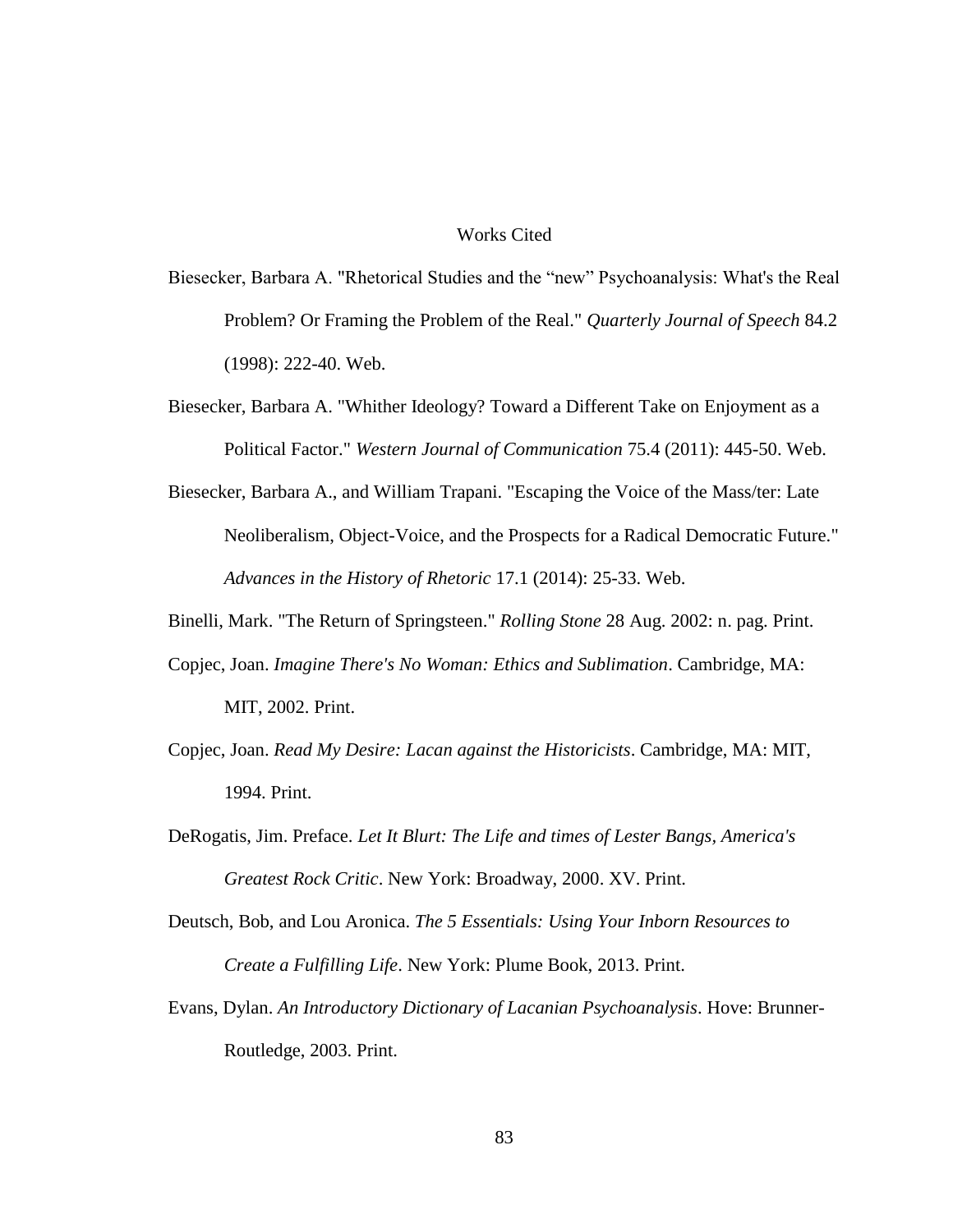# Works Cited

Biesecker, Barbara A. "Rhetorical Studies and the "new" Psychoanalysis: What's the Real Problem? Or Framing the Problem of the Real." *Quarterly Journal of Speech* 84.2 (1998): 222-40. Web.

Biesecker, Barbara A. "Whither Ideology? Toward a Different Take on Enjoyment as a Political Factor." *Western Journal of Communication* 75.4 (2011): 445-50. Web.

Biesecker, Barbara A., and William Trapani. "Escaping the Voice of the Mass/ter: Late Neoliberalism, Object-Voice, and the Prospects for a Radical Democratic Future." *Advances in the History of Rhetoric* 17.1 (2014): 25-33. Web.

Binelli, Mark. "The Return of Springsteen." *Rolling Stone* 28 Aug. 2002: n. pag. Print.

Copjec, Joan. *Imagine There's No Woman: Ethics and Sublimation*. Cambridge, MA: MIT, 2002. Print.

Copjec, Joan. *Read My Desire: Lacan against the Historicists*. Cambridge, MA: MIT, 1994. Print.

DeRogatis, Jim. Preface. *Let It Blurt: The Life and times of Lester Bangs, America's Greatest Rock Critic*. New York: Broadway, 2000. XV. Print.

Deutsch, Bob, and Lou Aronica. *The 5 Essentials: Using Your Inborn Resources to Create a Fulfilling Life*. New York: Plume Book, 2013. Print.

Evans, Dylan. *An Introductory Dictionary of Lacanian Psychoanalysis*. Hove: Brunner-Routledge, 2003. Print.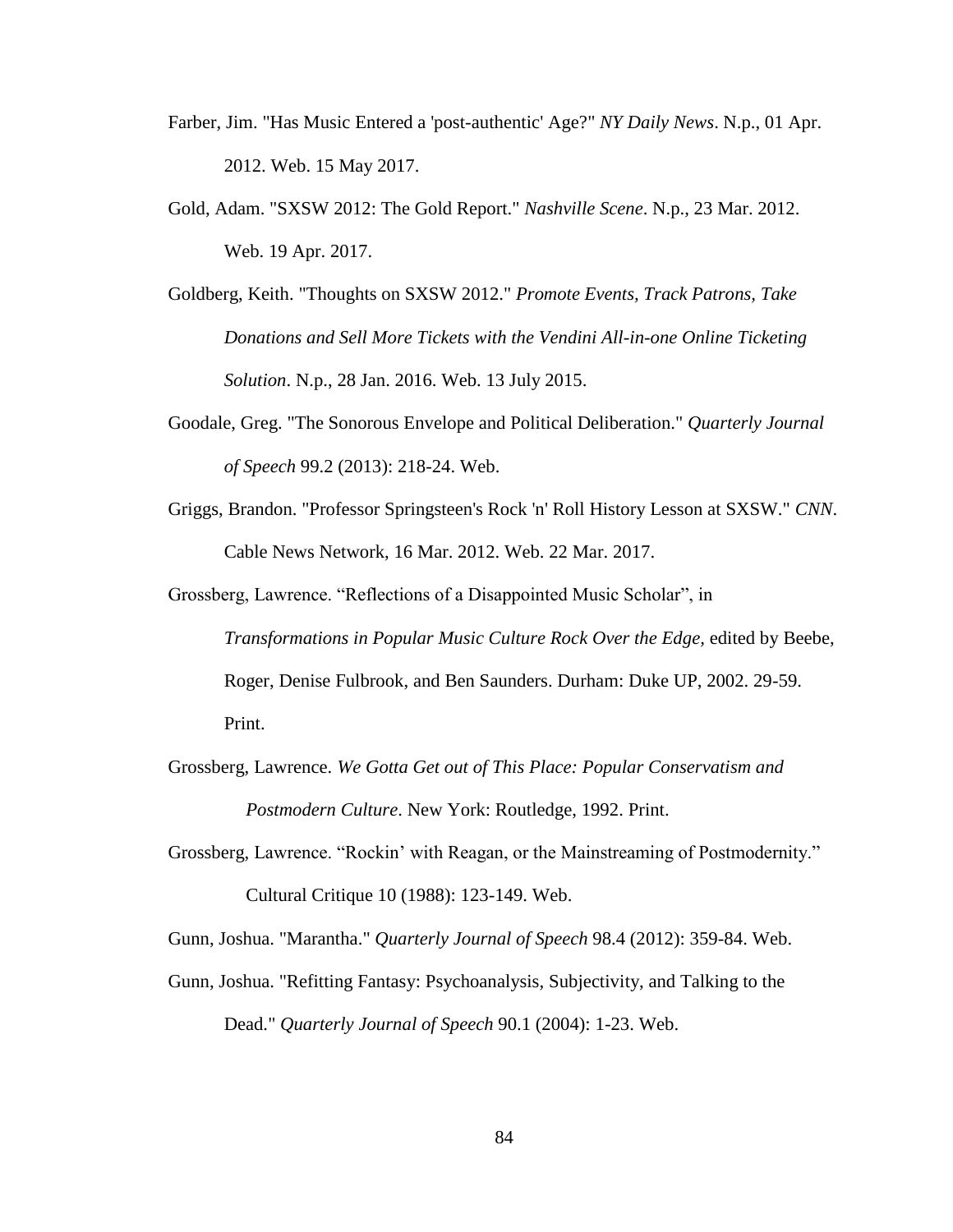Farber, Jim. "Has Music Entered a 'post-authentic' Age?" *NY Daily News*. N.p., 01 Apr. 2012. Web. 15 May 2017.

Gold, Adam. "SXSW 2012: The Gold Report." *Nashville Scene*. N.p., 23 Mar. 2012. Web. 19 Apr. 2017.

Goldberg, Keith. "Thoughts on SXSW 2012." *Promote Events, Track Patrons, Take Donations and Sell More Tickets with the Vendini All-in-one Online Ticketing Solution*. N.p., 28 Jan. 2016. Web. 13 July 2015.

Goodale, Greg. "The Sonorous Envelope and Political Deliberation." *Quarterly Journal of Speech* 99.2 (2013): 218-24. Web.

Griggs, Brandon. "Professor Springsteen's Rock 'n' Roll History Lesson at SXSW." *CNN*. Cable News Network, 16 Mar. 2012. Web. 22 Mar. 2017.

Grossberg, Lawrence. "Reflections of a Disappointed Music Scholar", in *Transformations in Popular Music Culture Rock Over the Edge,* edited by Beebe, Roger, Denise Fulbrook, and Ben Saunders. Durham: Duke UP, 2002. 29-59. Print.

Grossberg, Lawrence. *We Gotta Get out of This Place: Popular Conservatism and Postmodern Culture*. New York: Routledge, 1992. Print.

Grossberg, Lawrence. "Rockin' with Reagan, or the Mainstreaming of Postmodernity." Cultural Critique 10 (1988): 123-149. Web.

Gunn, Joshua. "Marantha." *Quarterly Journal of Speech* 98.4 (2012): 359-84. Web.

Gunn, Joshua. "Refitting Fantasy: Psychoanalysis, Subjectivity, and Talking to the Dead." *Quarterly Journal of Speech* 90.1 (2004): 1-23. Web.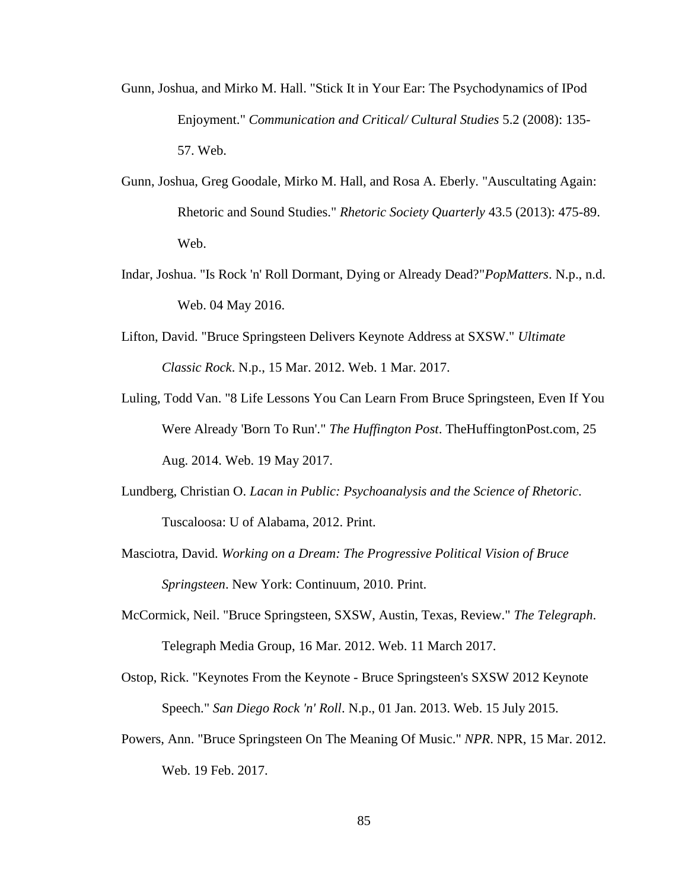Gunn, Joshua, and Mirko M. Hall. "Stick It in Your Ear: The Psychodynamics of IPod Enjoyment." *Communication and Critical/ Cultural Studies* 5.2 (2008): 135-57. Web.

Gunn, Joshua, Greg Goodale, Mirko M. Hall, and Rosa A. Eberly. "Auscultating Again: Rhetoric and Sound Studies." *Rhetoric Society Quarterly* 43.5 (2013): 475-89. Web.

Indar, Joshua. "Is Rock 'n' Roll Dormant, Dying or Already Dead?"*PopMatters*. N.p., n.d. Web. 04 May 2016.

Lifton, David. "Bruce Springsteen Delivers Keynote Address at SXSW." *Ultimate Classic Rock*. N.p., 15 Mar. 2012. Web. 1 Mar. 2017.

Luling, Todd Van. "8 Life Lessons You Can Learn From Bruce Springsteen, Even If You Were Already 'Born To Run'." *The Huffington Post*. TheHuffingtonPost.com, 25 Aug. 2014. Web. 19 May 2017.

Lundberg, Christian O. *Lacan in Public: Psychoanalysis and the Science of Rhetoric*. Tuscaloosa: U of Alabama, 2012. Print.

Masciotra, David. *Working on a Dream: The Progressive Political Vision of Bruce Springsteen*. New York: Continuum, 2010. Print.

McCormick, Neil. "Bruce Springsteen, SXSW, Austin, Texas, Review." *The Telegraph*. Telegraph Media Group, 16 Mar. 2012. Web. 11 March 2017.

Ostop, Rick. "Keynotes From the Keynote - Bruce Springsteen's SXSW 2012 Keynote Speech." *San Diego Rock 'n' Roll*. N.p., 01 Jan. 2013. Web. 15 July 2015.

Powers, Ann. "Bruce Springsteen On The Meaning Of Music." *NPR*. NPR, 15 Mar. 2012. Web. 19 Feb. 2017.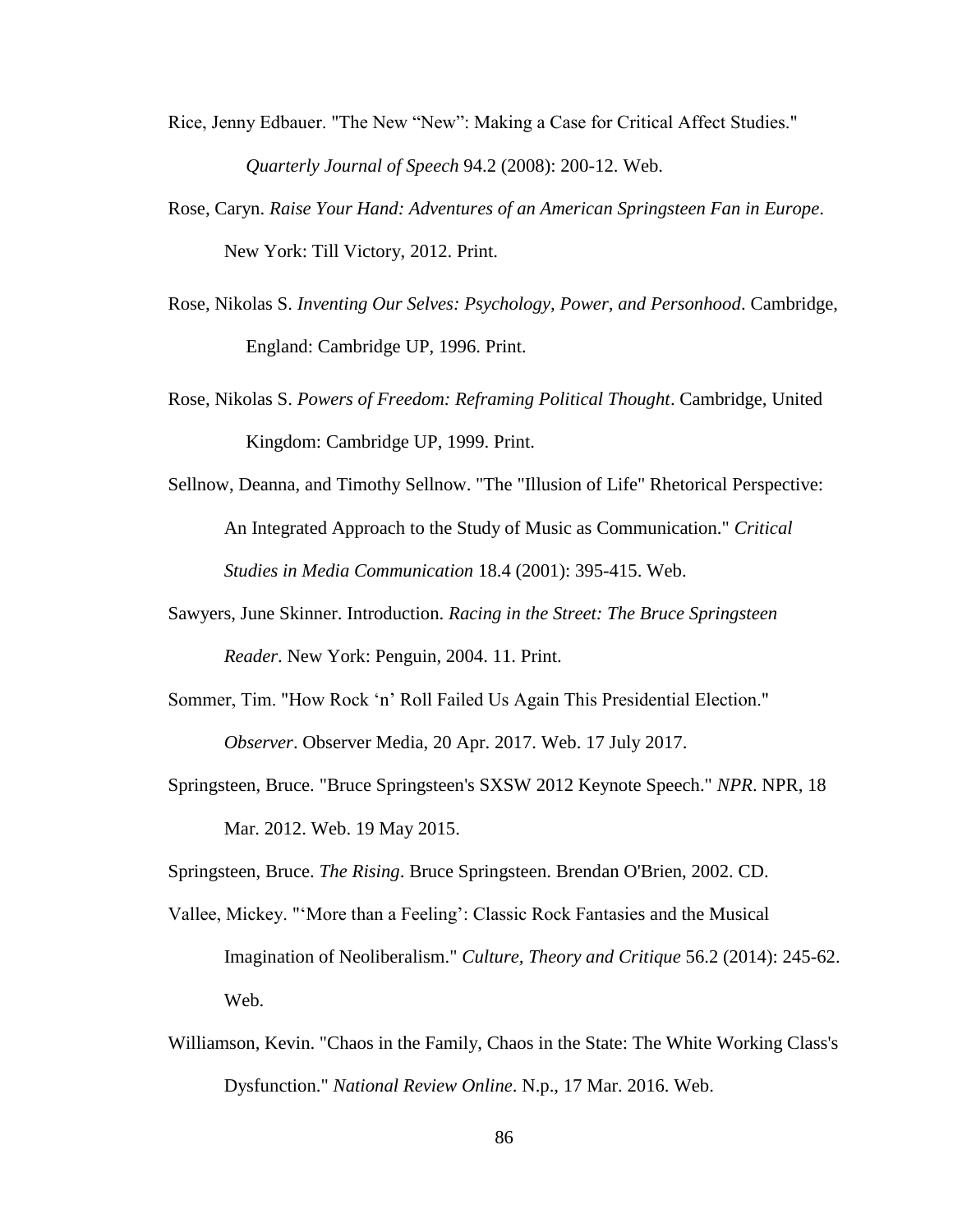Rice, Jenny Edbauer. "The New "New": Making a Case for Critical Affect Studies." *Quarterly Journal of Speech* 94.2 (2008): 200-12. Web.

Rose, Caryn. *Raise Your Hand: Adventures of an American Springsteen Fan in Europe*. New York: Till Victory, 2012. Print.

Rose, Nikolas S. *Inventing Our Selves: Psychology, Power, and Personhood*. Cambridge, England: Cambridge UP, 1996. Print.

Rose, Nikolas S. *Powers of Freedom: Reframing Political Thought*. Cambridge, United Kingdom: Cambridge UP, 1999. Print.

Sellnow, Deanna, and Timothy Sellnow. "The "Illusion of Life" Rhetorical Perspective: An Integrated Approach to the Study of Music as Communication." *Critical Studies in Media Communication* 18.4 (2001): 395-415. Web.

Sawyers, June Skinner. Introduction. *Racing in the Street: The Bruce Springsteen Reader*. New York: Penguin, 2004. 11. Print.

Sommer, Tim. "How Rock 'n' Roll Failed Us Again This Presidential Election." *Observer*. Observer Media, 20 Apr. 2017. Web. 17 July 2017.

Springsteen, Bruce. "Bruce Springsteen's SXSW 2012 Keynote Speech." *NPR*. NPR, 18 Mar. 2012. Web. 19 May 2015.

Springsteen, Bruce. *The Rising*. Bruce Springsteen. Brendan O'Brien, 2002. CD.

Vallee, Mickey. "'More than a Feeling': Classic Rock Fantasies and the Musical Imagination of Neoliberalism." *Culture, Theory and Critique* 56.2 (2014): 245-62. Web.

Williamson, Kevin. "Chaos in the Family, Chaos in the State: The White Working Class's Dysfunction." *National Review Online*. N.p., 17 Mar. 2016. Web.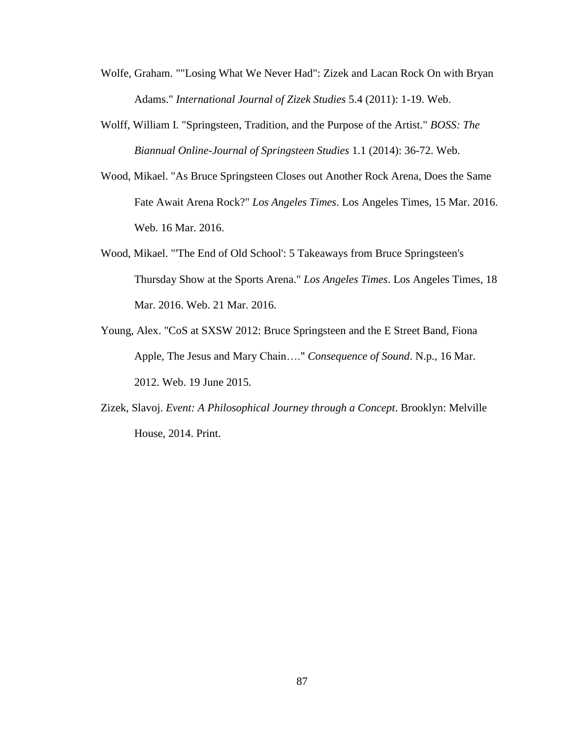Wolfe, Graham. ""Losing What We Never Had": Zizek and Lacan Rock On with Bryan Adams." *International Journal of Zizek Studies* 5.4 (2011): 1-19. Web.

Wolff, William I. "Springsteen, Tradition, and the Purpose of the Artist." *BOSS: The Biannual Online-Journal of Springsteen Studies* 1.1 (2014): 36-72. Web.

Wood, Mikael. "As Bruce Springsteen Closes out Another Rock Arena, Does the Same Fate Await Arena Rock?" *Los Angeles Times*. Los Angeles Times, 15 Mar. 2016. Web. 16 Mar. 2016.

Wood, Mikael. "'The End of Old School': 5 Takeaways from Bruce Springsteen's Thursday Show at the Sports Arena." *Los Angeles Times*. Los Angeles Times, 18 Mar. 2016. Web. 21 Mar. 2016.

Young, Alex. "CoS at SXSW 2012: Bruce Springsteen and the E Street Band, Fiona Apple, The Jesus and Mary Chain…." *Consequence of Sound*. N.p., 16 Mar. 2012. Web. 19 June 2015.

Zizek, Slavoj. *Event: A Philosophical Journey through a Concept*. Brooklyn: Melville House, 2014. Print.